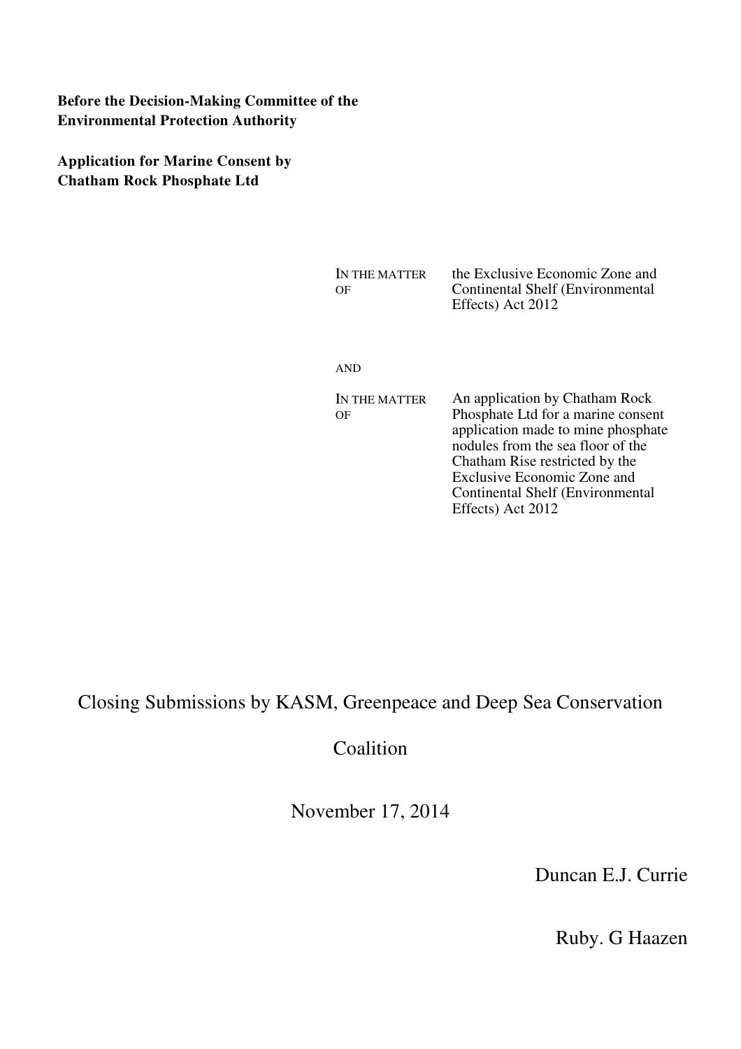**Before the Decision-Making Committee of the Environmental Protection Authority**

**Application for Marine Consent by Chatham Rock Phosphate Ltd**

| | |
|---|---|
| IN THE MATTER OF | the Exclusive Economic Zone and Continental Shelf (Environmental Effects) Act 2012 |
| AND | |
| IN THE MATTER OF | An application by Chatham Rock Phosphate Ltd for a marine consent application made to mine phosphate nodules from the sea floor of the Chatham Rise restricted by the Exclusive Economic Zone and Continental Shelf (Environmental Effects) Act 2012 |

# Closing Submissions by KASM, Greenpeace and Deep Sea Conservation Coalition

November 17, 2014

Duncan E.J. Currie

Ruby. G Haazen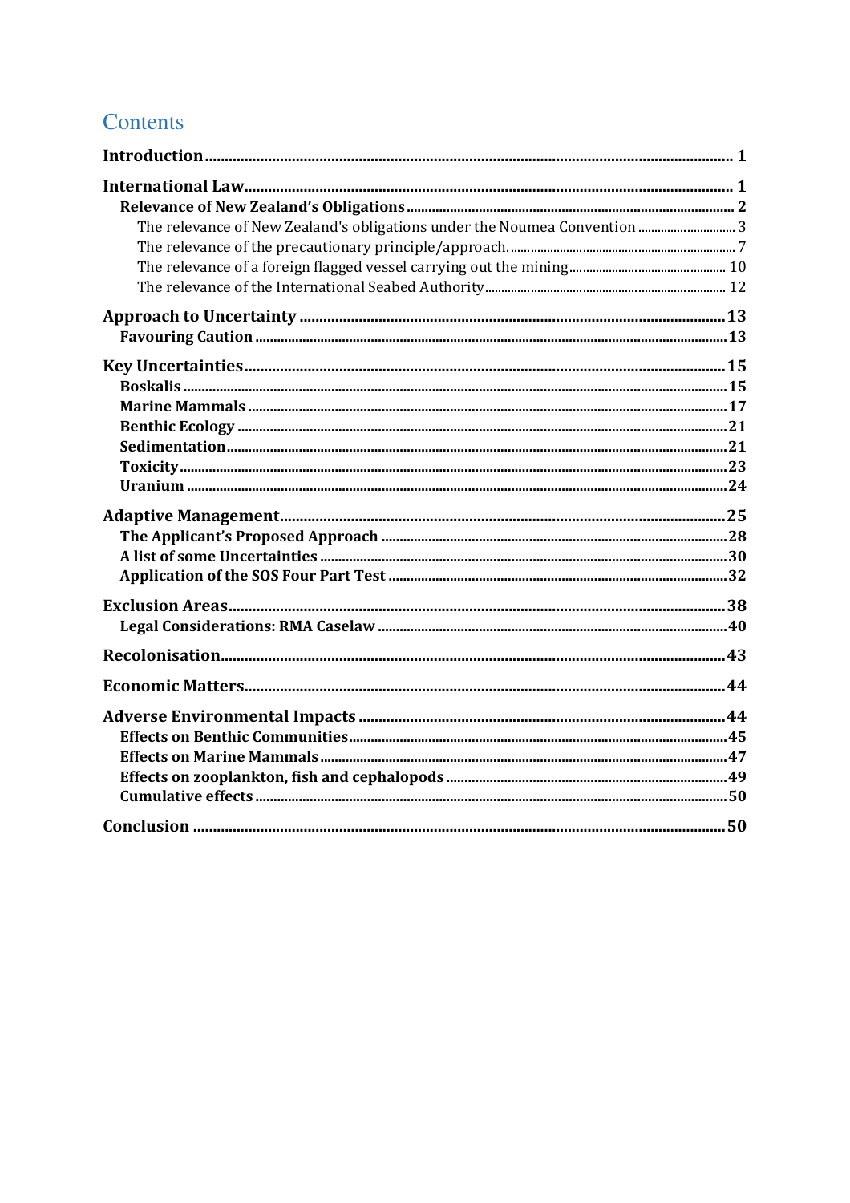# Contents

**Introduction** ........ 1

**International Law** ........ 1

- **Relevance of New Zealand's Obligations** ........ 2
  - The relevance of New Zealand's obligations under the Noumea Convention ........ 3
  - The relevance of the precautionary principle/approach. ........ 7
  - The relevance of a foreign flagged vessel carrying out the mining ........ 10
  - The relevance of the International Seabed Authority ........ 12

**Approach to Uncertainty** ........ 13

- **Favouring Caution** ........ 13

**Key Uncertainties** ........ 15

- **Boskalis** ........ 15
- **Marine Mammals** ........ 17
- **Benthic Ecology** ........ 21
- **Sedimentation** ........ 21
- **Toxicity** ........ 23
- **Uranium** ........ 24

**Adaptive Management** ........ 25

- **The Applicant's Proposed Approach** ........ 28
- **A list of some Uncertainties** ........ 30
- **Application of the SOS Four Part Test** ........ 32

**Exclusion Areas** ........ 38

- **Legal Considerations: RMA Caselaw** ........ 40

**Recolonisation** ........ 43

**Economic Matters** ........ 44

**Adverse Environmental Impacts** ........ 44

- **Effects on Benthic Communities** ........ 45
- **Effects on Marine Mammals** ........ 47
- **Effects on zooplankton, fish and cephalopods** ........ 49
- **Cumulative effects** ........ 50

**Conclusion** ........ 50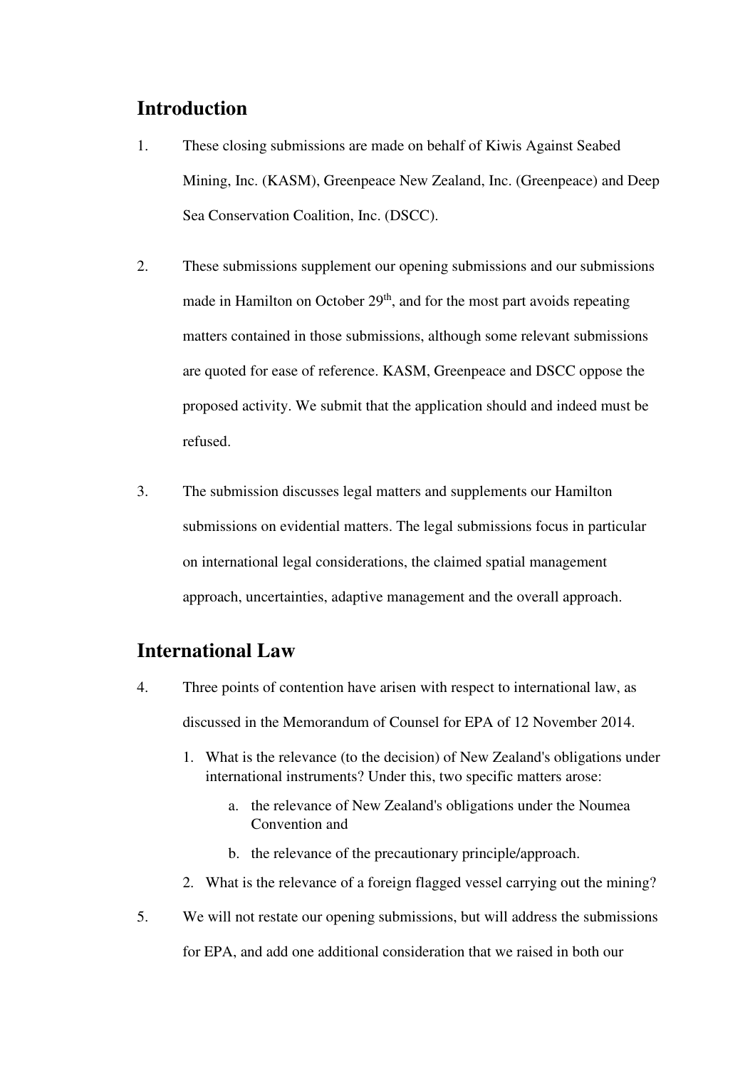## Introduction

1. These closing submissions are made on behalf of Kiwis Against Seabed Mining, Inc. (KASM), Greenpeace New Zealand, Inc. (Greenpeace) and Deep Sea Conservation Coalition, Inc. (DSCC).

2. These submissions supplement our opening submissions and our submissions made in Hamilton on October 29th, and for the most part avoids repeating matters contained in those submissions, although some relevant submissions are quoted for ease of reference. KASM, Greenpeace and DSCC oppose the proposed activity. We submit that the application should and indeed must be refused.

3. The submission discusses legal matters and supplements our Hamilton submissions on evidential matters. The legal submissions focus in particular on international legal considerations, the claimed spatial management approach, uncertainties, adaptive management and the overall approach.

## International Law

4. Three points of contention have arisen with respect to international law, as discussed in the Memorandum of Counsel for EPA of 12 November 2014.

   1. What is the relevance (to the decision) of New Zealand's obligations under international instruments? Under this, two specific matters arose:
      a. the relevance of New Zealand's obligations under the Noumea Convention and
      b. the relevance of the precautionary principle/approach.
   2. What is the relevance of a foreign flagged vessel carrying out the mining?

5. We will not restate our opening submissions, but will address the submissions for EPA, and add one additional consideration that we raised in both our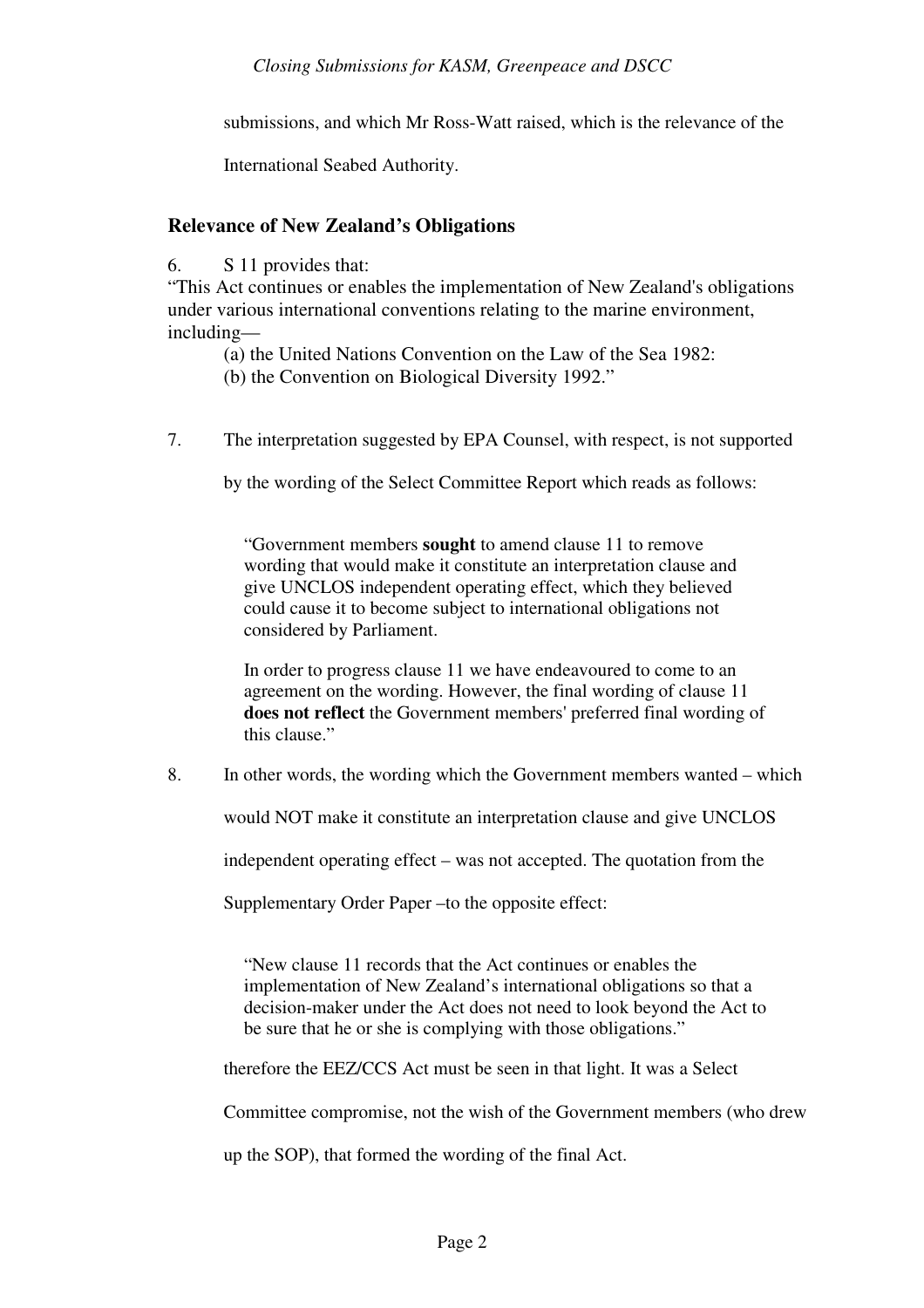submissions, and which Mr Ross-Watt raised, which is the relevance of the International Seabed Authority.

## Relevance of New Zealand's Obligations

6. S 11 provides that:

"This Act continues or enables the implementation of New Zealand's obligations under various international conventions relating to the marine environment, including—

(a) the United Nations Convention on the Law of the Sea 1982:
(b) the Convention on Biological Diversity 1992."

7. The interpretation suggested by EPA Counsel, with respect, is not supported by the wording of the Select Committee Report which reads as follows:

> "Government members **sought** to amend clause 11 to remove wording that would make it constitute an interpretation clause and give UNCLOS independent operating effect, which they believed could cause it to become subject to international obligations not considered by Parliament.
>
> In order to progress clause 11 we have endeavoured to come to an agreement on the wording. However, the final wording of clause 11 **does not reflect** the Government members' preferred final wording of this clause."

8. In other words, the wording which the Government members wanted – which would NOT make it constitute an interpretation clause and give UNCLOS independent operating effect – was not accepted. The quotation from the Supplementary Order Paper –to the opposite effect:

> "New clause 11 records that the Act continues or enables the implementation of New Zealand's international obligations so that a decision-maker under the Act does not need to look beyond the Act to be sure that he or she is complying with those obligations."

therefore the EEZ/CCS Act must be seen in that light. It was a Select Committee compromise, not the wish of the Government members (who drew up the SOP), that formed the wording of the final Act.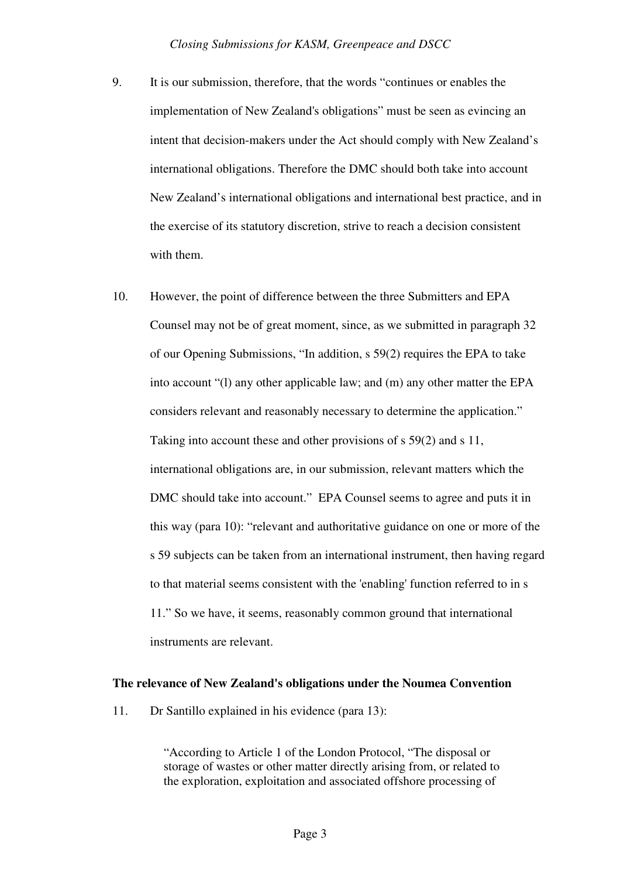9. It is our submission, therefore, that the words "continues or enables the implementation of New Zealand's obligations" must be seen as evincing an intent that decision-makers under the Act should comply with New Zealand's international obligations. Therefore the DMC should both take into account New Zealand's international obligations and international best practice, and in the exercise of its statutory discretion, strive to reach a decision consistent with them.

10. However, the point of difference between the three Submitters and EPA Counsel may not be of great moment, since, as we submitted in paragraph 32 of our Opening Submissions, "In addition, s 59(2) requires the EPA to take into account "(l) any other applicable law; and (m) any other matter the EPA considers relevant and reasonably necessary to determine the application." Taking into account these and other provisions of s 59(2) and s 11, international obligations are, in our submission, relevant matters which the DMC should take into account." EPA Counsel seems to agree and puts it in this way (para 10): "relevant and authoritative guidance on one or more of the s 59 subjects can be taken from an international instrument, then having regard to that material seems consistent with the 'enabling' function referred to in s 11." So we have, it seems, reasonably common ground that international instruments are relevant.

**The relevance of New Zealand's obligations under the Noumea Convention**

11. Dr Santillo explained in his evidence (para 13):

> "According to Article 1 of the London Protocol, "The disposal or storage of wastes or other matter directly arising from, or related to the exploration, exploitation and associated offshore processing of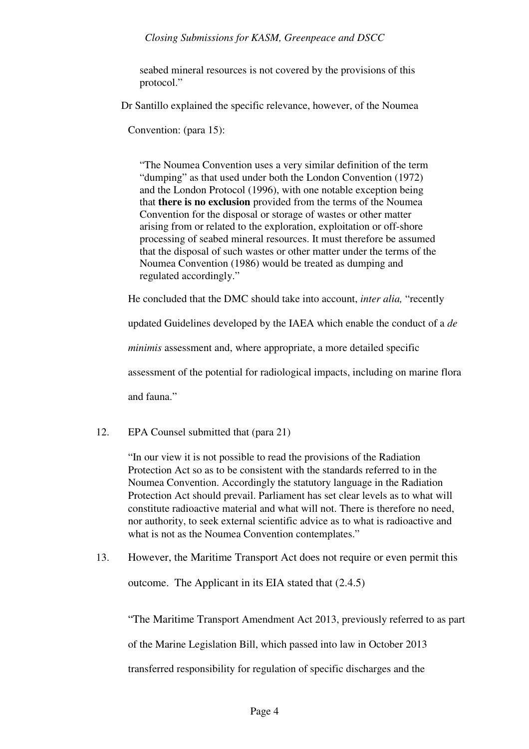seabed mineral resources is not covered by the provisions of this protocol."

Dr Santillo explained the specific relevance, however, of the Noumea Convention: (para 15):

> "The Noumea Convention uses a very similar definition of the term "dumping" as that used under both the London Convention (1972) and the London Protocol (1996), with one notable exception being that **there is no exclusion** provided from the terms of the Noumea Convention for the disposal or storage of wastes or other matter arising from or related to the exploration, exploitation or off-shore processing of seabed mineral resources. It must therefore be assumed that the disposal of such wastes or other matter under the terms of the Noumea Convention (1986) would be treated as dumping and regulated accordingly."

He concluded that the DMC should take into account, *inter alia,* "recently updated Guidelines developed by the IAEA which enable the conduct of a *de minimis* assessment and, where appropriate, a more detailed specific assessment of the potential for radiological impacts, including on marine flora and fauna."

12. EPA Counsel submitted that (para 21)

> "In our view it is not possible to read the provisions of the Radiation Protection Act so as to be consistent with the standards referred to in the Noumea Convention. Accordingly the statutory language in the Radiation Protection Act should prevail. Parliament has set clear levels as to what will constitute radioactive material and what will not. There is therefore no need, nor authority, to seek external scientific advice as to what is radioactive and what is not as the Noumea Convention contemplates."

13. However, the Maritime Transport Act does not require or even permit this outcome. The Applicant in its EIA stated that (2.4.5)

> "The Maritime Transport Amendment Act 2013, previously referred to as part of the Marine Legislation Bill, which passed into law in October 2013 transferred responsibility for regulation of specific discharges and the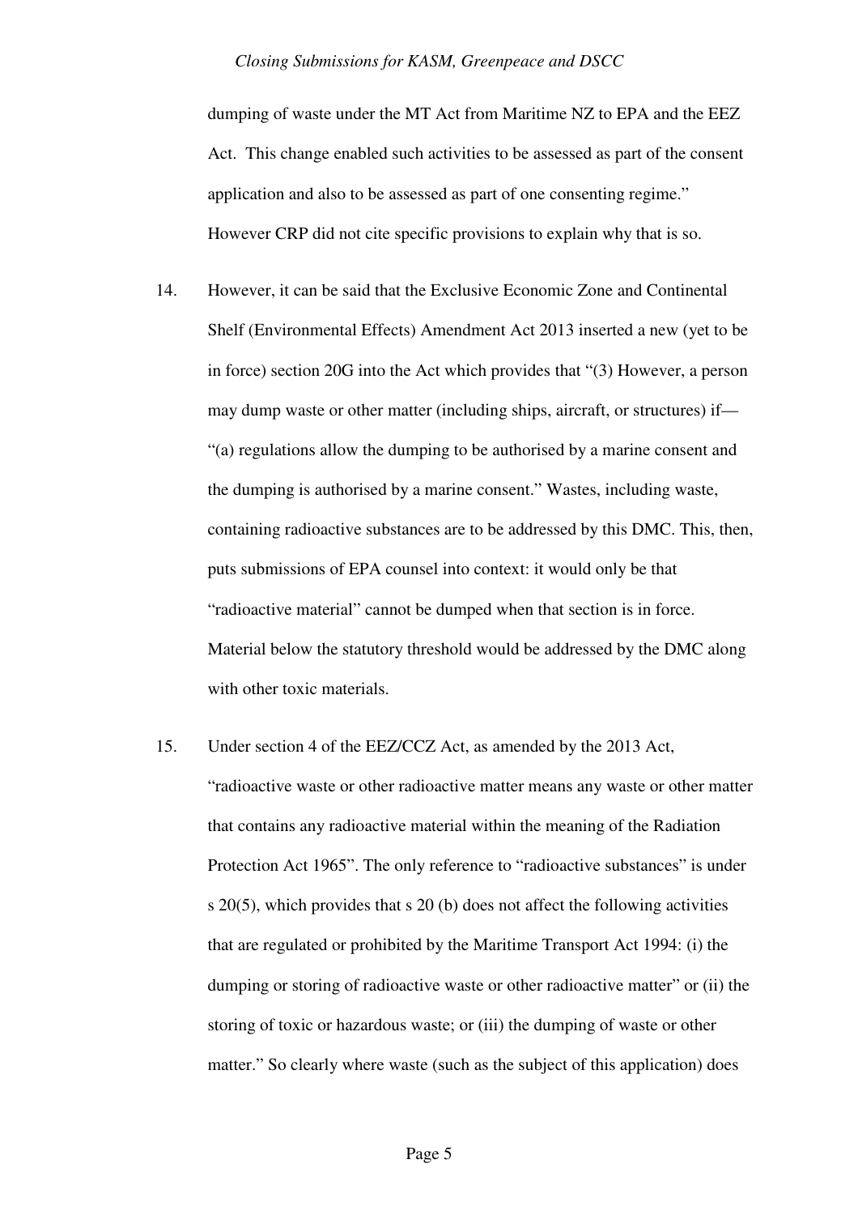dumping of waste under the MT Act from Maritime NZ to EPA and the EEZ Act. This change enabled such activities to be assessed as part of the consent application and also to be assessed as part of one consenting regime." However CRP did not cite specific provisions to explain why that is so.

14. However, it can be said that the Exclusive Economic Zone and Continental Shelf (Environmental Effects) Amendment Act 2013 inserted a new (yet to be in force) section 20G into the Act which provides that "(3) However, a person may dump waste or other matter (including ships, aircraft, or structures) if— "(a) regulations allow the dumping to be authorised by a marine consent and the dumping is authorised by a marine consent." Wastes, including waste, containing radioactive substances are to be addressed by this DMC. This, then, puts submissions of EPA counsel into context: it would only be that "radioactive material" cannot be dumped when that section is in force. Material below the statutory threshold would be addressed by the DMC along with other toxic materials.

15. Under section 4 of the EEZ/CCZ Act, as amended by the 2013 Act, "radioactive waste or other radioactive matter means any waste or other matter that contains any radioactive material within the meaning of the Radiation Protection Act 1965". The only reference to "radioactive substances" is under s 20(5), which provides that s 20 (b) does not affect the following activities that are regulated or prohibited by the Maritime Transport Act 1994: (i) the dumping or storing of radioactive waste or other radioactive matter" or (ii) the storing of toxic or hazardous waste; or (iii) the dumping of waste or other matter." So clearly where waste (such as the subject of this application) does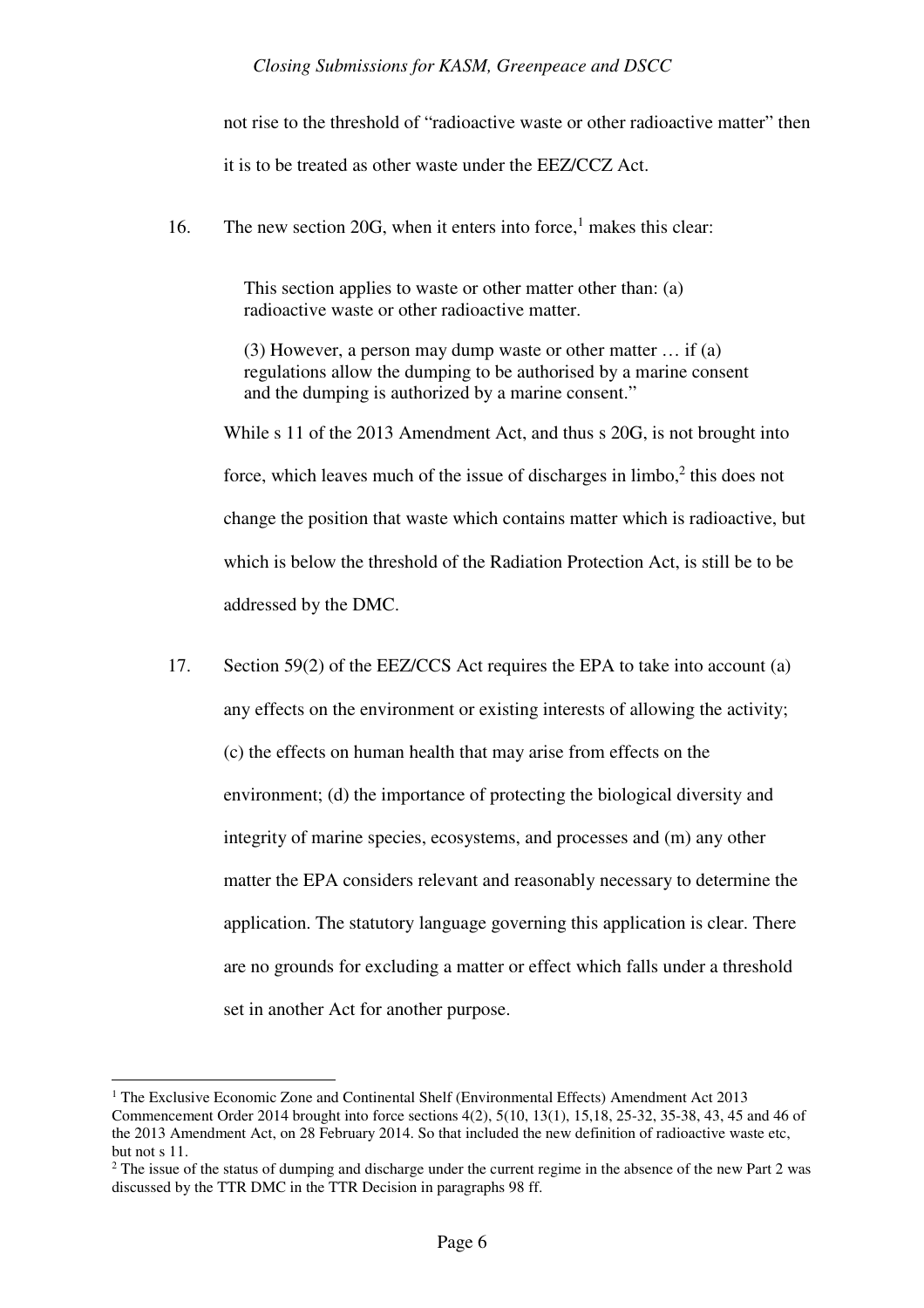not rise to the threshold of "radioactive waste or other radioactive matter" then it is to be treated as other waste under the EEZ/CCZ Act.

16. The new section 20G, when it enters into force,[1] makes this clear:

> This section applies to waste or other matter other than: (a) radioactive waste or other radioactive matter.
>
> (3) However, a person may dump waste or other matter … if (a) regulations allow the dumping to be authorised by a marine consent and the dumping is authorized by a marine consent."

While s 11 of the 2013 Amendment Act, and thus s 20G, is not brought into force, which leaves much of the issue of discharges in limbo,[2] this does not change the position that waste which contains matter which is radioactive, but which is below the threshold of the Radiation Protection Act, is still be to be addressed by the DMC.

17. Section 59(2) of the EEZ/CCS Act requires the EPA to take into account (a) any effects on the environment or existing interests of allowing the activity; (c) the effects on human health that may arise from effects on the environment; (d) the importance of protecting the biological diversity and integrity of marine species, ecosystems, and processes and (m) any other matter the EPA considers relevant and reasonably necessary to determine the application. The statutory language governing this application is clear. There are no grounds for excluding a matter or effect which falls under a threshold set in another Act for another purpose.

---

[1] The Exclusive Economic Zone and Continental Shelf (Environmental Effects) Amendment Act 2013 Commencement Order 2014 brought into force sections 4(2), 5(10, 13(1), 15,18, 25-32, 35-38, 43, 45 and 46 of the 2013 Amendment Act, on 28 February 2014. So that included the new definition of radioactive waste etc, but not s 11.

[2] The issue of the status of dumping and discharge under the current regime in the absence of the new Part 2 was discussed by the TTR DMC in the TTR Decision in paragraphs 98 ff.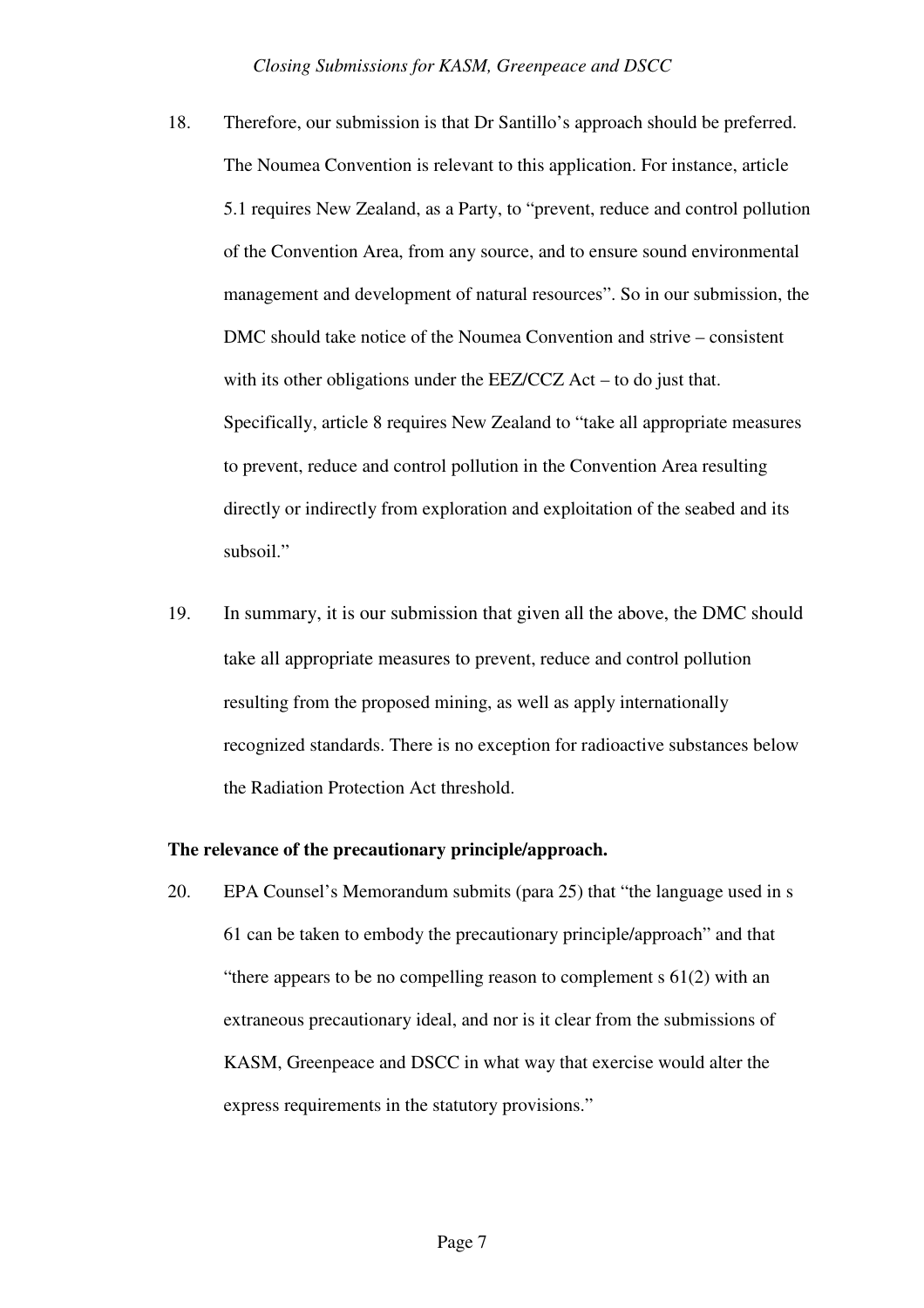18. Therefore, our submission is that Dr Santillo's approach should be preferred. The Noumea Convention is relevant to this application. For instance, article 5.1 requires New Zealand, as a Party, to "prevent, reduce and control pollution of the Convention Area, from any source, and to ensure sound environmental management and development of natural resources". So in our submission, the DMC should take notice of the Noumea Convention and strive – consistent with its other obligations under the EEZ/CCZ Act – to do just that. Specifically, article 8 requires New Zealand to "take all appropriate measures to prevent, reduce and control pollution in the Convention Area resulting directly or indirectly from exploration and exploitation of the seabed and its subsoil."

19. In summary, it is our submission that given all the above, the DMC should take all appropriate measures to prevent, reduce and control pollution resulting from the proposed mining, as well as apply internationally recognized standards. There is no exception for radioactive substances below the Radiation Protection Act threshold.

**The relevance of the precautionary principle/approach.**

20. EPA Counsel's Memorandum submits (para 25) that "the language used in s 61 can be taken to embody the precautionary principle/approach" and that "there appears to be no compelling reason to complement s 61(2) with an extraneous precautionary ideal, and nor is it clear from the submissions of KASM, Greenpeace and DSCC in what way that exercise would alter the express requirements in the statutory provisions."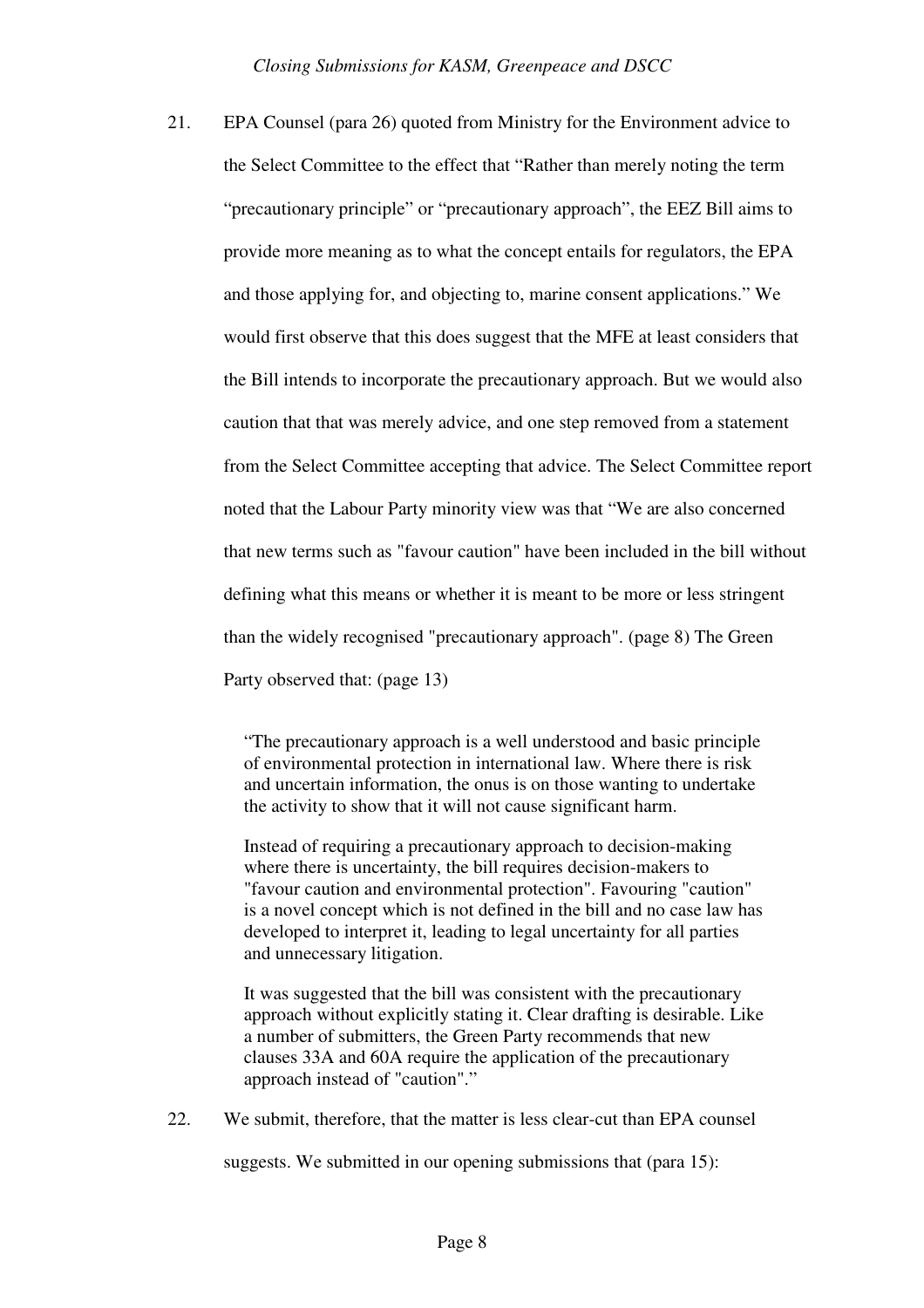21. EPA Counsel (para 26) quoted from Ministry for the Environment advice to the Select Committee to the effect that "Rather than merely noting the term "precautionary principle" or "precautionary approach", the EEZ Bill aims to provide more meaning as to what the concept entails for regulators, the EPA and those applying for, and objecting to, marine consent applications." We would first observe that this does suggest that the MFE at least considers that the Bill intends to incorporate the precautionary approach. But we would also caution that that was merely advice, and one step removed from a statement from the Select Committee accepting that advice. The Select Committee report noted that the Labour Party minority view was that "We are also concerned that new terms such as "favour caution" have been included in the bill without defining what this means or whether it is meant to be more or less stringent than the widely recognised "precautionary approach". (page 8) The Green Party observed that: (page 13)

> "The precautionary approach is a well understood and basic principle of environmental protection in international law. Where there is risk and uncertain information, the onus is on those wanting to undertake the activity to show that it will not cause significant harm.
>
> Instead of requiring a precautionary approach to decision-making where there is uncertainty, the bill requires decision-makers to "favour caution and environmental protection". Favouring "caution" is a novel concept which is not defined in the bill and no case law has developed to interpret it, leading to legal uncertainty for all parties and unnecessary litigation.
>
> It was suggested that the bill was consistent with the precautionary approach without explicitly stating it. Clear drafting is desirable. Like a number of submitters, the Green Party recommends that new clauses 33A and 60A require the application of the precautionary approach instead of "caution"."

22. We submit, therefore, that the matter is less clear-cut than EPA counsel suggests. We submitted in our opening submissions that (para 15):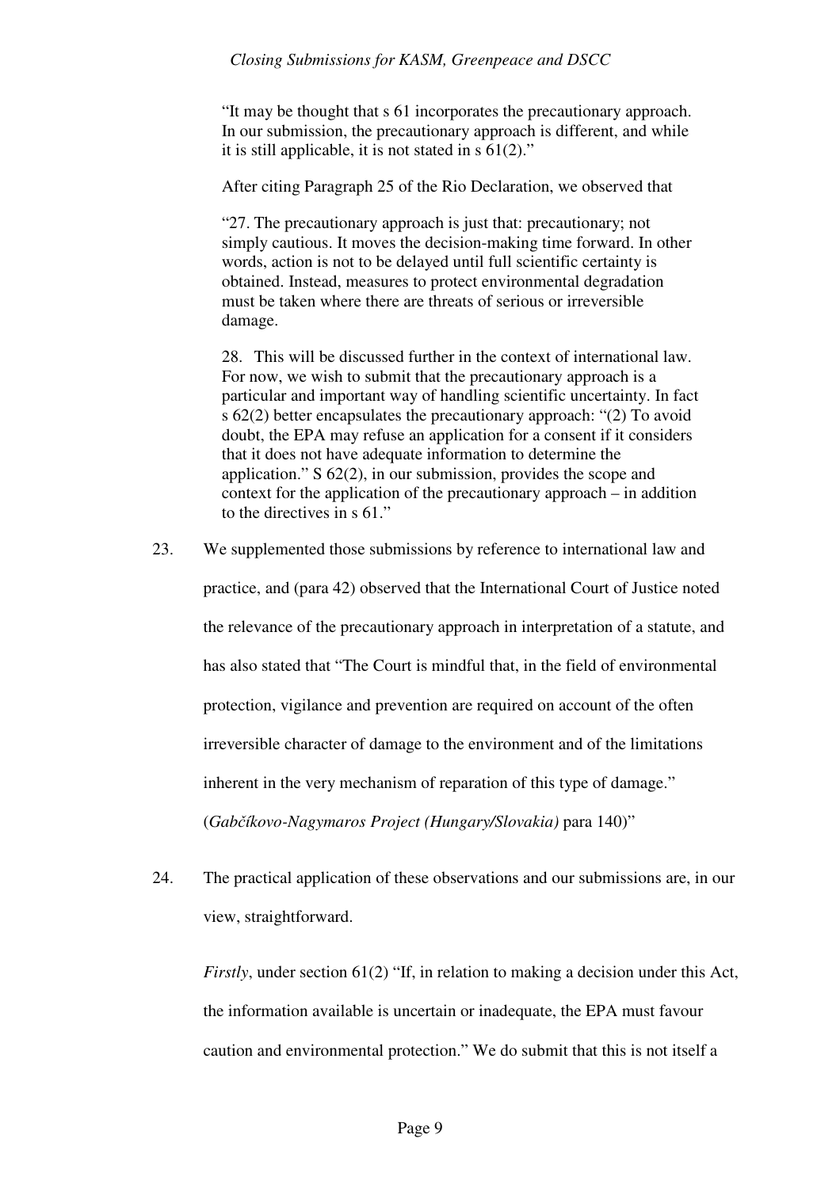"It may be thought that s 61 incorporates the precautionary approach. In our submission, the precautionary approach is different, and while it is still applicable, it is not stated in s 61(2)."

After citing Paragraph 25 of the Rio Declaration, we observed that

"27. The precautionary approach is just that: precautionary; not simply cautious. It moves the decision-making time forward. In other words, action is not to be delayed until full scientific certainty is obtained. Instead, measures to protect environmental degradation must be taken where there are threats of serious or irreversible damage.

28. This will be discussed further in the context of international law. For now, we wish to submit that the precautionary approach is a particular and important way of handling scientific uncertainty. In fact s 62(2) better encapsulates the precautionary approach: "(2) To avoid doubt, the EPA may refuse an application for a consent if it considers that it does not have adequate information to determine the application." S 62(2), in our submission, provides the scope and context for the application of the precautionary approach – in addition to the directives in s 61."

23. We supplemented those submissions by reference to international law and practice, and (para 42) observed that the International Court of Justice noted the relevance of the precautionary approach in interpretation of a statute, and has also stated that "The Court is mindful that, in the field of environmental protection, vigilance and prevention are required on account of the often irreversible character of damage to the environment and of the limitations inherent in the very mechanism of reparation of this type of damage." (*Gabčíkovo-Nagymaros Project (Hungary/Slovakia)* para 140)"

24. The practical application of these observations and our submissions are, in our view, straightforward.

*Firstly*, under section 61(2) "If, in relation to making a decision under this Act, the information available is uncertain or inadequate, the EPA must favour caution and environmental protection." We do submit that this is not itself a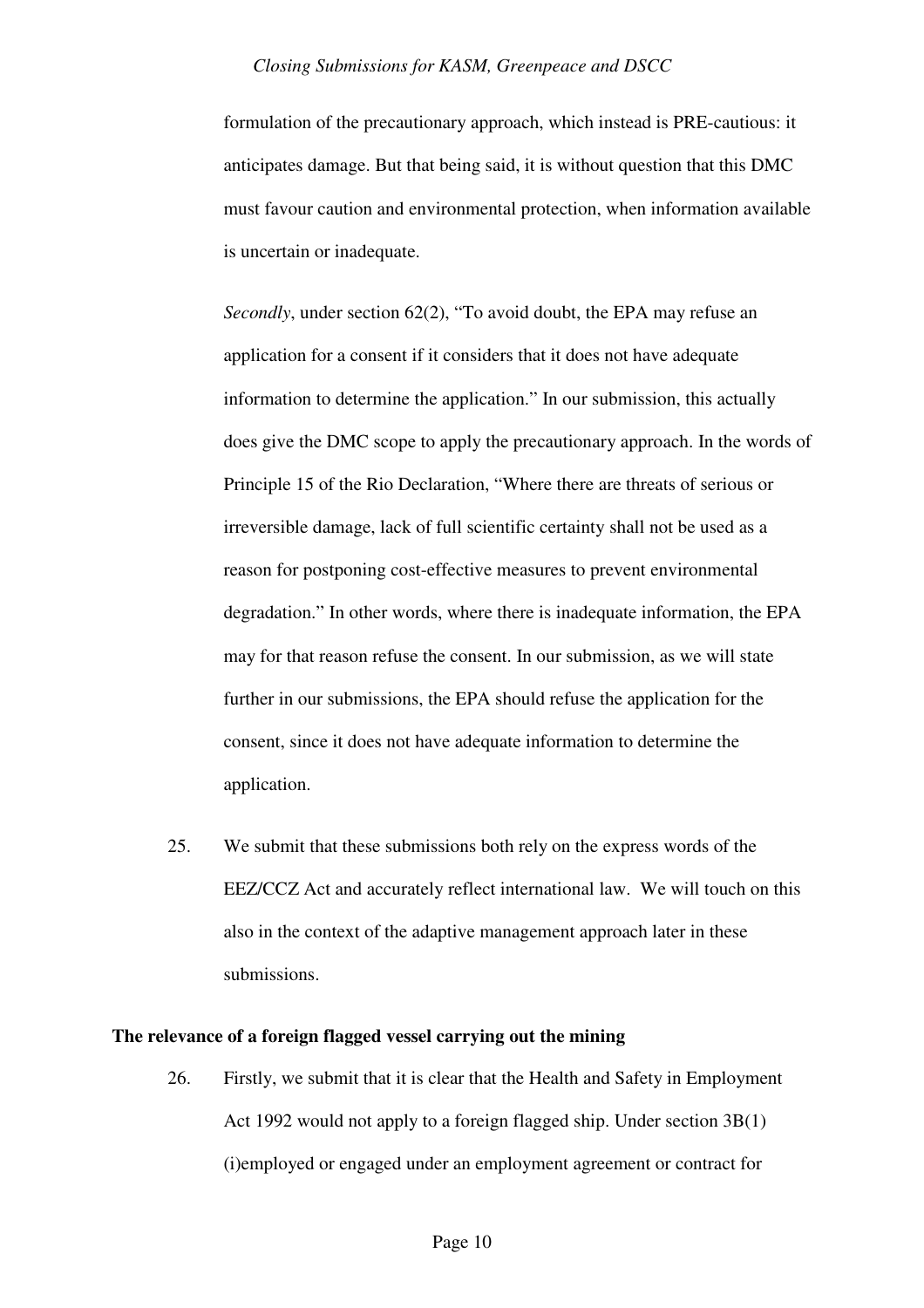formulation of the precautionary approach, which instead is PRE-cautious: it anticipates damage. But that being said, it is without question that this DMC must favour caution and environmental protection, when information available is uncertain or inadequate.

*Secondly*, under section 62(2), "To avoid doubt, the EPA may refuse an application for a consent if it considers that it does not have adequate information to determine the application." In our submission, this actually does give the DMC scope to apply the precautionary approach. In the words of Principle 15 of the Rio Declaration, "Where there are threats of serious or irreversible damage, lack of full scientific certainty shall not be used as a reason for postponing cost-effective measures to prevent environmental degradation." In other words, where there is inadequate information, the EPA may for that reason refuse the consent. In our submission, as we will state further in our submissions, the EPA should refuse the application for the consent, since it does not have adequate information to determine the application.

25. We submit that these submissions both rely on the express words of the EEZ/CCZ Act and accurately reflect international law. We will touch on this also in the context of the adaptive management approach later in these submissions.

**The relevance of a foreign flagged vessel carrying out the mining**

26. Firstly, we submit that it is clear that the Health and Safety in Employment Act 1992 would not apply to a foreign flagged ship. Under section 3B(1) (i)employed or engaged under an employment agreement or contract for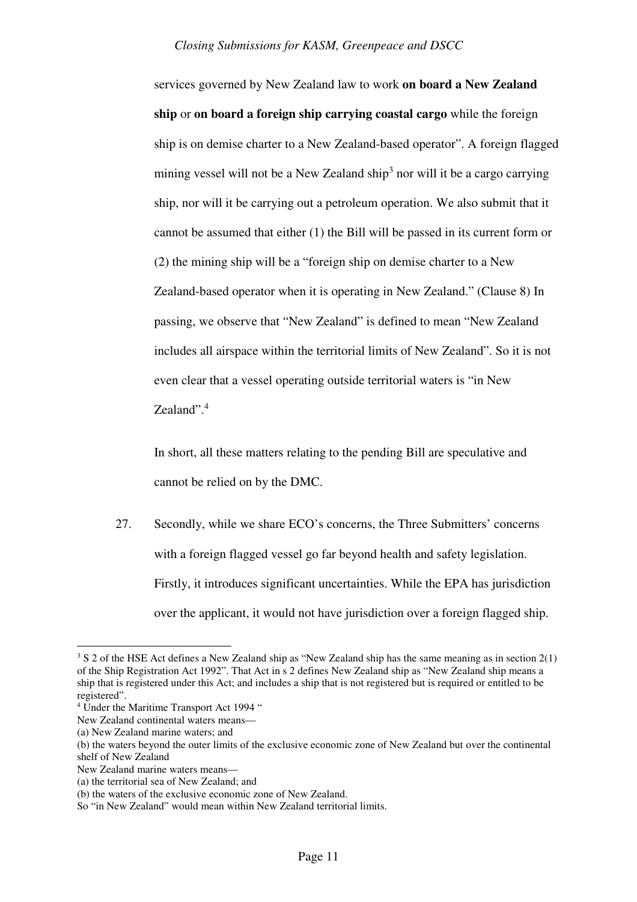services governed by New Zealand law to work **on board a New Zealand ship** or **on board a foreign ship carrying coastal cargo** while the foreign ship is on demise charter to a New Zealand-based operator". A foreign flagged mining vessel will not be a New Zealand ship[3] nor will it be a cargo carrying ship, nor will it be carrying out a petroleum operation. We also submit that it cannot be assumed that either (1) the Bill will be passed in its current form or (2) the mining ship will be a "foreign ship on demise charter to a New Zealand-based operator when it is operating in New Zealand." (Clause 8) In passing, we observe that "New Zealand" is defined to mean "New Zealand includes all airspace within the territorial limits of New Zealand". So it is not even clear that a vessel operating outside territorial waters is "in New Zealand".[4]

In short, all these matters relating to the pending Bill are speculative and cannot be relied on by the DMC.

27. Secondly, while we share ECO's concerns, the Three Submitters' concerns with a foreign flagged vessel go far beyond health and safety legislation. Firstly, it introduces significant uncertainties. While the EPA has jurisdiction over the applicant, it would not have jurisdiction over a foreign flagged ship.

---

[3] S 2 of the HSE Act defines a New Zealand ship as "New Zealand ship has the same meaning as in section 2(1) of the Ship Registration Act 1992". That Act in s 2 defines New Zealand ship as "New Zealand ship means a ship that is registered under this Act; and includes a ship that is not registered but is required or entitled to be registered".

[4] Under the Maritime Transport Act 1994 "
New Zealand continental waters means—
(a) New Zealand marine waters; and
(b) the waters beyond the outer limits of the exclusive economic zone of New Zealand but over the continental shelf of New Zealand
New Zealand marine waters means—
(a) the territorial sea of New Zealand; and
(b) the waters of the exclusive economic zone of New Zealand.
So "in New Zealand" would mean within New Zealand territorial limits.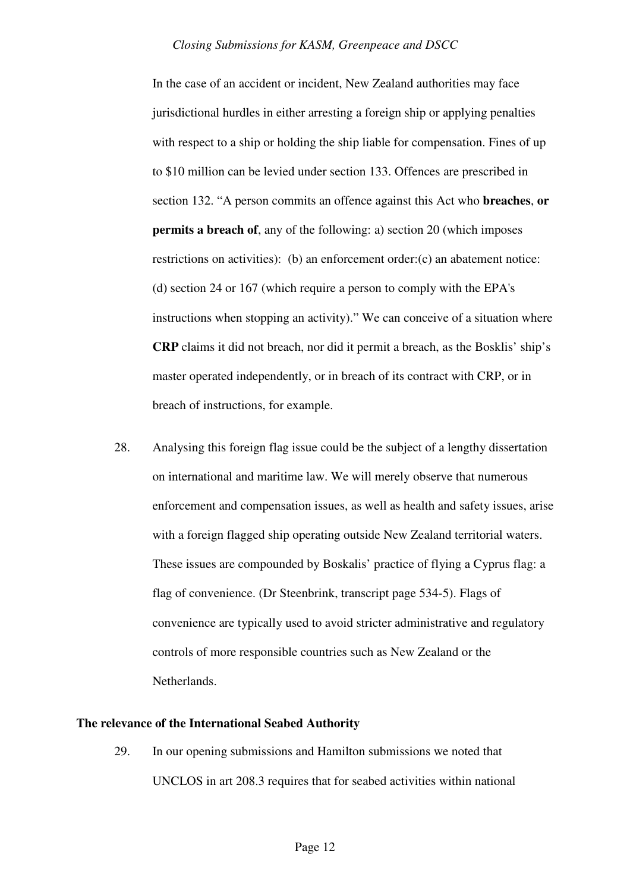In the case of an accident or incident, New Zealand authorities may face jurisdictional hurdles in either arresting a foreign ship or applying penalties with respect to a ship or holding the ship liable for compensation. Fines of up to $10 million can be levied under section 133. Offences are prescribed in section 132. "A person commits an offence against this Act who **breaches**, **or permits a breach of**, any of the following: a) section 20 (which imposes restrictions on activities): (b) an enforcement order:(c) an abatement notice: (d) section 24 or 167 (which require a person to comply with the EPA's instructions when stopping an activity)." We can conceive of a situation where **CRP** claims it did not breach, nor did it permit a breach, as the Bosklis' ship's master operated independently, or in breach of its contract with CRP, or in breach of instructions, for example.

28. Analysing this foreign flag issue could be the subject of a lengthy dissertation on international and maritime law. We will merely observe that numerous enforcement and compensation issues, as well as health and safety issues, arise with a foreign flagged ship operating outside New Zealand territorial waters. These issues are compounded by Boskalis' practice of flying a Cyprus flag: a flag of convenience. (Dr Steenbrink, transcript page 534-5). Flags of convenience are typically used to avoid stricter administrative and regulatory controls of more responsible countries such as New Zealand or the Netherlands.

**The relevance of the International Seabed Authority**

29. In our opening submissions and Hamilton submissions we noted that UNCLOS in art 208.3 requires that for seabed activities within national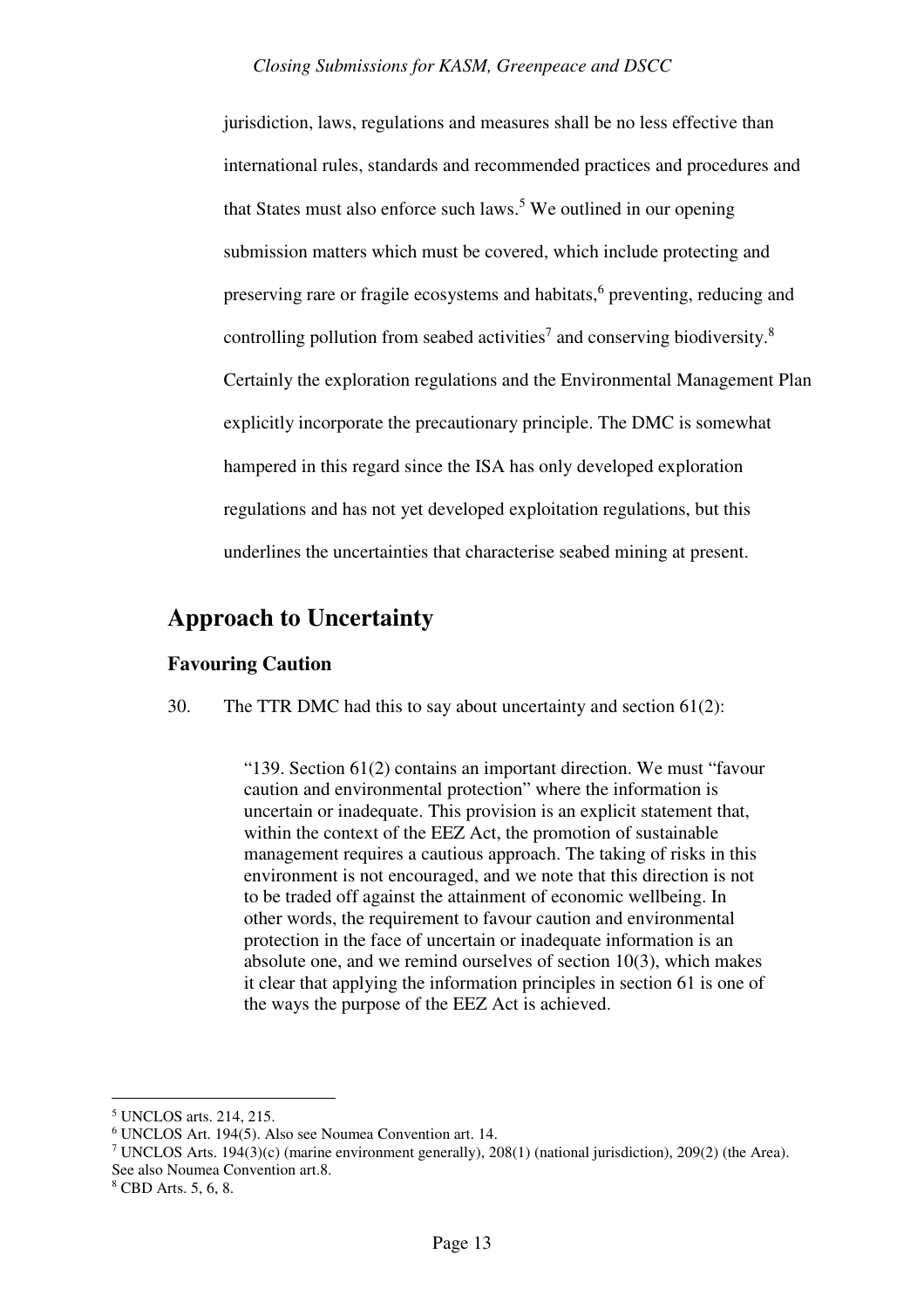jurisdiction, laws, regulations and measures shall be no less effective than international rules, standards and recommended practices and procedures and that States must also enforce such laws.[5] We outlined in our opening submission matters which must be covered, which include protecting and preserving rare or fragile ecosystems and habitats,[6] preventing, reducing and controlling pollution from seabed activities[7] and conserving biodiversity.[8] Certainly the exploration regulations and the Environmental Management Plan explicitly incorporate the precautionary principle. The DMC is somewhat hampered in this regard since the ISA has only developed exploration regulations and has not yet developed exploitation regulations, but this underlines the uncertainties that characterise seabed mining at present.

## Approach to Uncertainty

### Favouring Caution

30. The TTR DMC had this to say about uncertainty and section 61(2):

> "139. Section 61(2) contains an important direction. We must "favour caution and environmental protection" where the information is uncertain or inadequate. This provision is an explicit statement that, within the context of the EEZ Act, the promotion of sustainable management requires a cautious approach. The taking of risks in this environment is not encouraged, and we note that this direction is not to be traded off against the attainment of economic wellbeing. In other words, the requirement to favour caution and environmental protection in the face of uncertain or inadequate information is an absolute one, and we remind ourselves of section 10(3), which makes it clear that applying the information principles in section 61 is one of the ways the purpose of the EEZ Act is achieved.

---

[5] UNCLOS arts. 214, 215.

[6] UNCLOS Art. 194(5). Also see Noumea Convention art. 14.

[7] UNCLOS Arts. 194(3)(c) (marine environment generally), 208(1) (national jurisdiction), 209(2) (the Area). See also Noumea Convention art.8.

[8] CBD Arts. 5, 6, 8.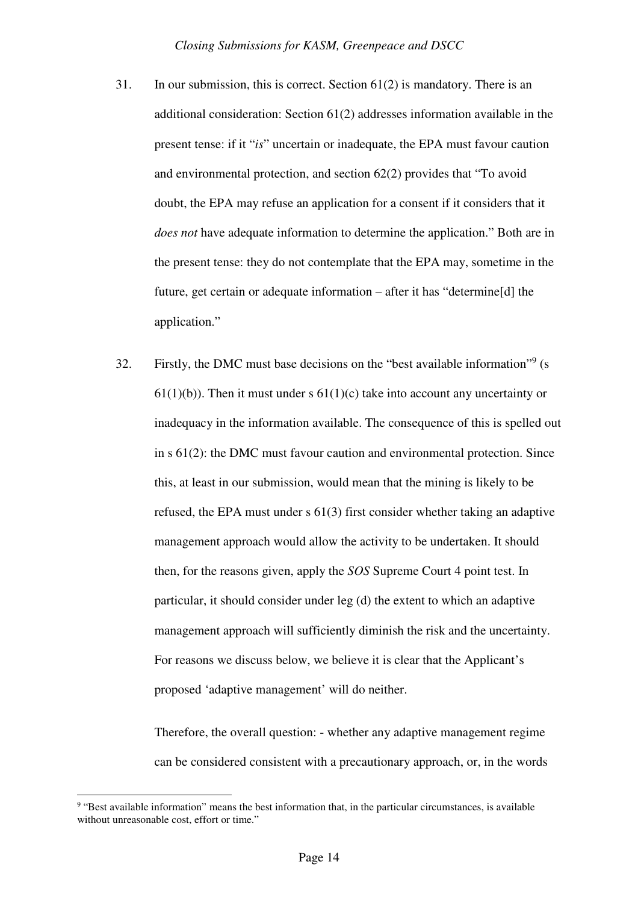31. In our submission, this is correct. Section 61(2) is mandatory. There is an additional consideration: Section 61(2) addresses information available in the present tense: if it "*is*" uncertain or inadequate, the EPA must favour caution and environmental protection, and section 62(2) provides that "To avoid doubt, the EPA may refuse an application for a consent if it considers that it *does not* have adequate information to determine the application." Both are in the present tense: they do not contemplate that the EPA may, sometime in the future, get certain or adequate information – after it has "determine[d] the application."

32. Firstly, the DMC must base decisions on the "best available information"[9] (s 61(1)(b)). Then it must under s 61(1)(c) take into account any uncertainty or inadequacy in the information available. The consequence of this is spelled out in s 61(2): the DMC must favour caution and environmental protection. Since this, at least in our submission, would mean that the mining is likely to be refused, the EPA must under s 61(3) first consider whether taking an adaptive management approach would allow the activity to be undertaken. It should then, for the reasons given, apply the *SOS* Supreme Court 4 point test. In particular, it should consider under leg (d) the extent to which an adaptive management approach will sufficiently diminish the risk and the uncertainty. For reasons we discuss below, we believe it is clear that the Applicant's proposed 'adaptive management' will do neither.

    Therefore, the overall question: - whether any adaptive management regime can be considered consistent with a precautionary approach, or, in the words

[9] "Best available information" means the best information that, in the particular circumstances, is available without unreasonable cost, effort or time."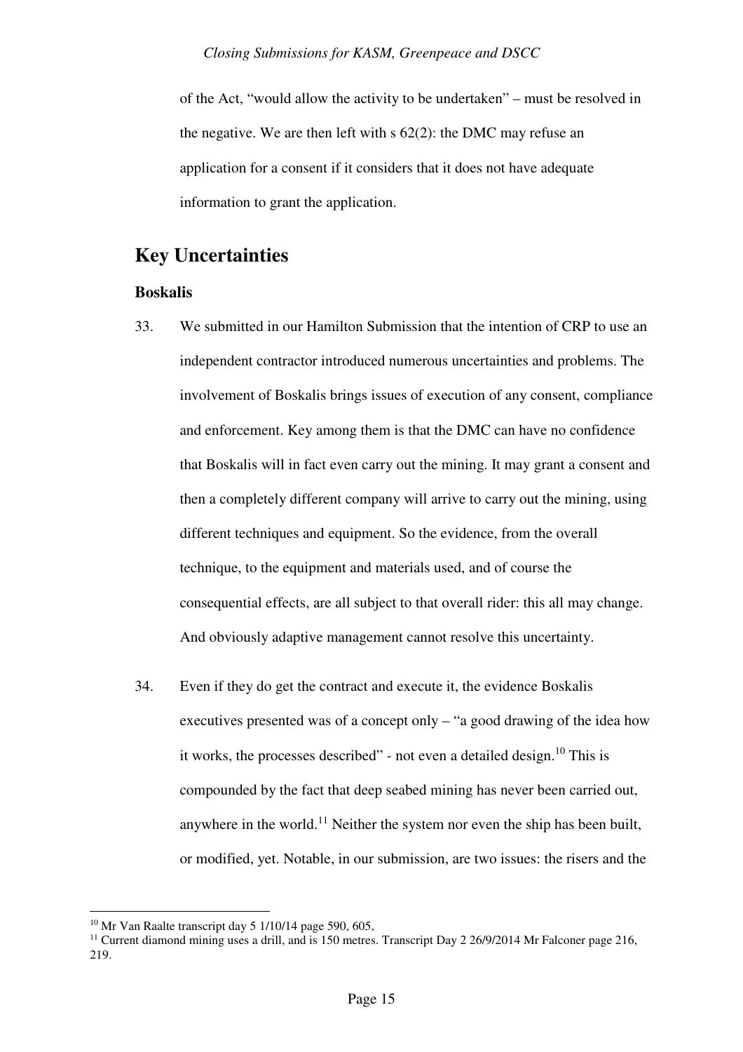of the Act, "would allow the activity to be undertaken" – must be resolved in the negative. We are then left with s 62(2): the DMC may refuse an application for a consent if it considers that it does not have adequate information to grant the application.

## Key Uncertainties

### Boskalis

33. We submitted in our Hamilton Submission that the intention of CRP to use an independent contractor introduced numerous uncertainties and problems. The involvement of Boskalis brings issues of execution of any consent, compliance and enforcement. Key among them is that the DMC can have no confidence that Boskalis will in fact even carry out the mining. It may grant a consent and then a completely different company will arrive to carry out the mining, using different techniques and equipment. So the evidence, from the overall technique, to the equipment and materials used, and of course the consequential effects, are all subject to that overall rider: this all may change. And obviously adaptive management cannot resolve this uncertainty.

34. Even if they do get the contract and execute it, the evidence Boskalis executives presented was of a concept only – "a good drawing of the idea how it works, the processes described" - not even a detailed design.[10] This is compounded by the fact that deep seabed mining has never been carried out, anywhere in the world.[11] Neither the system nor even the ship has been built, or modified, yet. Notable, in our submission, are two issues: the risers and the

---

[10] Mr Van Raalte transcript day 5 1/10/14 page 590, 605,

[11] Current diamond mining uses a drill, and is 150 metres. Transcript Day 2 26/9/2014 Mr Falconer page 216, 219.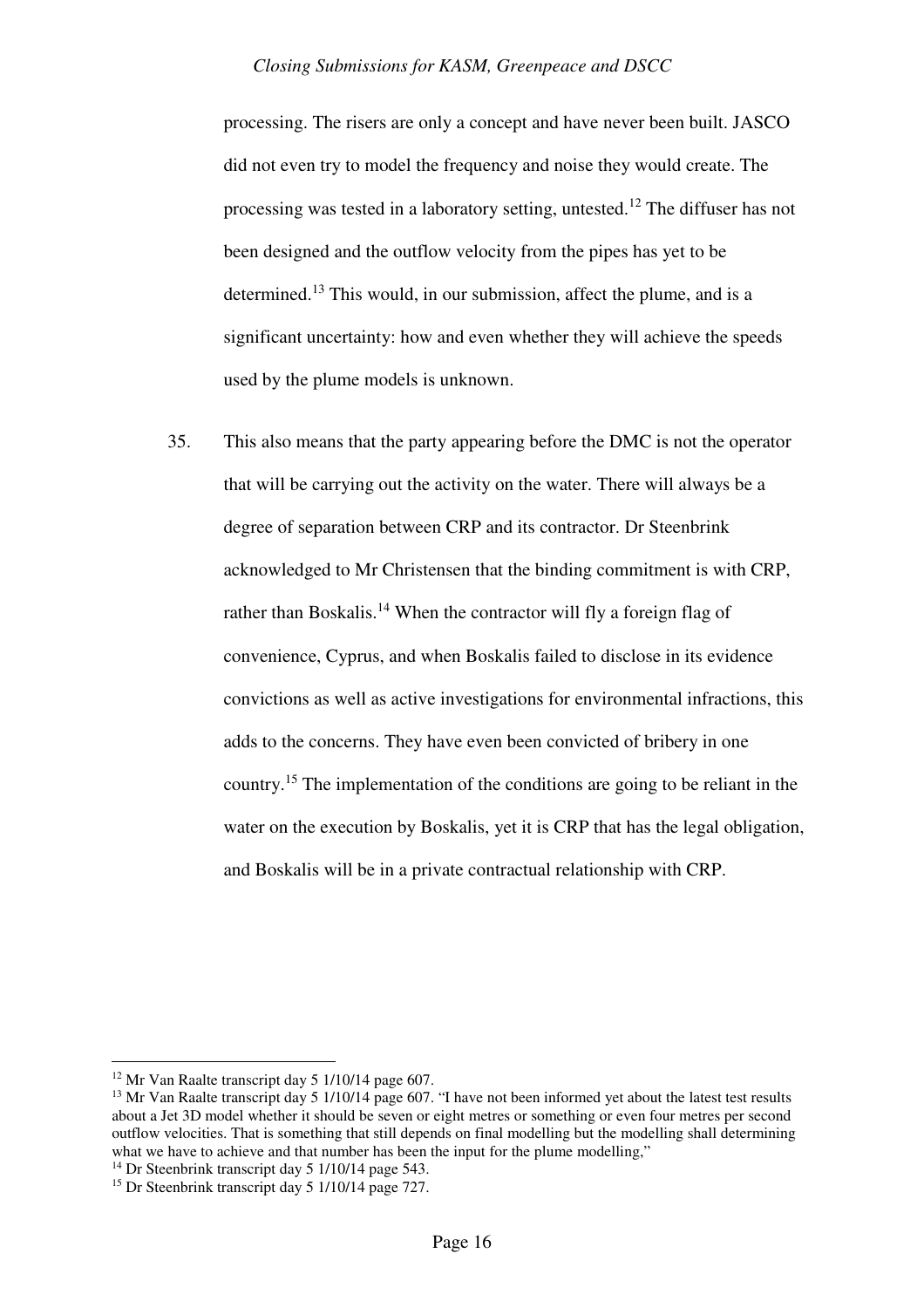processing. The risers are only a concept and have never been built. JASCO did not even try to model the frequency and noise they would create. The processing was tested in a laboratory setting, untested.[12] The diffuser has not been designed and the outflow velocity from the pipes has yet to be determined.[13] This would, in our submission, affect the plume, and is a significant uncertainty: how and even whether they will achieve the speeds used by the plume models is unknown.

35. This also means that the party appearing before the DMC is not the operator that will be carrying out the activity on the water. There will always be a degree of separation between CRP and its contractor. Dr Steenbrink acknowledged to Mr Christensen that the binding commitment is with CRP, rather than Boskalis.[14] When the contractor will fly a foreign flag of convenience, Cyprus, and when Boskalis failed to disclose in its evidence convictions as well as active investigations for environmental infractions, this adds to the concerns. They have even been convicted of bribery in one country.[15] The implementation of the conditions are going to be reliant in the water on the execution by Boskalis, yet it is CRP that has the legal obligation, and Boskalis will be in a private contractual relationship with CRP.

---

[12] Mr Van Raalte transcript day 5 1/10/14 page 607.

[13] Mr Van Raalte transcript day 5 1/10/14 page 607. "I have not been informed yet about the latest test results about a Jet 3D model whether it should be seven or eight metres or something or even four metres per second outflow velocities. That is something that still depends on final modelling but the modelling shall determining what we have to achieve and that number has been the input for the plume modelling,"

[14] Dr Steenbrink transcript day 5 1/10/14 page 543.

[15] Dr Steenbrink transcript day 5 1/10/14 page 727.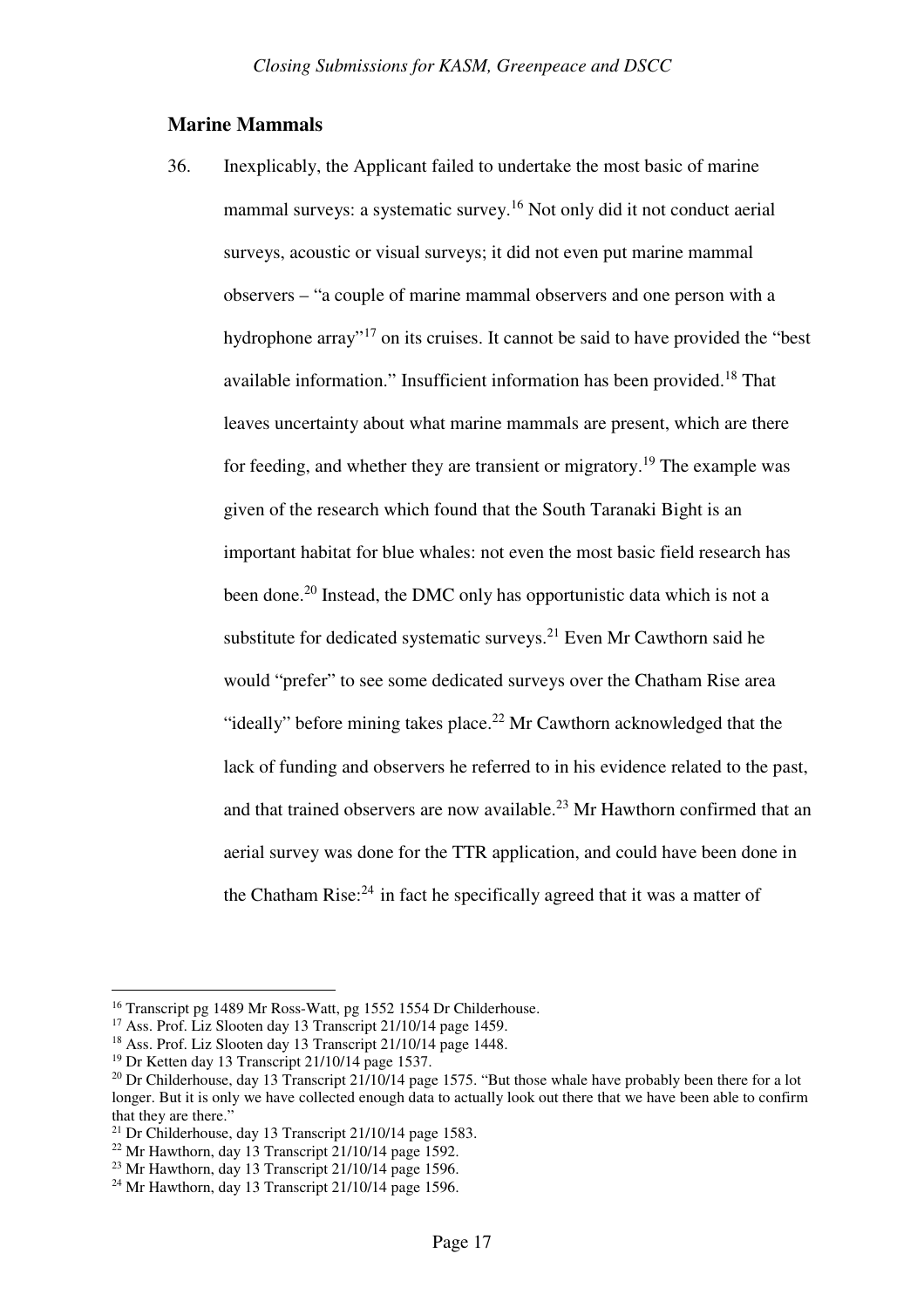## Marine Mammals

36. Inexplicably, the Applicant failed to undertake the most basic of marine mammal surveys: a systematic survey.[16] Not only did it not conduct aerial surveys, acoustic or visual surveys; it did not even put marine mammal observers – "a couple of marine mammal observers and one person with a hydrophone array"[17] on its cruises. It cannot be said to have provided the "best available information." Insufficient information has been provided.[18] That leaves uncertainty about what marine mammals are present, which are there for feeding, and whether they are transient or migratory.[19] The example was given of the research which found that the South Taranaki Bight is an important habitat for blue whales: not even the most basic field research has been done.[20] Instead, the DMC only has opportunistic data which is not a substitute for dedicated systematic surveys.[21] Even Mr Cawthorn said he would "prefer" to see some dedicated surveys over the Chatham Rise area "ideally" before mining takes place.[22] Mr Cawthorn acknowledged that the lack of funding and observers he referred to in his evidence related to the past, and that trained observers are now available.[23] Mr Hawthorn confirmed that an aerial survey was done for the TTR application, and could have been done in the Chatham Rise:[24] in fact he specifically agreed that it was a matter of

---

[16] Transcript pg 1489 Mr Ross-Watt, pg 1552 1554 Dr Childerhouse.

[17] Ass. Prof. Liz Slooten day 13 Transcript 21/10/14 page 1459.

[18] Ass. Prof. Liz Slooten day 13 Transcript 21/10/14 page 1448.

[19] Dr Ketten day 13 Transcript 21/10/14 page 1537.

[20] Dr Childerhouse, day 13 Transcript 21/10/14 page 1575. "But those whale have probably been there for a lot longer. But it is only we have collected enough data to actually look out there that we have been able to confirm that they are there."

[21] Dr Childerhouse, day 13 Transcript 21/10/14 page 1583.

[22] Mr Hawthorn, day 13 Transcript 21/10/14 page 1592.

[23] Mr Hawthorn, day 13 Transcript 21/10/14 page 1596.

[24] Mr Hawthorn, day 13 Transcript 21/10/14 page 1596.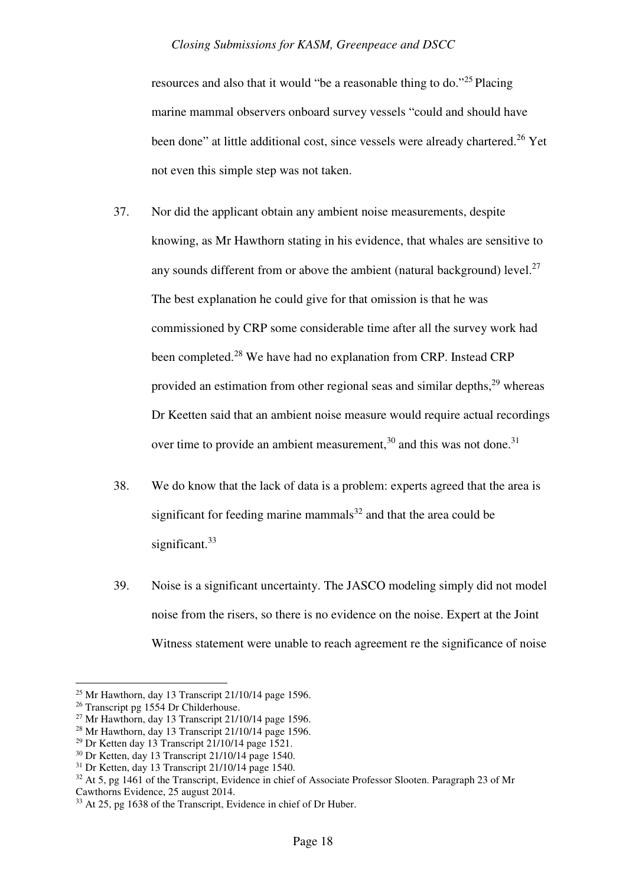resources and also that it would "be a reasonable thing to do."[25] Placing marine mammal observers onboard survey vessels "could and should have been done" at little additional cost, since vessels were already chartered.[26] Yet not even this simple step was not taken.

37. Nor did the applicant obtain any ambient noise measurements, despite knowing, as Mr Hawthorn stating in his evidence, that whales are sensitive to any sounds different from or above the ambient (natural background) level.[27] The best explanation he could give for that omission is that he was commissioned by CRP some considerable time after all the survey work had been completed.[28] We have had no explanation from CRP. Instead CRP provided an estimation from other regional seas and similar depths,[29] whereas Dr Keetten said that an ambient noise measure would require actual recordings over time to provide an ambient measurement,[30] and this was not done.[31]

38. We do know that the lack of data is a problem: experts agreed that the area is significant for feeding marine mammals[32] and that the area could be significant.[33]

39. Noise is a significant uncertainty. The JASCO modeling simply did not model noise from the risers, so there is no evidence on the noise. Expert at the Joint Witness statement were unable to reach agreement re the significance of noise

---

[25] Mr Hawthorn, day 13 Transcript 21/10/14 page 1596.

[26] Transcript pg 1554 Dr Childerhouse.

[27] Mr Hawthorn, day 13 Transcript 21/10/14 page 1596.

[28] Mr Hawthorn, day 13 Transcript 21/10/14 page 1596.

[29] Dr Ketten day 13 Transcript 21/10/14 page 1521.

[30] Dr Ketten, day 13 Transcript 21/10/14 page 1540.

[31] Dr Ketten, day 13 Transcript 21/10/14 page 1540.

[32] At 5, pg 1461 of the Transcript, Evidence in chief of Associate Professor Slooten. Paragraph 23 of Mr Cawthorns Evidence, 25 august 2014.

[33] At 25, pg 1638 of the Transcript, Evidence in chief of Dr Huber.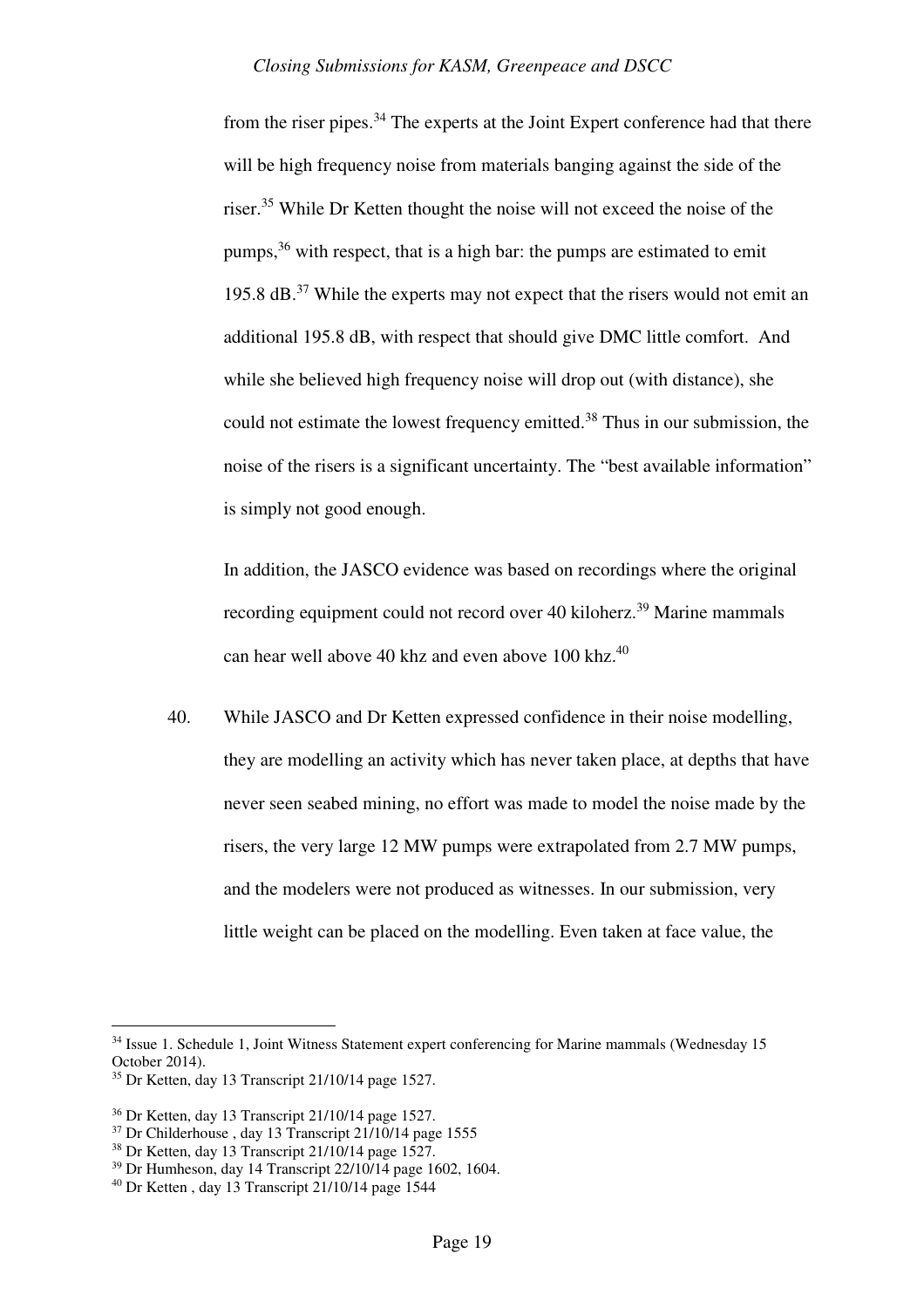from the riser pipes.[34] The experts at the Joint Expert conference had that there will be high frequency noise from materials banging against the side of the riser.[35] While Dr Ketten thought the noise will not exceed the noise of the pumps,[36] with respect, that is a high bar: the pumps are estimated to emit 195.8 dB.[37] While the experts may not expect that the risers would not emit an additional 195.8 dB, with respect that should give DMC little comfort. And while she believed high frequency noise will drop out (with distance), she could not estimate the lowest frequency emitted.[38] Thus in our submission, the noise of the risers is a significant uncertainty. The "best available information" is simply not good enough.

In addition, the JASCO evidence was based on recordings where the original recording equipment could not record over 40 kiloherz.[39] Marine mammals can hear well above 40 khz and even above 100 khz.[40]

40. While JASCO and Dr Ketten expressed confidence in their noise modelling, they are modelling an activity which has never taken place, at depths that have never seen seabed mining, no effort was made to model the noise made by the risers, the very large 12 MW pumps were extrapolated from 2.7 MW pumps, and the modelers were not produced as witnesses. In our submission, very little weight can be placed on the modelling. Even taken at face value, the

---

[34] Issue 1. Schedule 1, Joint Witness Statement expert conferencing for Marine mammals (Wednesday 15 October 2014).

[35] Dr Ketten, day 13 Transcript 21/10/14 page 1527.

[36] Dr Ketten, day 13 Transcript 21/10/14 page 1527.

[37] Dr Childerhouse , day 13 Transcript 21/10/14 page 1555

[38] Dr Ketten, day 13 Transcript 21/10/14 page 1527.

[39] Dr Humheson, day 14 Transcript 22/10/14 page 1602, 1604.

[40] Dr Ketten , day 13 Transcript 21/10/14 page 1544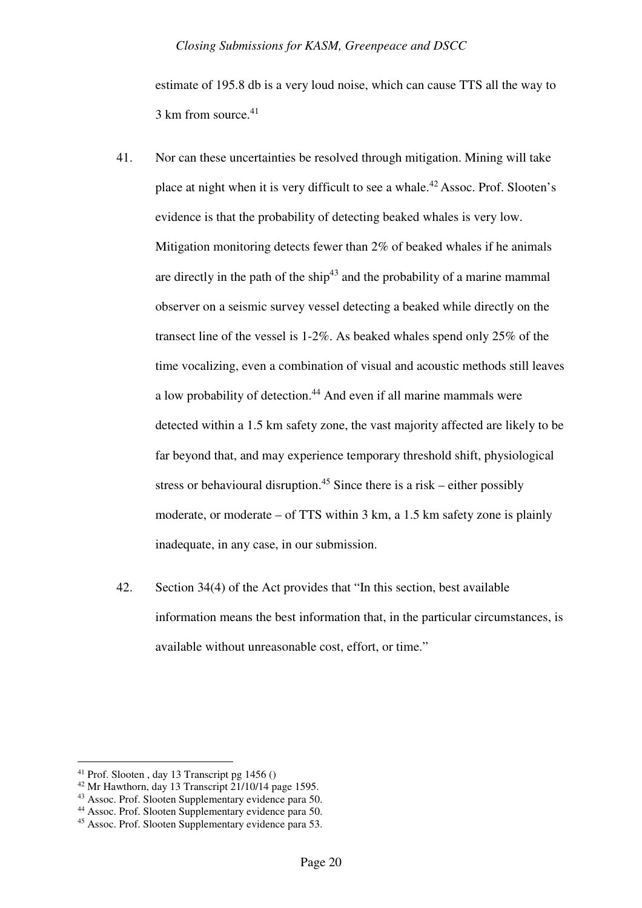estimate of 195.8 db is a very loud noise, which can cause TTS all the way to 3 km from source.[41]

41. Nor can these uncertainties be resolved through mitigation. Mining will take place at night when it is very difficult to see a whale.[42] Assoc. Prof. Slooten's evidence is that the probability of detecting beaked whales is very low. Mitigation monitoring detects fewer than 2% of beaked whales if he animals are directly in the path of the ship[43] and the probability of a marine mammal observer on a seismic survey vessel detecting a beaked while directly on the transect line of the vessel is 1-2%. As beaked whales spend only 25% of the time vocalizing, even a combination of visual and acoustic methods still leaves a low probability of detection.[44] And even if all marine mammals were detected within a 1.5 km safety zone, the vast majority affected are likely to be far beyond that, and may experience temporary threshold shift, physiological stress or behavioural disruption.[45] Since there is a risk – either possibly moderate, or moderate – of TTS within 3 km, a 1.5 km safety zone is plainly inadequate, in any case, in our submission.

42. Section 34(4) of the Act provides that "In this section, best available information means the best information that, in the particular circumstances, is available without unreasonable cost, effort, or time."

---

[41] Prof. Slooten , day 13 Transcript pg 1456 ()

[42] Mr Hawthorn, day 13 Transcript 21/10/14 page 1595.

[43] Assoc. Prof. Slooten Supplementary evidence para 50.

[44] Assoc. Prof. Slooten Supplementary evidence para 50.

[45] Assoc. Prof. Slooten Supplementary evidence para 53.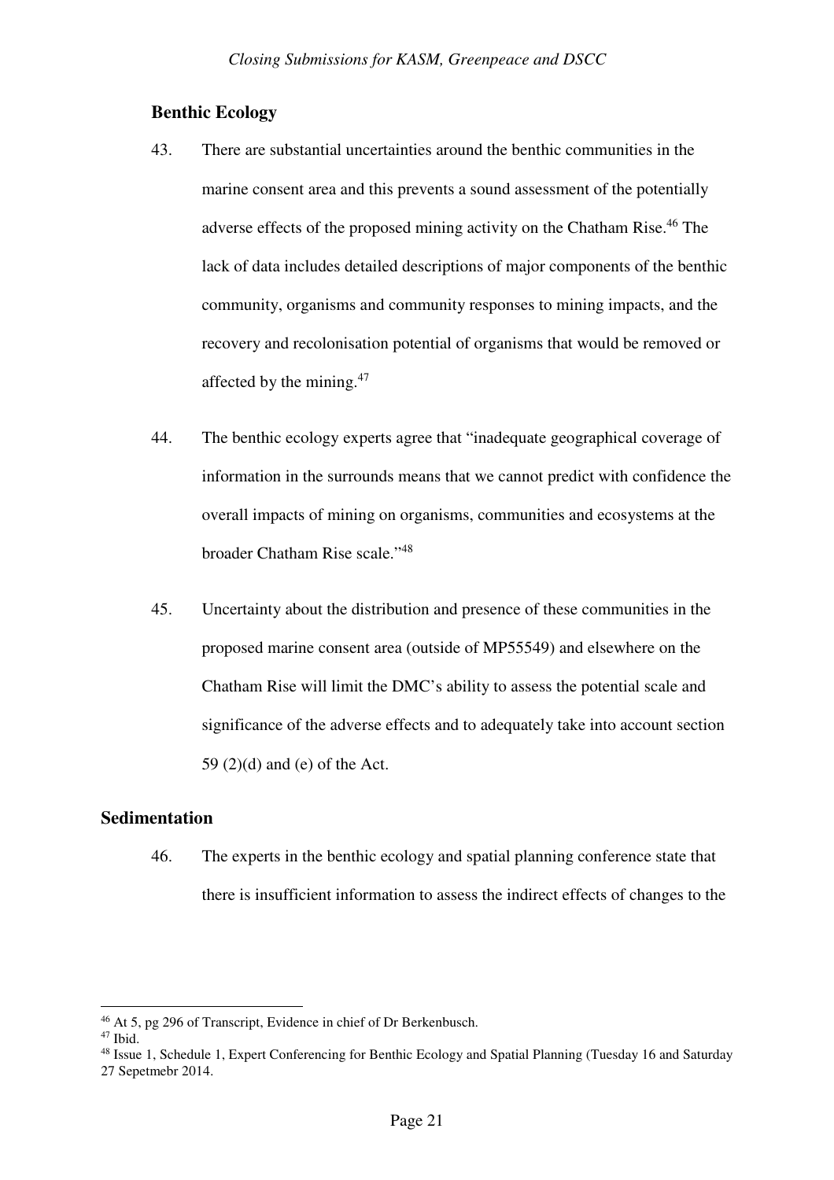## Benthic Ecology

43. There are substantial uncertainties around the benthic communities in the marine consent area and this prevents a sound assessment of the potentially adverse effects of the proposed mining activity on the Chatham Rise.[46] The lack of data includes detailed descriptions of major components of the benthic community, organisms and community responses to mining impacts, and the recovery and recolonisation potential of organisms that would be removed or affected by the mining.[47]

44. The benthic ecology experts agree that "inadequate geographical coverage of information in the surrounds means that we cannot predict with confidence the overall impacts of mining on organisms, communities and ecosystems at the broader Chatham Rise scale."[48]

45. Uncertainty about the distribution and presence of these communities in the proposed marine consent area (outside of MP55549) and elsewhere on the Chatham Rise will limit the DMC's ability to assess the potential scale and significance of the adverse effects and to adequately take into account section 59 (2)(d) and (e) of the Act.

## Sedimentation

46. The experts in the benthic ecology and spatial planning conference state that there is insufficient information to assess the indirect effects of changes to the

---

[46] At 5, pg 296 of Transcript, Evidence in chief of Dr Berkenbusch.

[47] Ibid.

[48] Issue 1, Schedule 1, Expert Conferencing for Benthic Ecology and Spatial Planning (Tuesday 16 and Saturday 27 Sepetmebr 2014.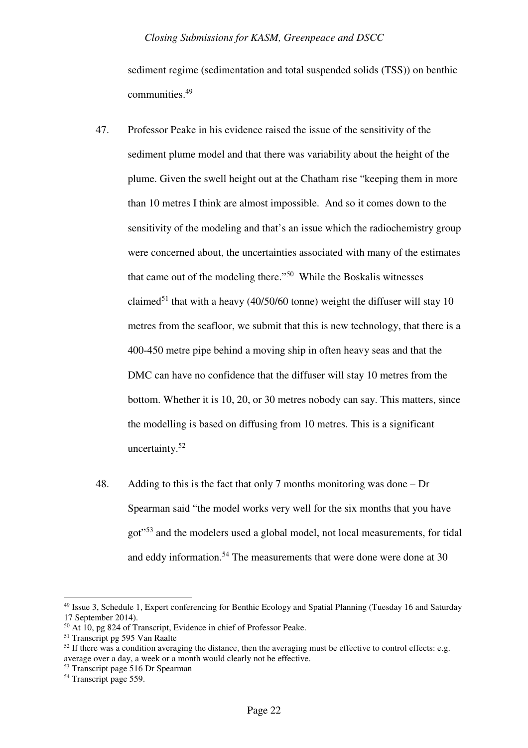sediment regime (sedimentation and total suspended solids (TSS)) on benthic communities.[49]

47. Professor Peake in his evidence raised the issue of the sensitivity of the sediment plume model and that there was variability about the height of the plume. Given the swell height out at the Chatham rise "keeping them in more than 10 metres I think are almost impossible. And so it comes down to the sensitivity of the modeling and that's an issue which the radiochemistry group were concerned about, the uncertainties associated with many of the estimates that came out of the modeling there."[50] While the Boskalis witnesses claimed[51] that with a heavy (40/50/60 tonne) weight the diffuser will stay 10 metres from the seafloor, we submit that this is new technology, that there is a 400-450 metre pipe behind a moving ship in often heavy seas and that the DMC can have no confidence that the diffuser will stay 10 metres from the bottom. Whether it is 10, 20, or 30 metres nobody can say. This matters, since the modelling is based on diffusing from 10 metres. This is a significant uncertainty.[52]

48. Adding to this is the fact that only 7 months monitoring was done – Dr Spearman said "the model works very well for the six months that you have got"[53] and the modelers used a global model, not local measurements, for tidal and eddy information.[54] The measurements that were done were done at 30

---

[49] Issue 3, Schedule 1, Expert conferencing for Benthic Ecology and Spatial Planning (Tuesday 16 and Saturday 17 September 2014).

[50] At 10, pg 824 of Transcript, Evidence in chief of Professor Peake.

[51] Transcript pg 595 Van Raalte

[52] If there was a condition averaging the distance, then the averaging must be effective to control effects: e.g. average over a day, a week or a month would clearly not be effective.

[53] Transcript page 516 Dr Spearman

[54] Transcript page 559.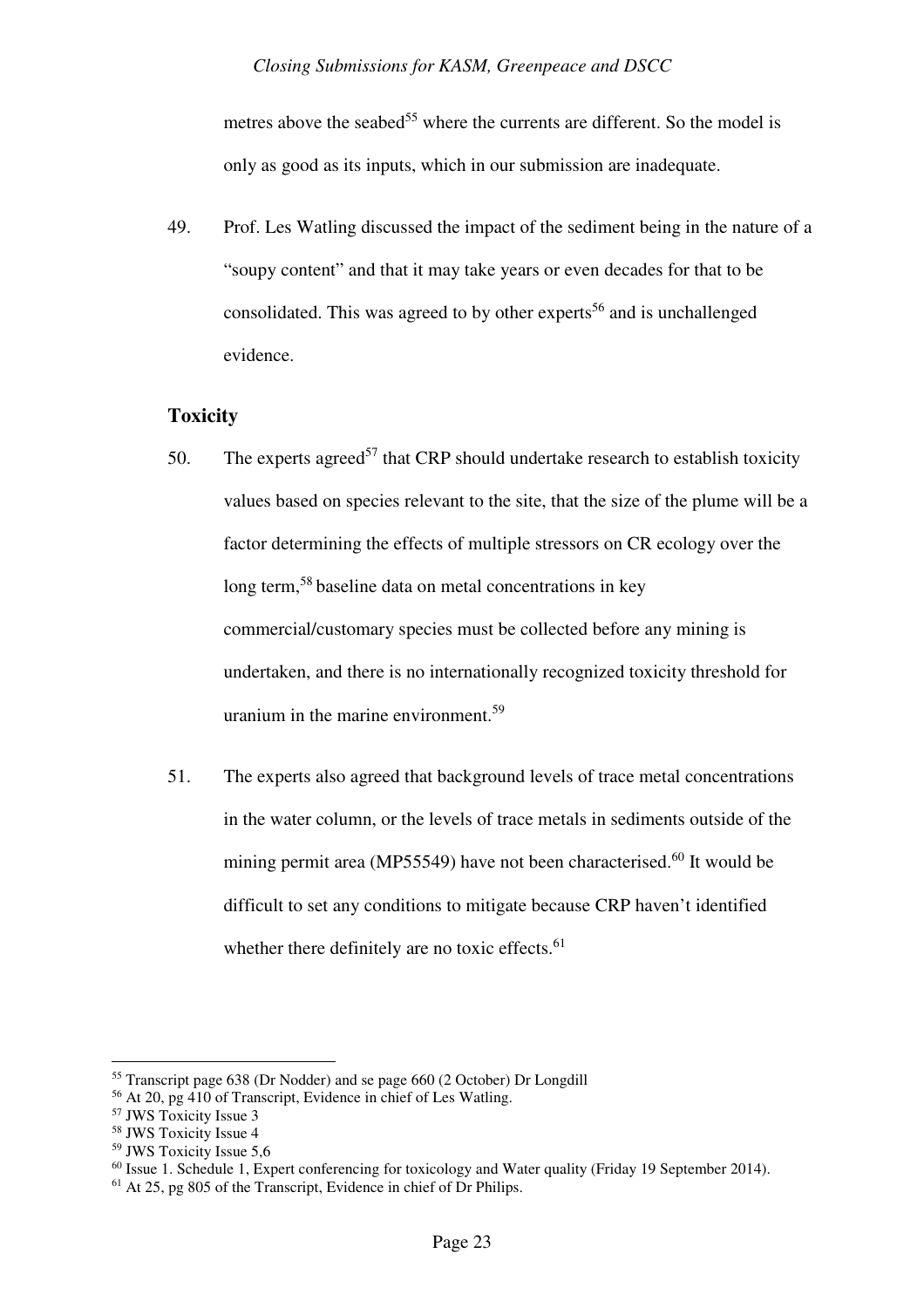metres above the seabed[55] where the currents are different. So the model is only as good as its inputs, which in our submission are inadequate.

49. Prof. Les Watling discussed the impact of the sediment being in the nature of a "soupy content" and that it may take years or even decades for that to be consolidated. This was agreed to by other experts[56] and is unchallenged evidence.

## Toxicity

50. The experts agreed[57] that CRP should undertake research to establish toxicity values based on species relevant to the site, that the size of the plume will be a factor determining the effects of multiple stressors on CR ecology over the long term,[58] baseline data on metal concentrations in key commercial/customary species must be collected before any mining is undertaken, and there is no internationally recognized toxicity threshold for uranium in the marine environment.[59]

51. The experts also agreed that background levels of trace metal concentrations in the water column, or the levels of trace metals in sediments outside of the mining permit area (MP55549) have not been characterised.[60] It would be difficult to set any conditions to mitigate because CRP haven't identified whether there definitely are no toxic effects.[61]

---

[55] Transcript page 638 (Dr Nodder) and se page 660 (2 October) Dr Longdill

[56] At 20, pg 410 of Transcript, Evidence in chief of Les Watling.

[57] JWS Toxicity Issue 3

[58] JWS Toxicity Issue 4

[59] JWS Toxicity Issue 5,6

[60] Issue 1. Schedule 1, Expert conferencing for toxicology and Water quality (Friday 19 September 2014).

[61] At 25, pg 805 of the Transcript, Evidence in chief of Dr Philips.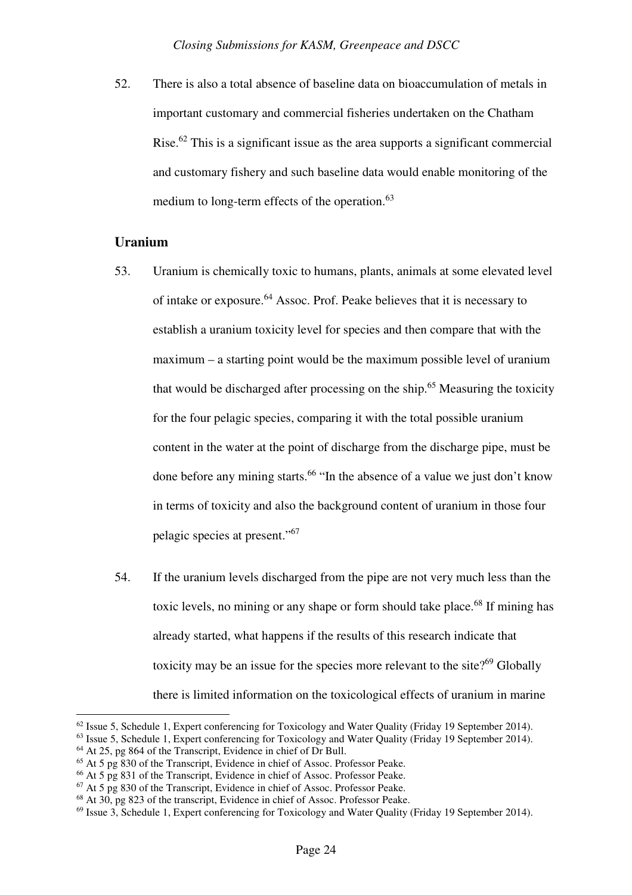52. There is also a total absence of baseline data on bioaccumulation of metals in important customary and commercial fisheries undertaken on the Chatham Rise.[62] This is a significant issue as the area supports a significant commercial and customary fishery and such baseline data would enable monitoring of the medium to long-term effects of the operation.[63]

## Uranium

53. Uranium is chemically toxic to humans, plants, animals at some elevated level of intake or exposure.[64] Assoc. Prof. Peake believes that it is necessary to establish a uranium toxicity level for species and then compare that with the maximum – a starting point would be the maximum possible level of uranium that would be discharged after processing on the ship.[65] Measuring the toxicity for the four pelagic species, comparing it with the total possible uranium content in the water at the point of discharge from the discharge pipe, must be done before any mining starts.[66] "In the absence of a value we just don't know in terms of toxicity and also the background content of uranium in those four pelagic species at present."[67]

54. If the uranium levels discharged from the pipe are not very much less than the toxic levels, no mining or any shape or form should take place.[68] If mining has already started, what happens if the results of this research indicate that toxicity may be an issue for the species more relevant to the site?[69] Globally there is limited information on the toxicological effects of uranium in marine

---

[62] Issue 5, Schedule 1, Expert conferencing for Toxicology and Water Quality (Friday 19 September 2014).
[63] Issue 5, Schedule 1, Expert conferencing for Toxicology and Water Quality (Friday 19 September 2014).
[64] At 25, pg 864 of the Transcript, Evidence in chief of Dr Bull.
[65] At 5 pg 830 of the Transcript, Evidence in chief of Assoc. Professor Peake.
[66] At 5 pg 831 of the Transcript, Evidence in chief of Assoc. Professor Peake.
[67] At 5 pg 830 of the Transcript, Evidence in chief of Assoc. Professor Peake.
[68] At 30, pg 823 of the transcript, Evidence in chief of Assoc. Professor Peake.
[69] Issue 3, Schedule 1, Expert conferencing for Toxicology and Water Quality (Friday 19 September 2014).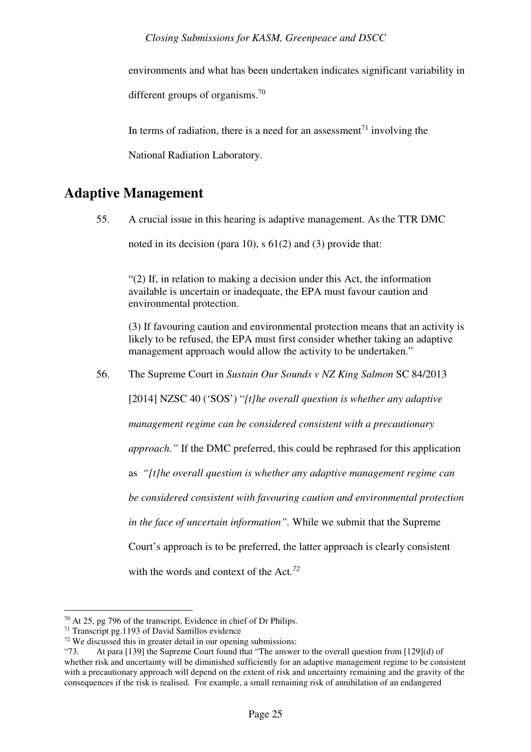environments and what has been undertaken indicates significant variability in different groups of organisms.[70]

In terms of radiation, there is a need for an assessment[71] involving the National Radiation Laboratory.

## Adaptive Management

55. A crucial issue in this hearing is adaptive management. As the TTR DMC noted in its decision (para 10), s 61(2) and (3) provide that:

> "(2) If, in relation to making a decision under this Act, the information available is uncertain or inadequate, the EPA must favour caution and environmental protection.
>
> (3) If favouring caution and environmental protection means that an activity is likely to be refused, the EPA must first consider whether taking an adaptive management approach would allow the activity to be undertaken."

56. The Supreme Court in *Sustain Our Sounds v NZ King Salmon* SC 84/2013 [2014] NZSC 40 ('SOS') "*[t]he overall question is whether any adaptive management regime can be considered consistent with a precautionary approach."* If the DMC preferred, this could be rephrased for this application as *"[t]he overall question is whether any adaptive management regime can be considered consistent with favouring caution and environmental protection in the face of uncertain information".* While we submit that the Supreme Court's approach is to be preferred, the latter approach is clearly consistent with the words and context of the Act.[72]

---

[70] At 25, pg 796 of the transcript, Evidence in chief of Dr Philips.

[71] Transcript pg.1193 of David Santillos evidence

[72] We discussed this in greater detail in our opening submissions:

"73. At para [139] the Supreme Court found that "The answer to the overall question from [129](d) of whether risk and uncertainty will be diminished sufficiently for an adaptive management regime to be consistent with a precautionary approach will depend on the extent of risk and uncertainty remaining and the gravity of the consequences if the risk is realised. For example, a small remaining risk of annihilation of an endangered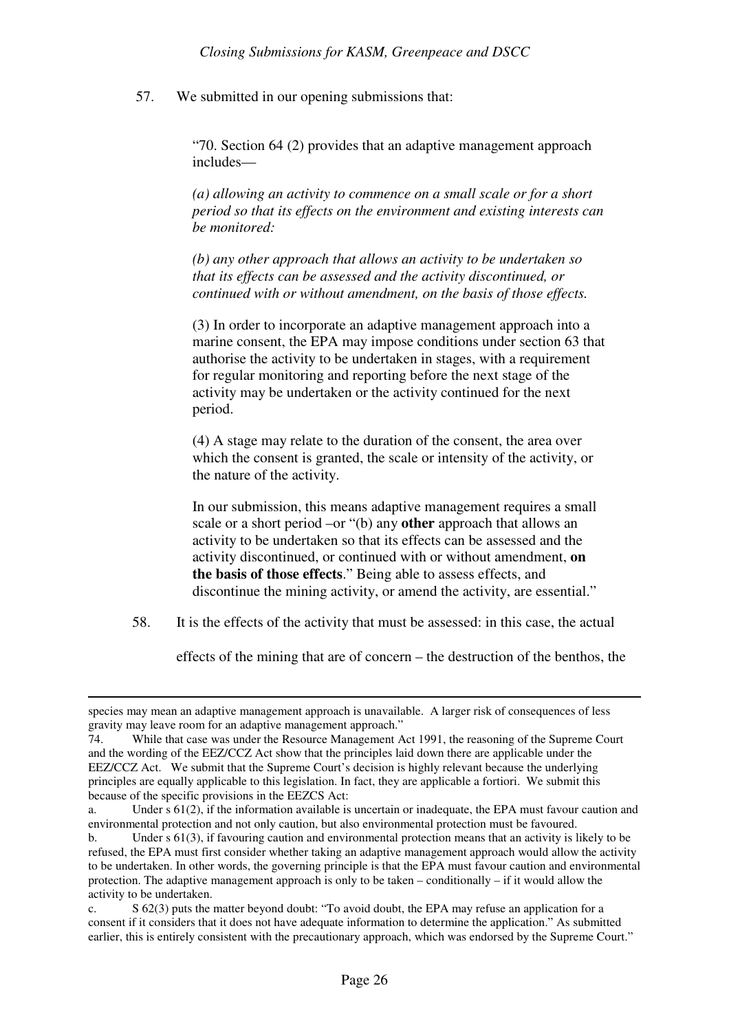57. We submitted in our opening submissions that:

> "70. Section 64 (2) provides that an adaptive management approach includes—
>
> *(a) allowing an activity to commence on a small scale or for a short period so that its effects on the environment and existing interests can be monitored:*
>
> *(b) any other approach that allows an activity to be undertaken so that its effects can be assessed and the activity discontinued, or continued with or without amendment, on the basis of those effects.*
>
> (3) In order to incorporate an adaptive management approach into a marine consent, the EPA may impose conditions under section 63 that authorise the activity to be undertaken in stages, with a requirement for regular monitoring and reporting before the next stage of the activity may be undertaken or the activity continued for the next period.
>
> (4) A stage may relate to the duration of the consent, the area over which the consent is granted, the scale or intensity of the activity, or the nature of the activity.
>
> In our submission, this means adaptive management requires a small scale or a short period –or "(b) any **other** approach that allows an activity to be undertaken so that its effects can be assessed and the activity discontinued, or continued with or without amendment, **on the basis of those effects**." Being able to assess effects, and discontinue the mining activity, or amend the activity, are essential."

58. It is the effects of the activity that must be assessed: in this case, the actual effects of the mining that are of concern – the destruction of the benthos, the

---

species may mean an adaptive management approach is unavailable. A larger risk of consequences of less gravity may leave room for an adaptive management approach."

74. While that case was under the Resource Management Act 1991, the reasoning of the Supreme Court and the wording of the EEZ/CCZ Act show that the principles laid down there are applicable under the EEZ/CCZ Act. We submit that the Supreme Court's decision is highly relevant because the underlying principles are equally applicable to this legislation. In fact, they are applicable a fortiori. We submit this because of the specific provisions in the EEZCS Act:

a. Under s 61(2), if the information available is uncertain or inadequate, the EPA must favour caution and environmental protection and not only caution, but also environmental protection must be favoured.

b. Under s 61(3), if favouring caution and environmental protection means that an activity is likely to be refused, the EPA must first consider whether taking an adaptive management approach would allow the activity to be undertaken. In other words, the governing principle is that the EPA must favour caution and environmental protection. The adaptive management approach is only to be taken – conditionally – if it would allow the activity to be undertaken.

c. S 62(3) puts the matter beyond doubt: "To avoid doubt, the EPA may refuse an application for a consent if it considers that it does not have adequate information to determine the application." As submitted earlier, this is entirely consistent with the precautionary approach, which was endorsed by the Supreme Court."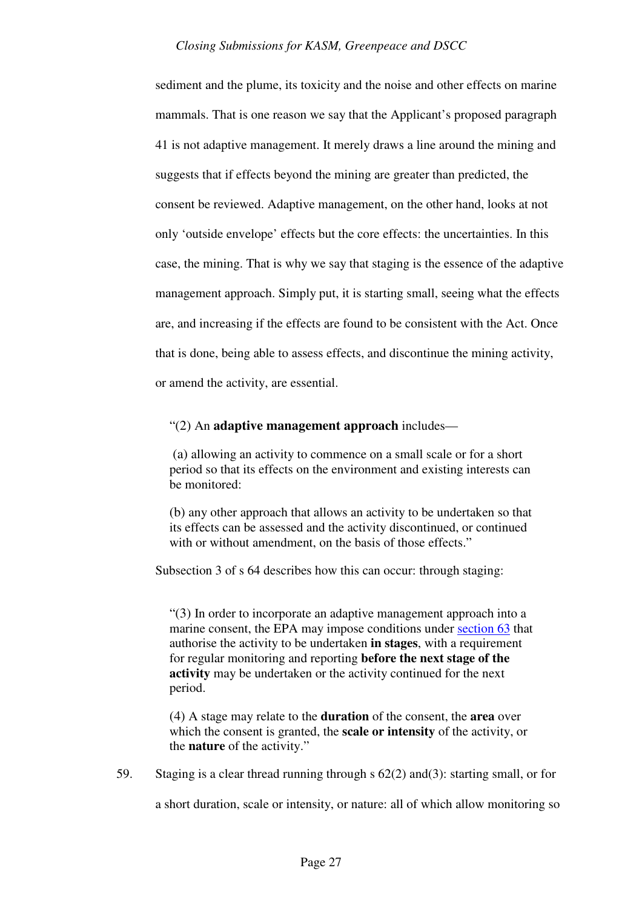sediment and the plume, its toxicity and the noise and other effects on marine mammals. That is one reason we say that the Applicant's proposed paragraph 41 is not adaptive management. It merely draws a line around the mining and suggests that if effects beyond the mining are greater than predicted, the consent be reviewed. Adaptive management, on the other hand, looks at not only 'outside envelope' effects but the core effects: the uncertainties. In this case, the mining. That is why we say that staging is the essence of the adaptive management approach. Simply put, it is starting small, seeing what the effects are, and increasing if the effects are found to be consistent with the Act. Once that is done, being able to assess effects, and discontinue the mining activity, or amend the activity, are essential.

> "(2) An **adaptive management approach** includes—
>
> (a) allowing an activity to commence on a small scale or for a short period so that its effects on the environment and existing interests can be monitored:
>
> (b) any other approach that allows an activity to be undertaken so that its effects can be assessed and the activity discontinued, or continued with or without amendment, on the basis of those effects."

Subsection 3 of s 64 describes how this can occur: through staging:

> "(3) In order to incorporate an adaptive management approach into a marine consent, the EPA may impose conditions under section 63 that authorise the activity to be undertaken **in stages**, with a requirement for regular monitoring and reporting **before the next stage of the activity** may be undertaken or the activity continued for the next period.
>
> (4) A stage may relate to the **duration** of the consent, the **area** over which the consent is granted, the **scale or intensity** of the activity, or the **nature** of the activity."

59. Staging is a clear thread running through s 62(2) and(3): starting small, or for a short duration, scale or intensity, or nature: all of which allow monitoring so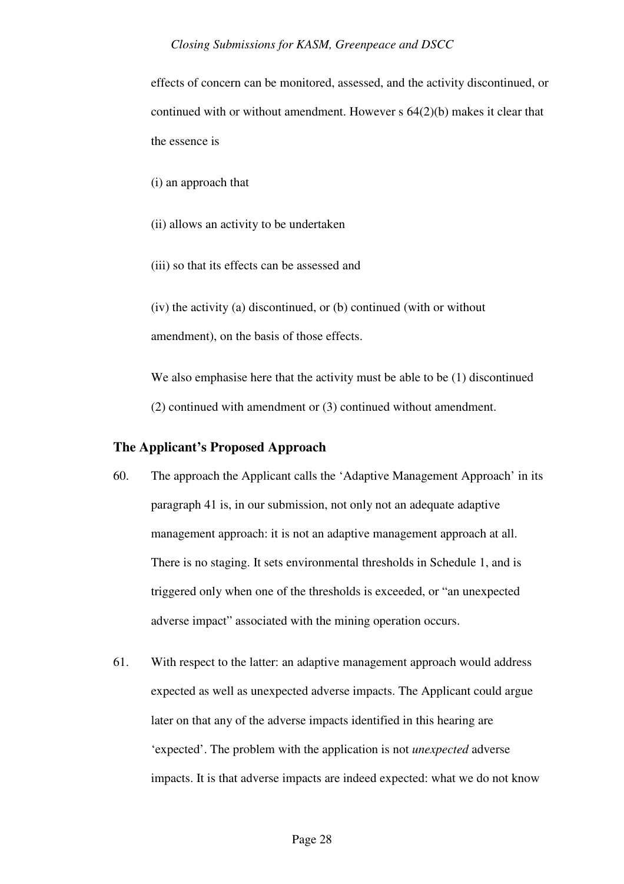effects of concern can be monitored, assessed, and the activity discontinued, or continued with or without amendment. However s 64(2)(b) makes it clear that the essence is

(i) an approach that

(ii) allows an activity to be undertaken

(iii) so that its effects can be assessed and

(iv) the activity (a) discontinued, or (b) continued (with or without amendment), on the basis of those effects.

We also emphasise here that the activity must be able to be (1) discontinued (2) continued with amendment or (3) continued without amendment.

### The Applicant's Proposed Approach

60. The approach the Applicant calls the 'Adaptive Management Approach' in its paragraph 41 is, in our submission, not only not an adequate adaptive management approach: it is not an adaptive management approach at all. There is no staging. It sets environmental thresholds in Schedule 1, and is triggered only when one of the thresholds is exceeded, or "an unexpected adverse impact" associated with the mining operation occurs.

61. With respect to the latter: an adaptive management approach would address expected as well as unexpected adverse impacts. The Applicant could argue later on that any of the adverse impacts identified in this hearing are 'expected'. The problem with the application is not *unexpected* adverse impacts. It is that adverse impacts are indeed expected: what we do not know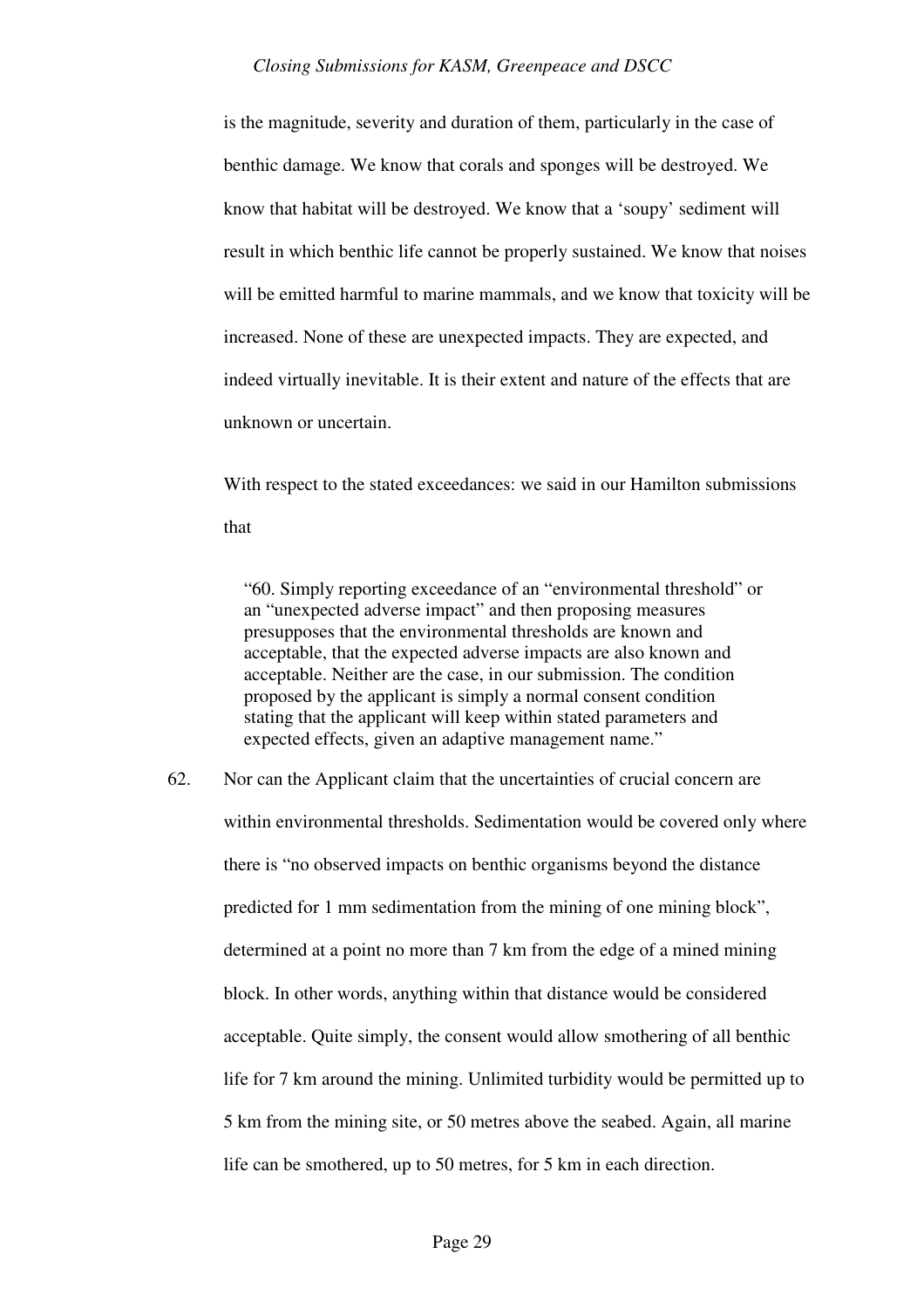is the magnitude, severity and duration of them, particularly in the case of benthic damage. We know that corals and sponges will be destroyed. We know that habitat will be destroyed. We know that a 'soupy' sediment will result in which benthic life cannot be properly sustained. We know that noises will be emitted harmful to marine mammals, and we know that toxicity will be increased. None of these are unexpected impacts. They are expected, and indeed virtually inevitable. It is their extent and nature of the effects that are unknown or uncertain.

With respect to the stated exceedances: we said in our Hamilton submissions that

> "60. Simply reporting exceedance of an "environmental threshold" or an "unexpected adverse impact" and then proposing measures presupposes that the environmental thresholds are known and acceptable, that the expected adverse impacts are also known and acceptable. Neither are the case, in our submission. The condition proposed by the applicant is simply a normal consent condition stating that the applicant will keep within stated parameters and expected effects, given an adaptive management name."

62. Nor can the Applicant claim that the uncertainties of crucial concern are within environmental thresholds. Sedimentation would be covered only where there is "no observed impacts on benthic organisms beyond the distance predicted for 1 mm sedimentation from the mining of one mining block", determined at a point no more than 7 km from the edge of a mined mining block. In other words, anything within that distance would be considered acceptable. Quite simply, the consent would allow smothering of all benthic life for 7 km around the mining. Unlimited turbidity would be permitted up to 5 km from the mining site, or 50 metres above the seabed. Again, all marine life can be smothered, up to 50 metres, for 5 km in each direction.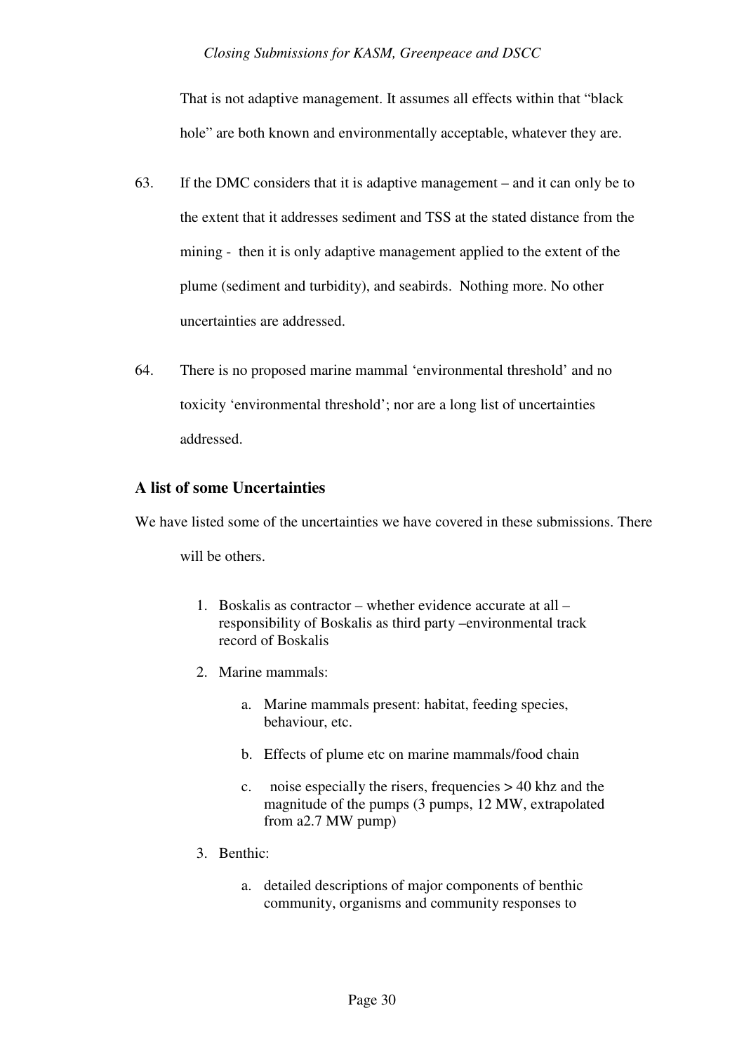That is not adaptive management. It assumes all effects within that "black hole" are both known and environmentally acceptable, whatever they are.

63. If the DMC considers that it is adaptive management – and it can only be to the extent that it addresses sediment and TSS at the stated distance from the mining - then it is only adaptive management applied to the extent of the plume (sediment and turbidity), and seabirds. Nothing more. No other uncertainties are addressed.

64. There is no proposed marine mammal 'environmental threshold' and no toxicity 'environmental threshold'; nor are a long list of uncertainties addressed.

### A list of some Uncertainties

We have listed some of the uncertainties we have covered in these submissions. There will be others.

1. Boskalis as contractor – whether evidence accurate at all – responsibility of Boskalis as third party –environmental track record of Boskalis
2. Marine mammals:
    a. Marine mammals present: habitat, feeding species, behaviour, etc.
    b. Effects of plume etc on marine mammals/food chain
    c. noise especially the risers, frequencies > 40 khz and the magnitude of the pumps (3 pumps, 12 MW, extrapolated from a2.7 MW pump)
3. Benthic:
    a. detailed descriptions of major components of benthic community, organisms and community responses to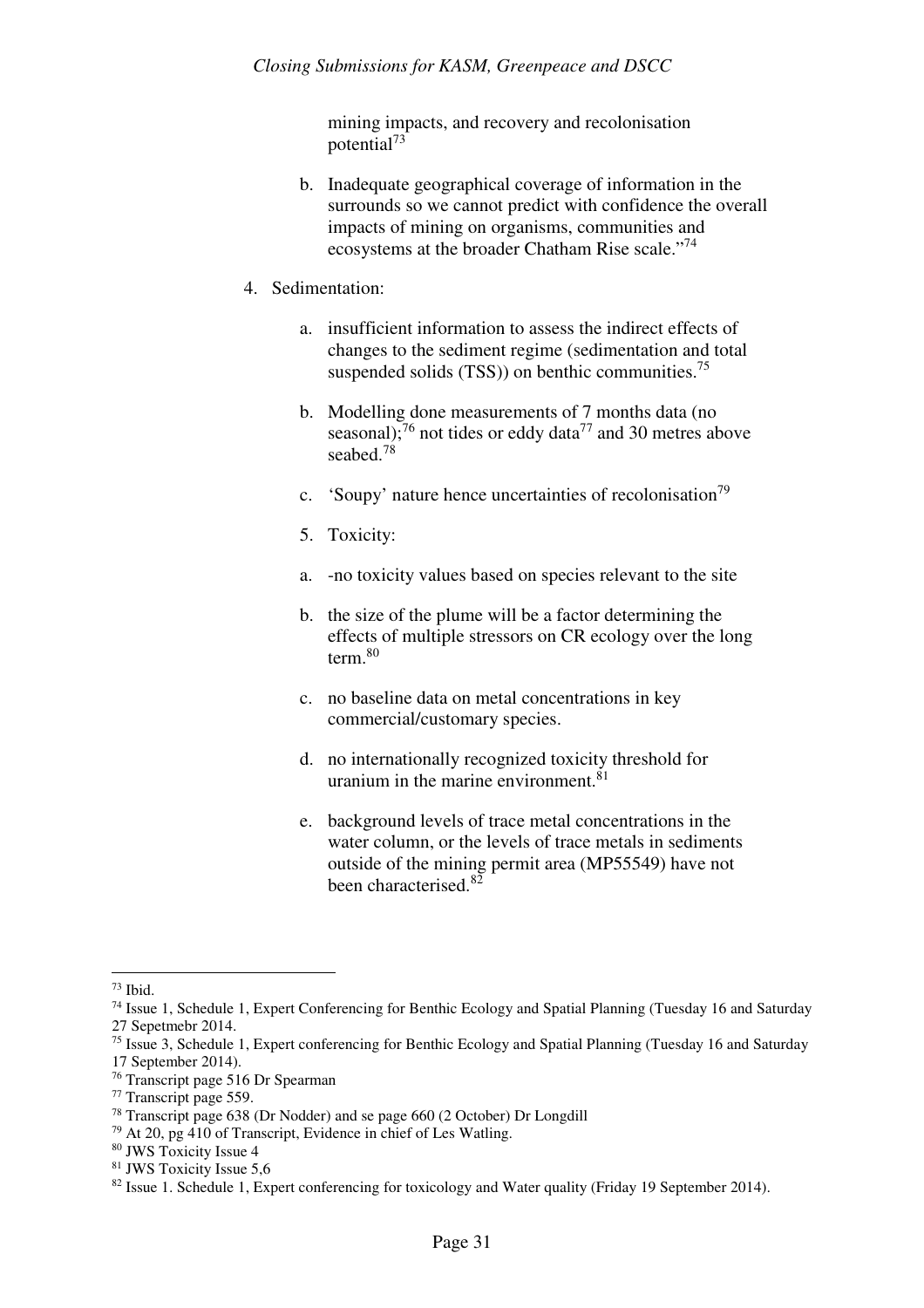mining impacts, and recovery and recolonisation potential[73]

b. Inadequate geographical coverage of information in the surrounds so we cannot predict with confidence the overall impacts of mining on organisms, communities and ecosystems at the broader Chatham Rise scale."[74]

4. Sedimentation:

a. insufficient information to assess the indirect effects of changes to the sediment regime (sedimentation and total suspended solids (TSS)) on benthic communities.[75]

b. Modelling done measurements of 7 months data (no seasonal);[76] not tides or eddy data[77] and 30 metres above seabed.[78]

c. 'Soupy' nature hence uncertainties of recolonisation[79]

5. Toxicity:

a. -no toxicity values based on species relevant to the site

b. the size of the plume will be a factor determining the effects of multiple stressors on CR ecology over the long term.[80]

c. no baseline data on metal concentrations in key commercial/customary species.

d. no internationally recognized toxicity threshold for uranium in the marine environment.[81]

e. background levels of trace metal concentrations in the water column, or the levels of trace metals in sediments outside of the mining permit area (MP55549) have not been characterised.[82]

---

[73] Ibid.

[74] Issue 1, Schedule 1, Expert Conferencing for Benthic Ecology and Spatial Planning (Tuesday 16 and Saturday 27 Sepetmebr 2014.

[75] Issue 3, Schedule 1, Expert conferencing for Benthic Ecology and Spatial Planning (Tuesday 16 and Saturday 17 September 2014).

[76] Transcript page 516 Dr Spearman

[77] Transcript page 559.

[78] Transcript page 638 (Dr Nodder) and se page 660 (2 October) Dr Longdill

[79] At 20, pg 410 of Transcript, Evidence in chief of Les Watling.

[80] JWS Toxicity Issue 4

[81] JWS Toxicity Issue 5,6

[82] Issue 1. Schedule 1, Expert conferencing for toxicology and Water quality (Friday 19 September 2014).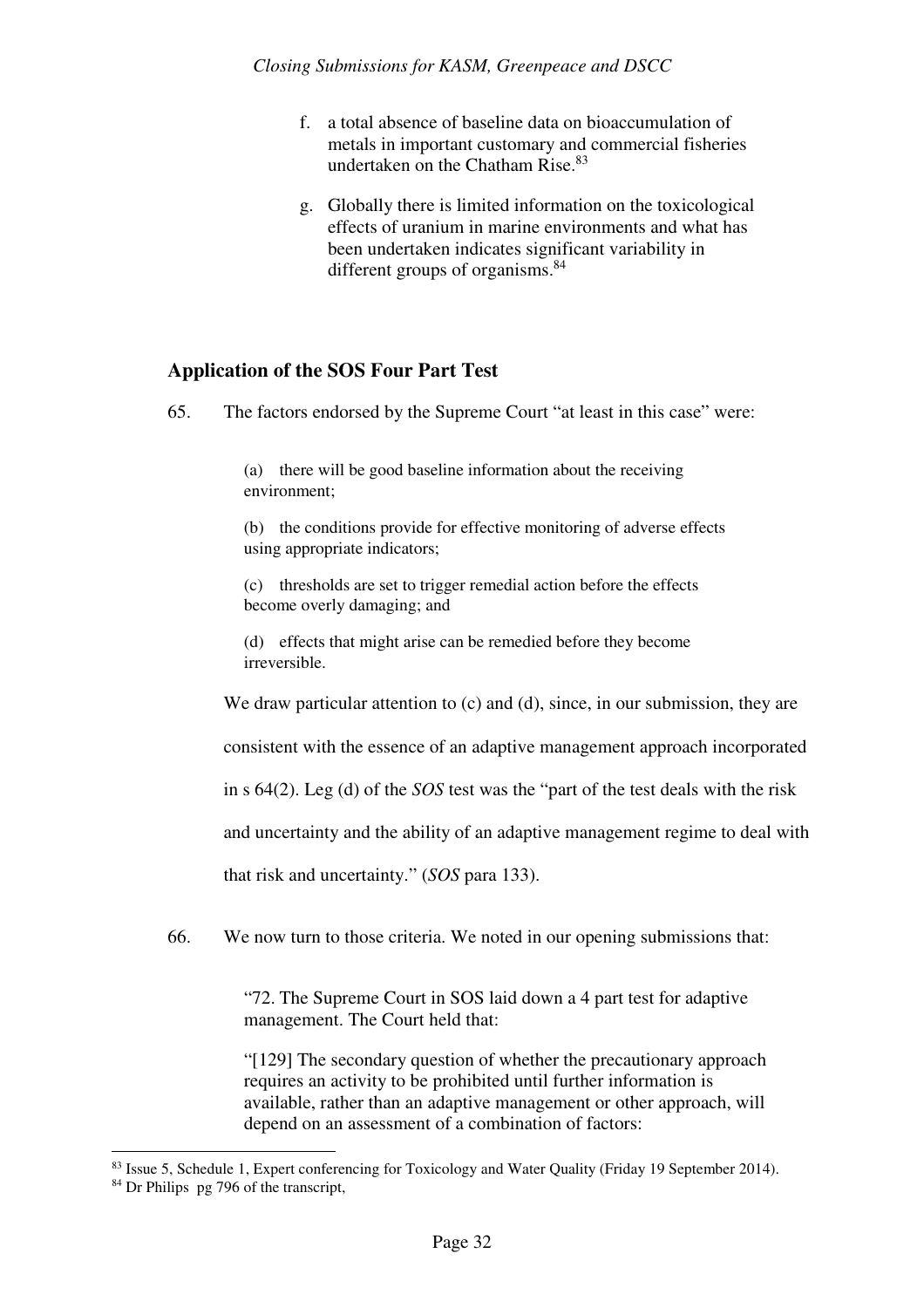f. a total absence of baseline data on bioaccumulation of metals in important customary and commercial fisheries undertaken on the Chatham Rise.[83]

g. Globally there is limited information on the toxicological effects of uranium in marine environments and what has been undertaken indicates significant variability in different groups of organisms.[84]

## Application of the SOS Four Part Test

65. The factors endorsed by the Supreme Court "at least in this case" were:

> (a) there will be good baseline information about the receiving environment;
>
> (b) the conditions provide for effective monitoring of adverse effects using appropriate indicators;
>
> (c) thresholds are set to trigger remedial action before the effects become overly damaging; and
>
> (d) effects that might arise can be remedied before they become irreversible.

We draw particular attention to (c) and (d), since, in our submission, they are consistent with the essence of an adaptive management approach incorporated in s 64(2). Leg (d) of the *SOS* test was the "part of the test deals with the risk and uncertainty and the ability of an adaptive management regime to deal with that risk and uncertainty." (*SOS* para 133).

66. We now turn to those criteria. We noted in our opening submissions that:

> "72. The Supreme Court in SOS laid down a 4 part test for adaptive management. The Court held that:
>
> "[129] The secondary question of whether the precautionary approach requires an activity to be prohibited until further information is available, rather than an adaptive management or other approach, will depend on an assessment of a combination of factors:

---

[83] Issue 5, Schedule 1, Expert conferencing for Toxicology and Water Quality (Friday 19 September 2014).

[84] Dr Philips pg 796 of the transcript,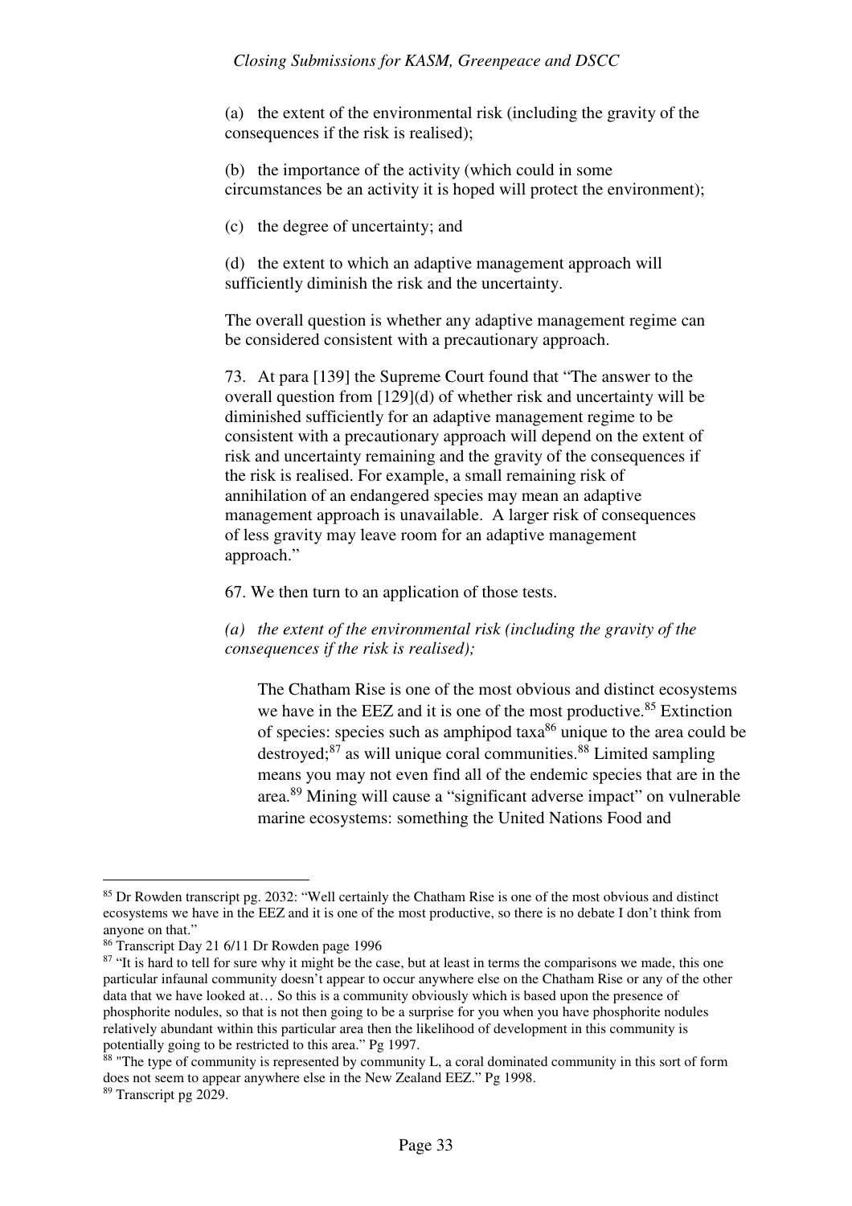(a) the extent of the environmental risk (including the gravity of the consequences if the risk is realised);

(b) the importance of the activity (which could in some circumstances be an activity it is hoped will protect the environment);

(c) the degree of uncertainty; and

(d) the extent to which an adaptive management approach will sufficiently diminish the risk and the uncertainty.

The overall question is whether any adaptive management regime can be considered consistent with a precautionary approach.

73. At para [139] the Supreme Court found that "The answer to the overall question from [129](d) of whether risk and uncertainty will be diminished sufficiently for an adaptive management regime to be consistent with a precautionary approach will depend on the extent of risk and uncertainty remaining and the gravity of the consequences if the risk is realised. For example, a small remaining risk of annihilation of an endangered species may mean an adaptive management approach is unavailable. A larger risk of consequences of less gravity may leave room for an adaptive management approach."

67. We then turn to an application of those tests.

*(a) the extent of the environmental risk (including the gravity of the consequences if the risk is realised);*

> The Chatham Rise is one of the most obvious and distinct ecosystems we have in the EEZ and it is one of the most productive.[85] Extinction of species: species such as amphipod taxa[86] unique to the area could be destroyed;[87] as will unique coral communities.[88] Limited sampling means you may not even find all of the endemic species that are in the area.[89] Mining will cause a "significant adverse impact" on vulnerable marine ecosystems: something the United Nations Food and

---

[85] Dr Rowden transcript pg. 2032: "Well certainly the Chatham Rise is one of the most obvious and distinct ecosystems we have in the EEZ and it is one of the most productive, so there is no debate I don't think from anyone on that."

[86] Transcript Day 21 6/11 Dr Rowden page 1996

[87] "It is hard to tell for sure why it might be the case, but at least in terms the comparisons we made, this one particular infaunal community doesn't appear to occur anywhere else on the Chatham Rise or any of the other data that we have looked at… So this is a community obviously which is based upon the presence of phosphorite nodules, so that is not then going to be a surprise for you when you have phosphorite nodules relatively abundant within this particular area then the likelihood of development in this community is potentially going to be restricted to this area." Pg 1997.

[88] "The type of community is represented by community L, a coral dominated community in this sort of form does not seem to appear anywhere else in the New Zealand EEZ." Pg 1998.

[89] Transcript pg 2029.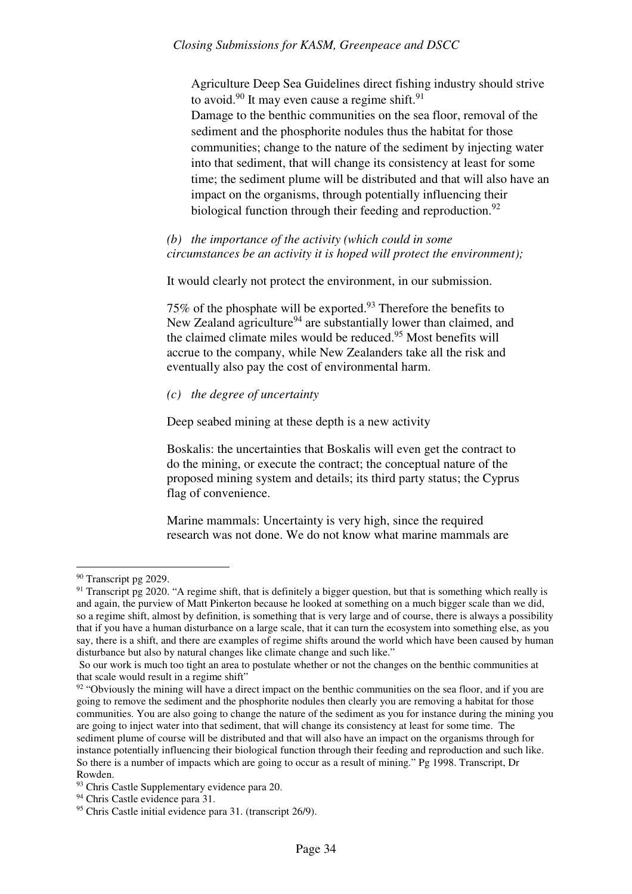Agriculture Deep Sea Guidelines direct fishing industry should strive to avoid.[90] It may even cause a regime shift.[91]
Damage to the benthic communities on the sea floor, removal of the sediment and the phosphorite nodules thus the habitat for those communities; change to the nature of the sediment by injecting water into that sediment, that will change its consistency at least for some time; the sediment plume will be distributed and that will also have an impact on the organisms, through potentially influencing their biological function through their feeding and reproduction.[92]

*(b) the importance of the activity (which could in some circumstances be an activity it is hoped will protect the environment);*

It would clearly not protect the environment, in our submission.

75% of the phosphate will be exported.[93] Therefore the benefits to New Zealand agriculture[94] are substantially lower than claimed, and the claimed climate miles would be reduced.[95] Most benefits will accrue to the company, while New Zealanders take all the risk and eventually also pay the cost of environmental harm.

*(c) the degree of uncertainty*

Deep seabed mining at these depth is a new activity

Boskalis: the uncertainties that Boskalis will even get the contract to do the mining, or execute the contract; the conceptual nature of the proposed mining system and details; its third party status; the Cyprus flag of convenience.

Marine mammals: Uncertainty is very high, since the required research was not done. We do not know what marine mammals are

---

[90] Transcript pg 2029.

[91] Transcript pg 2020. "A regime shift, that is definitely a bigger question, but that is something which really is and again, the purview of Matt Pinkerton because he looked at something on a much bigger scale than we did, so a regime shift, almost by definition, is something that is very large and of course, there is always a possibility that if you have a human disturbance on a large scale, that it can turn the ecosystem into something else, as you say, there is a shift, and there are examples of regime shifts around the world which have been caused by human disturbance but also by natural changes like climate change and such like."
So our work is much too tight an area to postulate whether or not the changes on the benthic communities at that scale would result in a regime shift"

[92] "Obviously the mining will have a direct impact on the benthic communities on the sea floor, and if you are going to remove the sediment and the phosphorite nodules then clearly you are removing a habitat for those communities. You are also going to change the nature of the sediment as you for instance during the mining you are going to inject water into that sediment, that will change its consistency at least for some time. The sediment plume of course will be distributed and that will also have an impact on the organisms through for instance potentially influencing their biological function through their feeding and reproduction and such like. So there is a number of impacts which are going to occur as a result of mining." Pg 1998. Transcript, Dr Rowden.

[93] Chris Castle Supplementary evidence para 20.

[94] Chris Castle evidence para 31.

[95] Chris Castle initial evidence para 31. (transcript 26/9).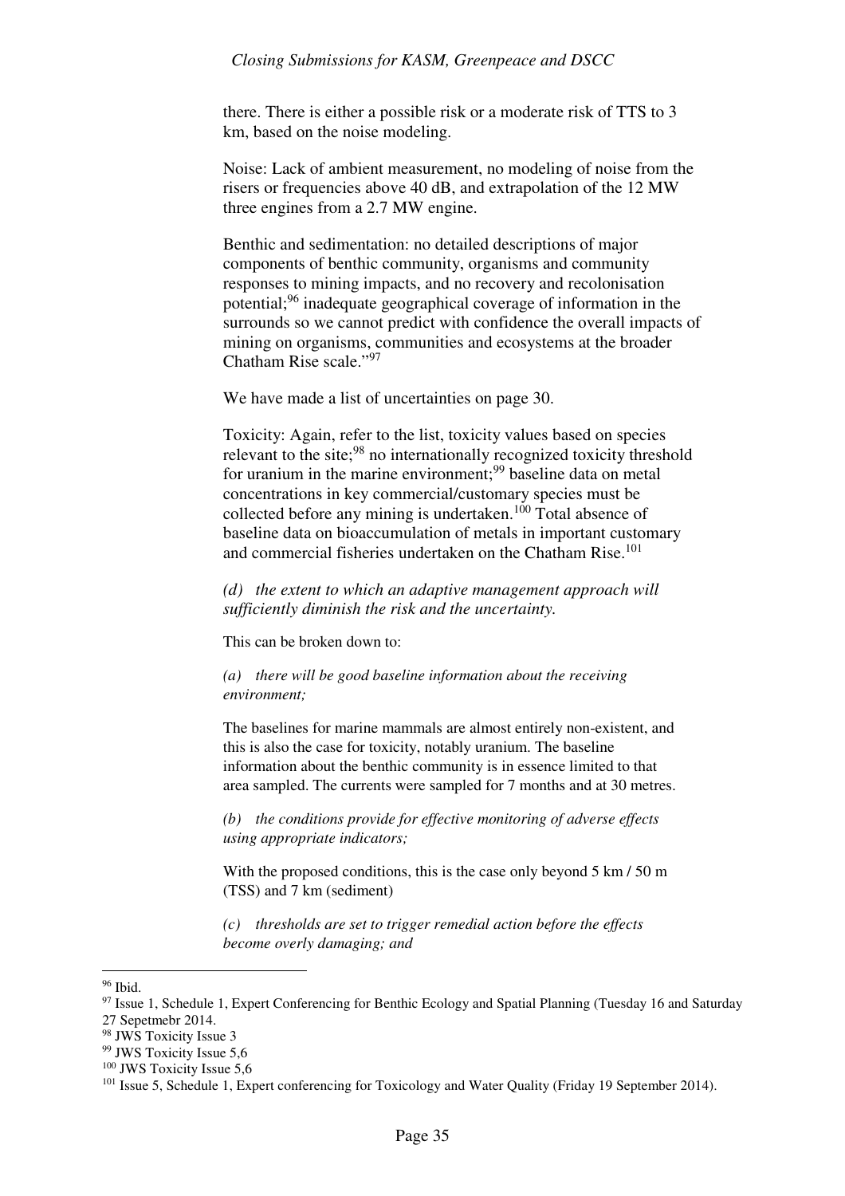there. There is either a possible risk or a moderate risk of TTS to 3 km, based on the noise modeling.

Noise: Lack of ambient measurement, no modeling of noise from the risers or frequencies above 40 dB, and extrapolation of the 12 MW three engines from a 2.7 MW engine.

Benthic and sedimentation: no detailed descriptions of major components of benthic community, organisms and community responses to mining impacts, and no recovery and recolonisation potential;[96] inadequate geographical coverage of information in the surrounds so we cannot predict with confidence the overall impacts of mining on organisms, communities and ecosystems at the broader Chatham Rise scale."[97]

We have made a list of uncertainties on page 30.

Toxicity: Again, refer to the list, toxicity values based on species relevant to the site;[98] no internationally recognized toxicity threshold for uranium in the marine environment;[99] baseline data on metal concentrations in key commercial/customary species must be collected before any mining is undertaken.[100] Total absence of baseline data on bioaccumulation of metals in important customary and commercial fisheries undertaken on the Chatham Rise.[101]

*(d) the extent to which an adaptive management approach will sufficiently diminish the risk and the uncertainty.*

This can be broken down to:

*(a) there will be good baseline information about the receiving environment;*

The baselines for marine mammals are almost entirely non-existent, and this is also the case for toxicity, notably uranium. The baseline information about the benthic community is in essence limited to that area sampled. The currents were sampled for 7 months and at 30 metres.

*(b) the conditions provide for effective monitoring of adverse effects using appropriate indicators;*

With the proposed conditions, this is the case only beyond 5 km / 50 m (TSS) and 7 km (sediment)

*(c) thresholds are set to trigger remedial action before the effects become overly damaging; and*

---

[96] Ibid.

[97] Issue 1, Schedule 1, Expert Conferencing for Benthic Ecology and Spatial Planning (Tuesday 16 and Saturday 27 Sepetmebr 2014.

[98] JWS Toxicity Issue 3

[99] JWS Toxicity Issue 5,6

[100] JWS Toxicity Issue 5,6

[101] Issue 5, Schedule 1, Expert conferencing for Toxicology and Water Quality (Friday 19 September 2014).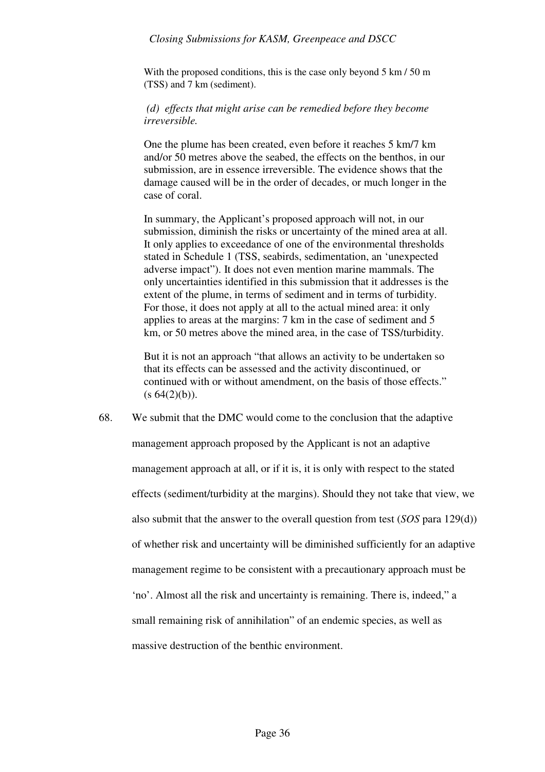With the proposed conditions, this is the case only beyond 5 km / 50 m (TSS) and 7 km (sediment).

*(d) effects that might arise can be remedied before they become irreversible.*

One the plume has been created, even before it reaches 5 km/7 km and/or 50 metres above the seabed, the effects on the benthos, in our submission, are in essence irreversible. The evidence shows that the damage caused will be in the order of decades, or much longer in the case of coral.

In summary, the Applicant's proposed approach will not, in our submission, diminish the risks or uncertainty of the mined area at all. It only applies to exceedance of one of the environmental thresholds stated in Schedule 1 (TSS, seabirds, sedimentation, an 'unexpected adverse impact"). It does not even mention marine mammals. The only uncertainties identified in this submission that it addresses is the extent of the plume, in terms of sediment and in terms of turbidity. For those, it does not apply at all to the actual mined area: it only applies to areas at the margins: 7 km in the case of sediment and 5 km, or 50 metres above the mined area, in the case of TSS/turbidity.

But it is not an approach "that allows an activity to be undertaken so that its effects can be assessed and the activity discontinued, or continued with or without amendment, on the basis of those effects." (s 64(2)(b)).

68. We submit that the DMC would come to the conclusion that the adaptive management approach proposed by the Applicant is not an adaptive management approach at all, or if it is, it is only with respect to the stated effects (sediment/turbidity at the margins). Should they not take that view, we also submit that the answer to the overall question from test (*SOS* para 129(d)) of whether risk and uncertainty will be diminished sufficiently for an adaptive management regime to be consistent with a precautionary approach must be 'no'. Almost all the risk and uncertainty is remaining. There is, indeed," a small remaining risk of annihilation" of an endemic species, as well as massive destruction of the benthic environment.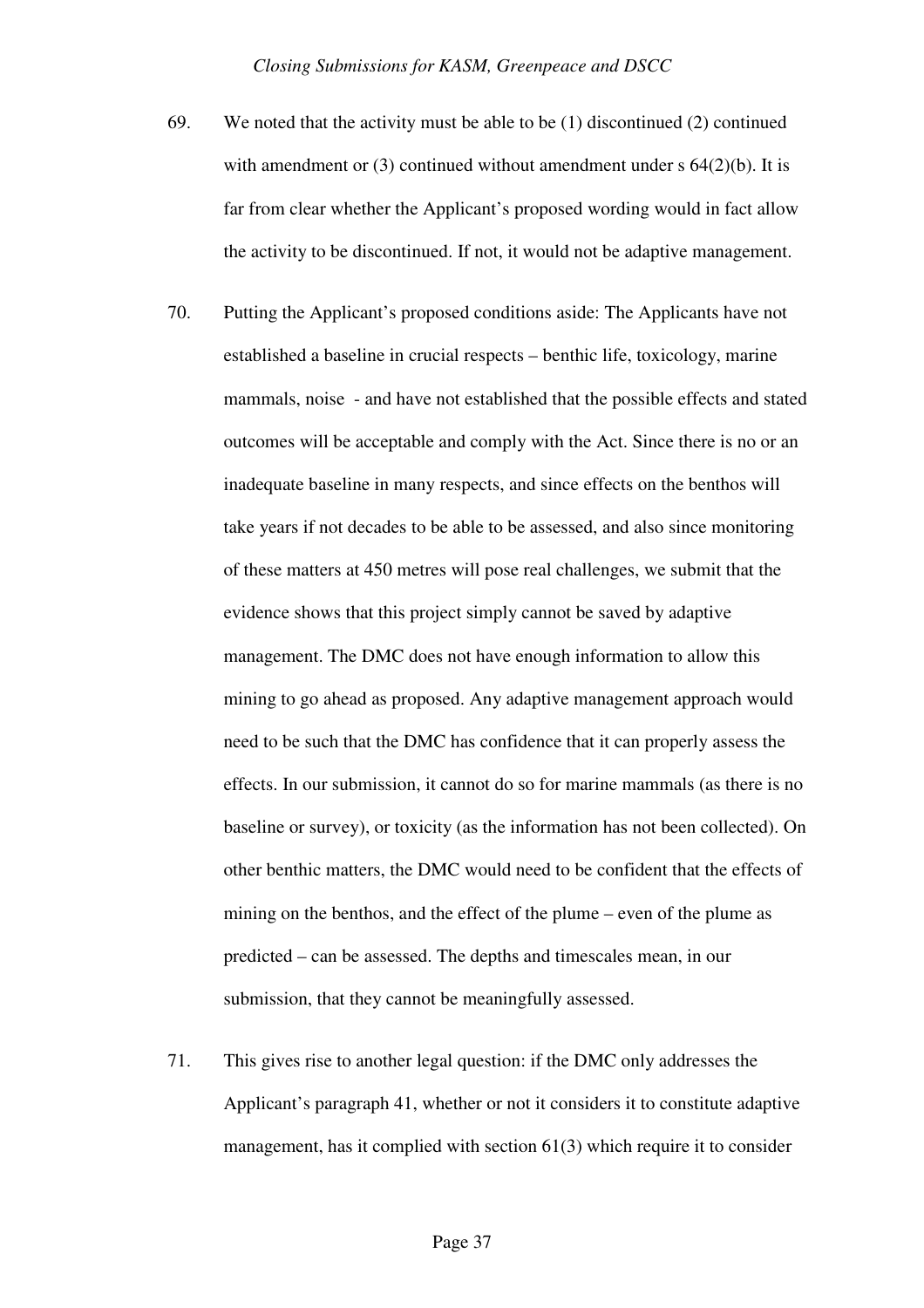69. We noted that the activity must be able to be (1) discontinued (2) continued with amendment or (3) continued without amendment under s 64(2)(b). It is far from clear whether the Applicant's proposed wording would in fact allow the activity to be discontinued. If not, it would not be adaptive management.

70. Putting the Applicant's proposed conditions aside: The Applicants have not established a baseline in crucial respects – benthic life, toxicology, marine mammals, noise - and have not established that the possible effects and stated outcomes will be acceptable and comply with the Act. Since there is no or an inadequate baseline in many respects, and since effects on the benthos will take years if not decades to be able to be assessed, and also since monitoring of these matters at 450 metres will pose real challenges, we submit that the evidence shows that this project simply cannot be saved by adaptive management. The DMC does not have enough information to allow this mining to go ahead as proposed. Any adaptive management approach would need to be such that the DMC has confidence that it can properly assess the effects. In our submission, it cannot do so for marine mammals (as there is no baseline or survey), or toxicity (as the information has not been collected). On other benthic matters, the DMC would need to be confident that the effects of mining on the benthos, and the effect of the plume – even of the plume as predicted – can be assessed. The depths and timescales mean, in our submission, that they cannot be meaningfully assessed.

71. This gives rise to another legal question: if the DMC only addresses the Applicant's paragraph 41, whether or not it considers it to constitute adaptive management, has it complied with section 61(3) which require it to consider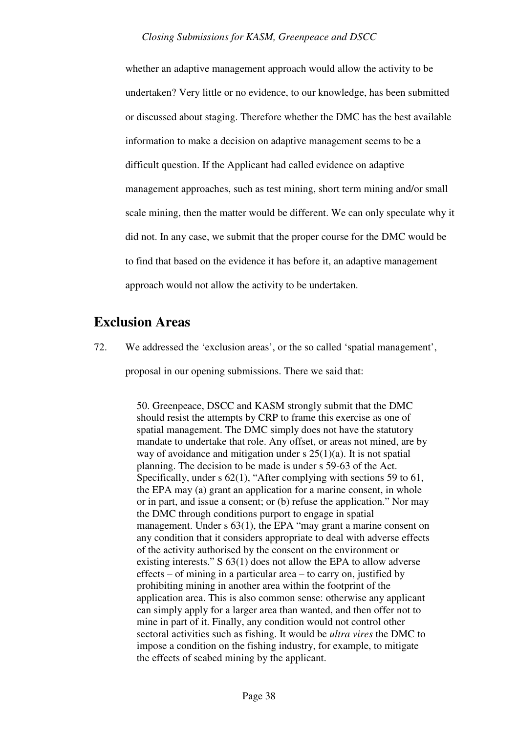whether an adaptive management approach would allow the activity to be undertaken? Very little or no evidence, to our knowledge, has been submitted or discussed about staging. Therefore whether the DMC has the best available information to make a decision on adaptive management seems to be a difficult question. If the Applicant had called evidence on adaptive management approaches, such as test mining, short term mining and/or small scale mining, then the matter would be different. We can only speculate why it did not. In any case, we submit that the proper course for the DMC would be to find that based on the evidence it has before it, an adaptive management approach would not allow the activity to be undertaken.

## Exclusion Areas

72. We addressed the 'exclusion areas', or the so called 'spatial management', proposal in our opening submissions. There we said that:

> 50. Greenpeace, DSCC and KASM strongly submit that the DMC should resist the attempts by CRP to frame this exercise as one of spatial management. The DMC simply does not have the statutory mandate to undertake that role. Any offset, or areas not mined, are by way of avoidance and mitigation under s 25(1)(a). It is not spatial planning. The decision to be made is under s 59-63 of the Act. Specifically, under s 62(1), "After complying with sections 59 to 61, the EPA may (a) grant an application for a marine consent, in whole or in part, and issue a consent; or (b) refuse the application." Nor may the DMC through conditions purport to engage in spatial management. Under s 63(1), the EPA "may grant a marine consent on any condition that it considers appropriate to deal with adverse effects of the activity authorised by the consent on the environment or existing interests." S 63(1) does not allow the EPA to allow adverse effects – of mining in a particular area – to carry on, justified by prohibiting mining in another area within the footprint of the application area. This is also common sense: otherwise any applicant can simply apply for a larger area than wanted, and then offer not to mine in part of it. Finally, any condition would not control other sectoral activities such as fishing. It would be *ultra vires* the DMC to impose a condition on the fishing industry, for example, to mitigate the effects of seabed mining by the applicant.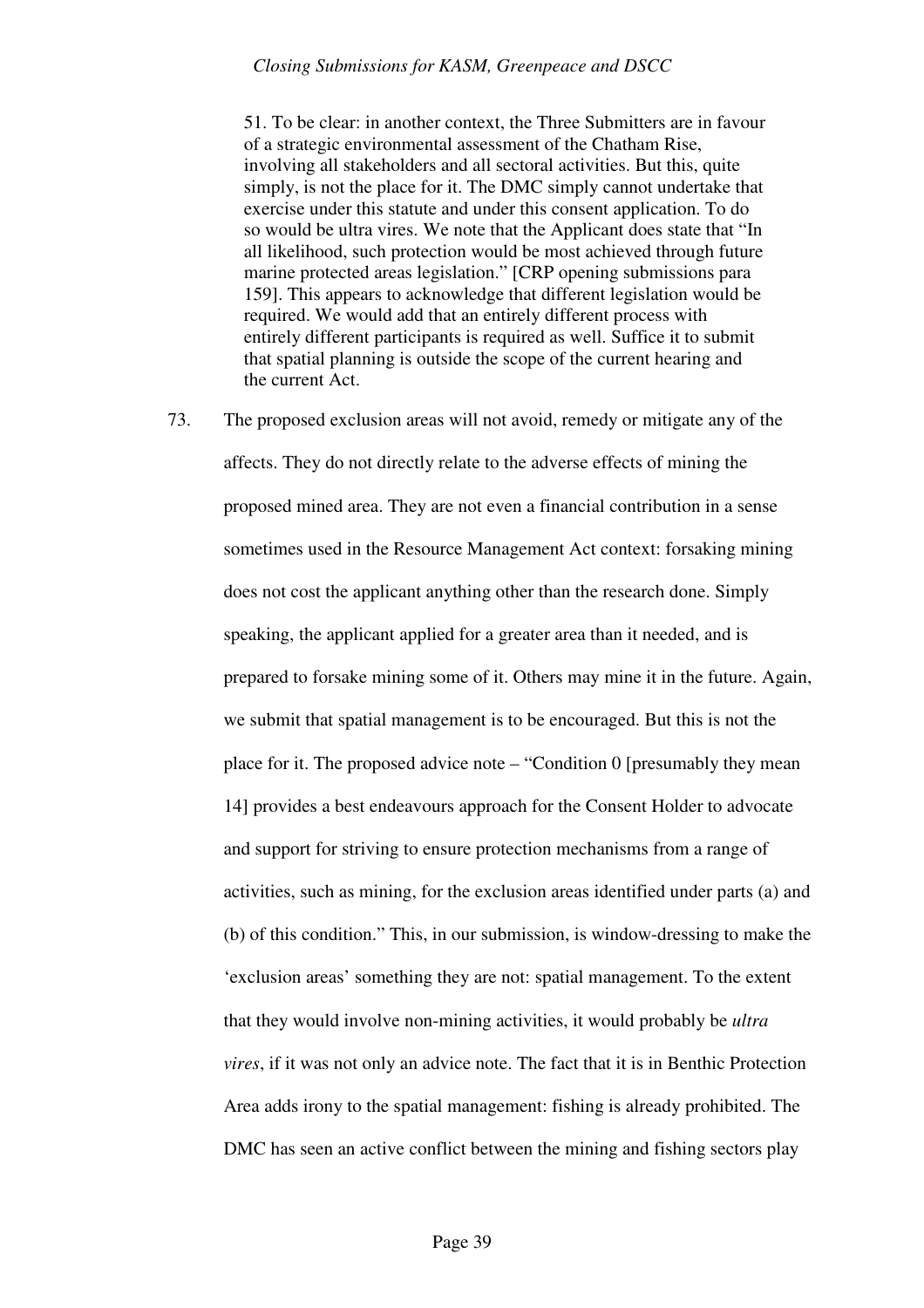> 51. To be clear: in another context, the Three Submitters are in favour of a strategic environmental assessment of the Chatham Rise, involving all stakeholders and all sectoral activities. But this, quite simply, is not the place for it. The DMC simply cannot undertake that exercise under this statute and under this consent application. To do so would be ultra vires. We note that the Applicant does state that "In all likelihood, such protection would be most achieved through future marine protected areas legislation." [CRP opening submissions para 159]. This appears to acknowledge that different legislation would be required. We would add that an entirely different process with entirely different participants is required as well. Suffice it to submit that spatial planning is outside the scope of the current hearing and the current Act.

73. The proposed exclusion areas will not avoid, remedy or mitigate any of the affects. They do not directly relate to the adverse effects of mining the proposed mined area. They are not even a financial contribution in a sense sometimes used in the Resource Management Act context: forsaking mining does not cost the applicant anything other than the research done. Simply speaking, the applicant applied for a greater area than it needed, and is prepared to forsake mining some of it. Others may mine it in the future. Again, we submit that spatial management is to be encouraged. But this is not the place for it. The proposed advice note – "Condition 0 [presumably they mean 14] provides a best endeavours approach for the Consent Holder to advocate and support for striving to ensure protection mechanisms from a range of activities, such as mining, for the exclusion areas identified under parts (a) and (b) of this condition." This, in our submission, is window-dressing to make the 'exclusion areas' something they are not: spatial management. To the extent that they would involve non-mining activities, it would probably be *ultra vires*, if it was not only an advice note. The fact that it is in Benthic Protection Area adds irony to the spatial management: fishing is already prohibited. The DMC has seen an active conflict between the mining and fishing sectors play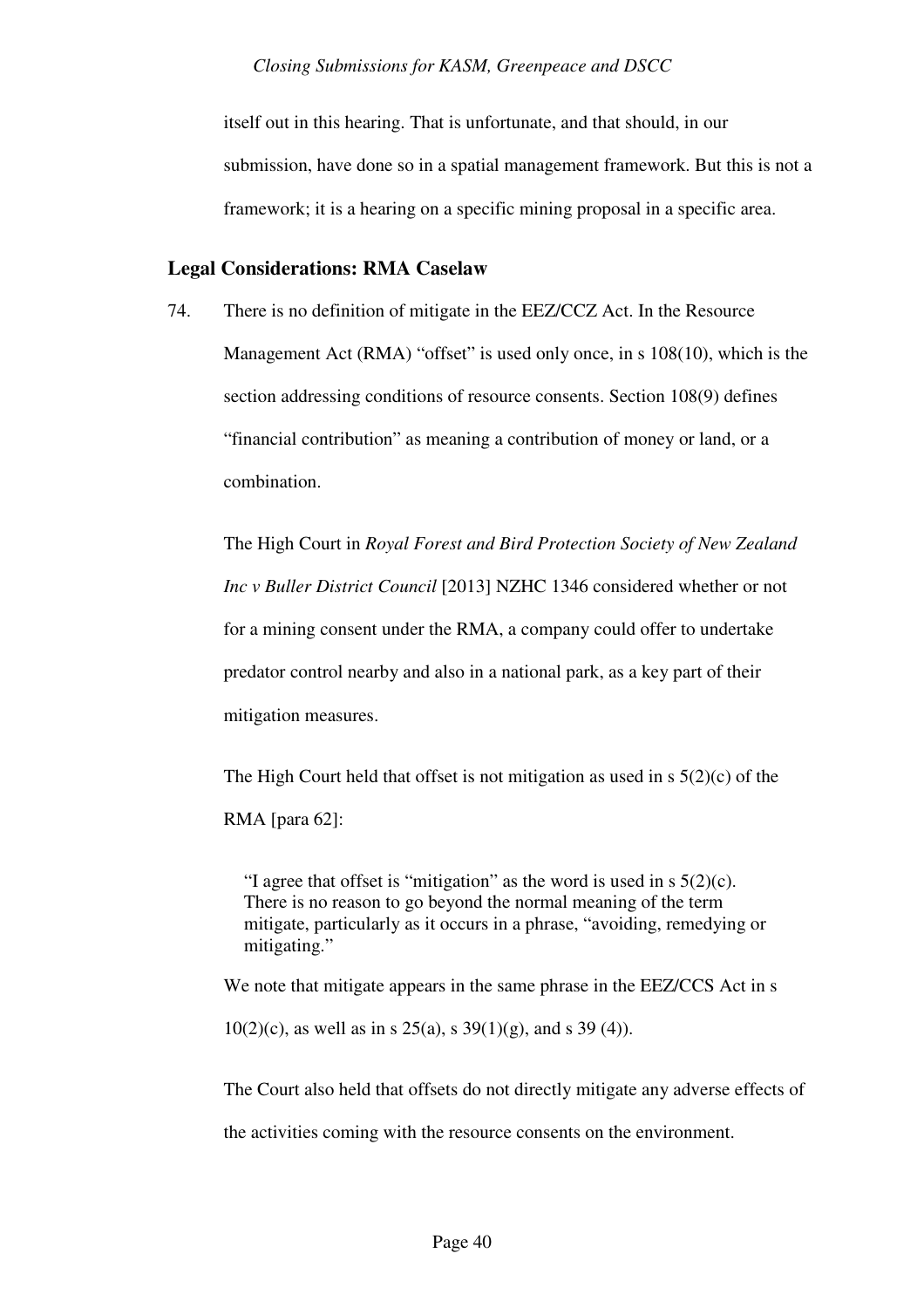itself out in this hearing. That is unfortunate, and that should, in our submission, have done so in a spatial management framework. But this is not a framework; it is a hearing on a specific mining proposal in a specific area.

## Legal Considerations: RMA Caselaw

74. There is no definition of mitigate in the EEZ/CCZ Act. In the Resource Management Act (RMA) "offset" is used only once, in s 108(10), which is the section addressing conditions of resource consents. Section 108(9) defines "financial contribution" as meaning a contribution of money or land, or a combination.

    The High Court in *Royal Forest and Bird Protection Society of New Zealand Inc v Buller District Council* [2013] NZHC 1346 considered whether or not for a mining consent under the RMA, a company could offer to undertake predator control nearby and also in a national park, as a key part of their mitigation measures.

    The High Court held that offset is not mitigation as used in s 5(2)(c) of the RMA [para 62]:

    > "I agree that offset is "mitigation" as the word is used in s 5(2)(c). There is no reason to go beyond the normal meaning of the term mitigate, particularly as it occurs in a phrase, "avoiding, remedying or mitigating."

    We note that mitigate appears in the same phrase in the EEZ/CCS Act in s 10(2)(c), as well as in s 25(a), s 39(1)(g), and s 39 (4)).

    The Court also held that offsets do not directly mitigate any adverse effects of the activities coming with the resource consents on the environment.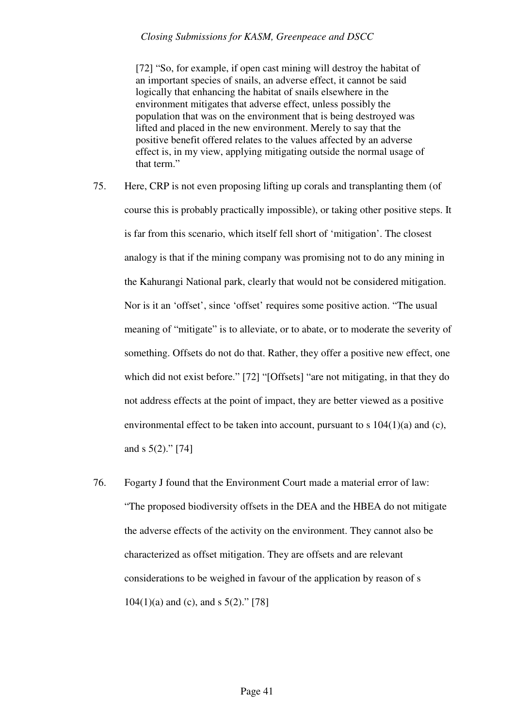> [72] "So, for example, if open cast mining will destroy the habitat of an important species of snails, an adverse effect, it cannot be said logically that enhancing the habitat of snails elsewhere in the environment mitigates that adverse effect, unless possibly the population that was on the environment that is being destroyed was lifted and placed in the new environment. Merely to say that the positive benefit offered relates to the values affected by an adverse effect is, in my view, applying mitigating outside the normal usage of that term."

75. Here, CRP is not even proposing lifting up corals and transplanting them (of course this is probably practically impossible), or taking other positive steps. It is far from this scenario, which itself fell short of 'mitigation'. The closest analogy is that if the mining company was promising not to do any mining in the Kahurangi National park, clearly that would not be considered mitigation. Nor is it an 'offset', since 'offset' requires some positive action. "The usual meaning of "mitigate" is to alleviate, or to abate, or to moderate the severity of something. Offsets do not do that. Rather, they offer a positive new effect, one which did not exist before." [72] "[Offsets] "are not mitigating, in that they do not address effects at the point of impact, they are better viewed as a positive environmental effect to be taken into account, pursuant to s 104(1)(a) and (c), and s 5(2)." [74]

76. Fogarty J found that the Environment Court made a material error of law: "The proposed biodiversity offsets in the DEA and the HBEA do not mitigate the adverse effects of the activity on the environment. They cannot also be characterized as offset mitigation. They are offsets and are relevant considerations to be weighed in favour of the application by reason of s 104(1)(a) and (c), and s 5(2)." [78]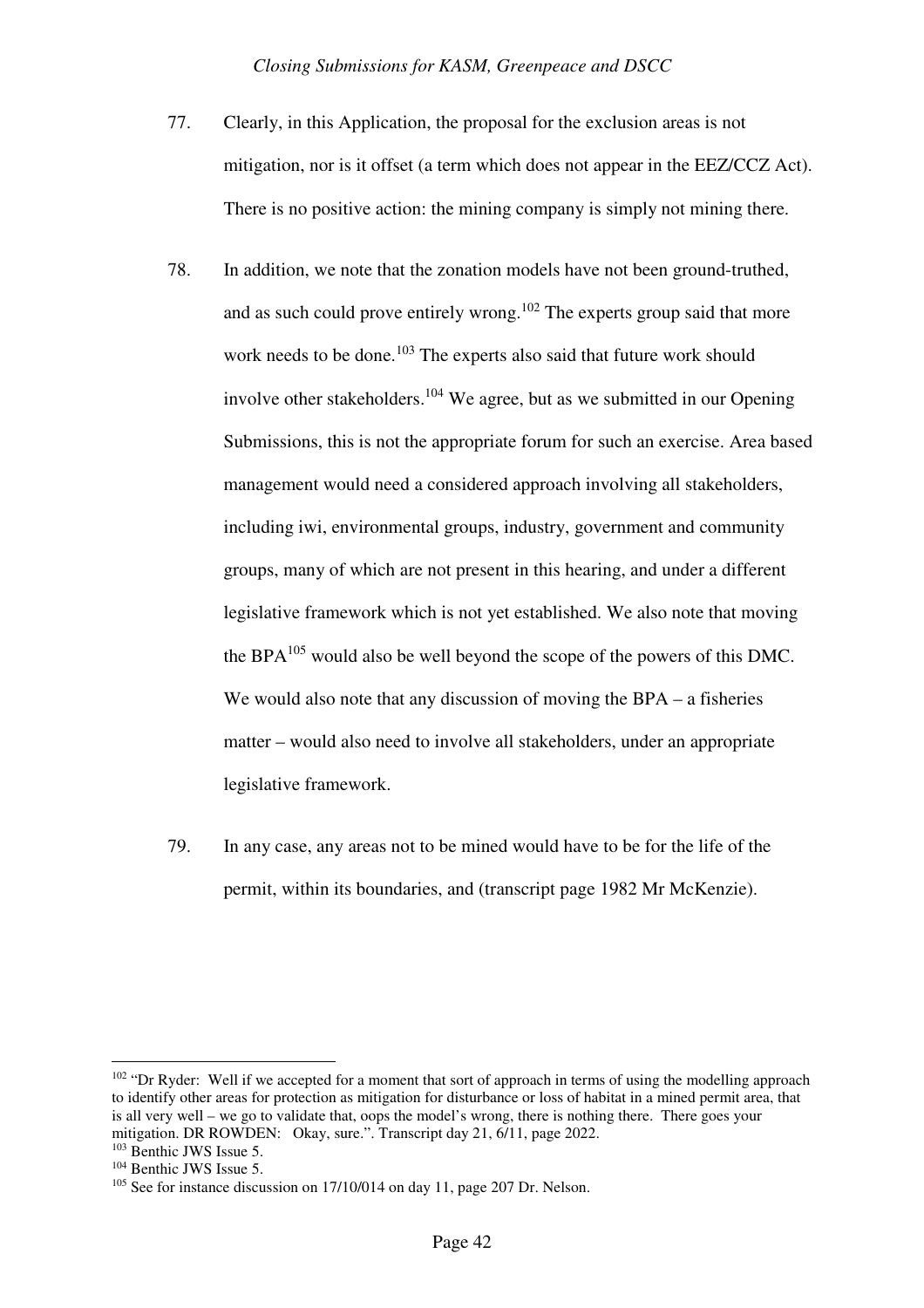77. Clearly, in this Application, the proposal for the exclusion areas is not mitigation, nor is it offset (a term which does not appear in the EEZ/CCZ Act). There is no positive action: the mining company is simply not mining there.

78. In addition, we note that the zonation models have not been ground-truthed, and as such could prove entirely wrong.[102] The experts group said that more work needs to be done.[103] The experts also said that future work should involve other stakeholders.[104] We agree, but as we submitted in our Opening Submissions, this is not the appropriate forum for such an exercise. Area based management would need a considered approach involving all stakeholders, including iwi, environmental groups, industry, government and community groups, many of which are not present in this hearing, and under a different legislative framework which is not yet established. We also note that moving the BPA[105] would also be well beyond the scope of the powers of this DMC. We would also note that any discussion of moving the BPA – a fisheries matter – would also need to involve all stakeholders, under an appropriate legislative framework.

79. In any case, any areas not to be mined would have to be for the life of the permit, within its boundaries, and (transcript page 1982 Mr McKenzie).

---

[102] "Dr Ryder: Well if we accepted for a moment that sort of approach in terms of using the modelling approach to identify other areas for protection as mitigation for disturbance or loss of habitat in a mined permit area, that is all very well – we go to validate that, oops the model's wrong, there is nothing there. There goes your mitigation. DR ROWDEN: Okay, sure.". Transcript day 21, 6/11, page 2022.

[103] Benthic JWS Issue 5.

[104] Benthic JWS Issue 5.

[105] See for instance discussion on 17/10/014 on day 11, page 207 Dr. Nelson.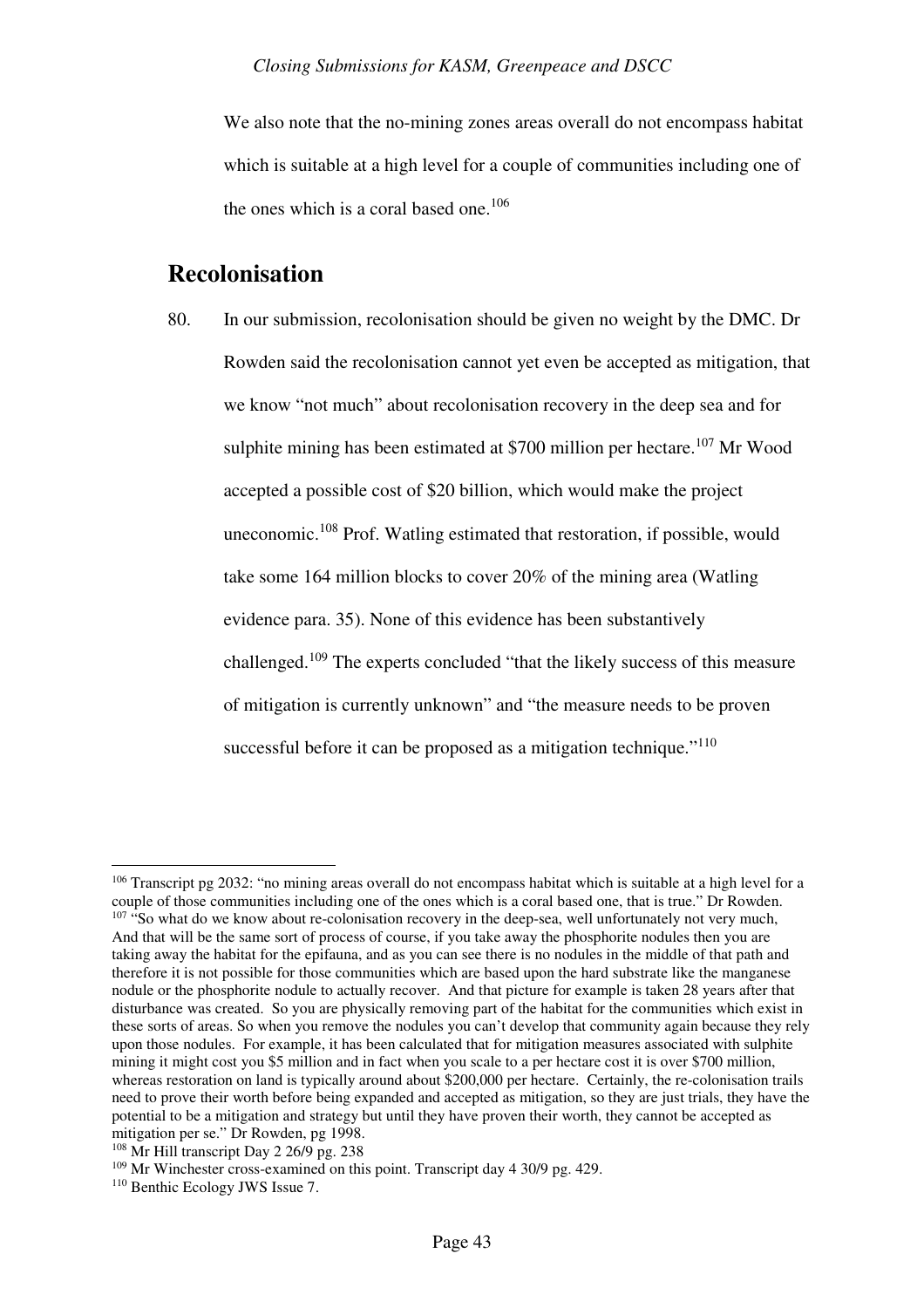We also note that the no-mining zones areas overall do not encompass habitat which is suitable at a high level for a couple of communities including one of the ones which is a coral based one.[106]

## Recolonisation

80. In our submission, recolonisation should be given no weight by the DMC. Dr Rowden said the recolonisation cannot yet even be accepted as mitigation, that we know "not much" about recolonisation recovery in the deep sea and for sulphite mining has been estimated at $700 million per hectare.[107] Mr Wood accepted a possible cost of $20 billion, which would make the project uneconomic.[108] Prof. Watling estimated that restoration, if possible, would take some 164 million blocks to cover 20% of the mining area (Watling evidence para. 35). None of this evidence has been substantively challenged.[109] The experts concluded "that the likely success of this measure of mitigation is currently unknown" and "the measure needs to be proven successful before it can be proposed as a mitigation technique."[110]

---

[106] Transcript pg 2032: "no mining areas overall do not encompass habitat which is suitable at a high level for a couple of those communities including one of the ones which is a coral based one, that is true." Dr Rowden.

[107] "So what do we know about re-colonisation recovery in the deep-sea, well unfortunately not very much, And that will be the same sort of process of course, if you take away the phosphorite nodules then you are taking away the habitat for the epifauna, and as you can see there is no nodules in the middle of that path and therefore it is not possible for those communities which are based upon the hard substrate like the manganese nodule or the phosphorite nodule to actually recover. And that picture for example is taken 28 years after that disturbance was created. So you are physically removing part of the habitat for the communities which exist in these sorts of areas. So when you remove the nodules you can't develop that community again because they rely upon those nodules. For example, it has been calculated that for mitigation measures associated with sulphite mining it might cost you $5 million and in fact when you scale to a per hectare cost it is over $700 million, whereas restoration on land is typically around about $200,000 per hectare. Certainly, the re-colonisation trails need to prove their worth before being expanded and accepted as mitigation, so they are just trials, they have the potential to be a mitigation and strategy but until they have proven their worth, they cannot be accepted as mitigation per se." Dr Rowden, pg 1998.

[108] Mr Hill transcript Day 2 26/9 pg. 238

[109] Mr Winchester cross-examined on this point. Transcript day 4 30/9 pg. 429.

[110] Benthic Ecology JWS Issue 7.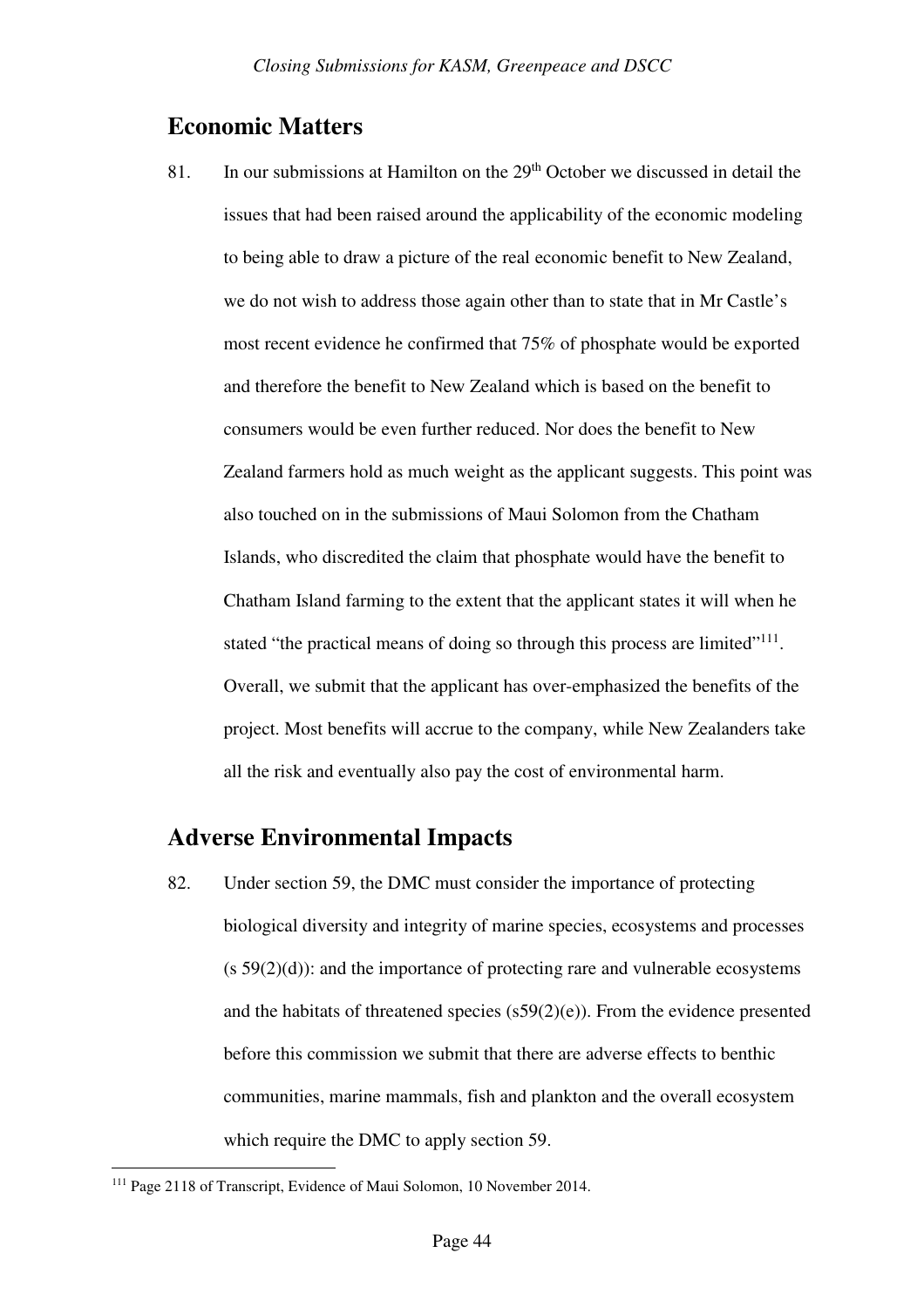## Economic Matters

81. In our submissions at Hamilton on the 29th October we discussed in detail the issues that had been raised around the applicability of the economic modeling to being able to draw a picture of the real economic benefit to New Zealand, we do not wish to address those again other than to state that in Mr Castle's most recent evidence he confirmed that 75% of phosphate would be exported and therefore the benefit to New Zealand which is based on the benefit to consumers would be even further reduced. Nor does the benefit to New Zealand farmers hold as much weight as the applicant suggests. This point was also touched on in the submissions of Maui Solomon from the Chatham Islands, who discredited the claim that phosphate would have the benefit to Chatham Island farming to the extent that the applicant states it will when he stated "the practical means of doing so through this process are limited"[111]. Overall, we submit that the applicant has over-emphasized the benefits of the project. Most benefits will accrue to the company, while New Zealanders take all the risk and eventually also pay the cost of environmental harm.

## Adverse Environmental Impacts

82. Under section 59, the DMC must consider the importance of protecting biological diversity and integrity of marine species, ecosystems and processes (s 59(2)(d)): and the importance of protecting rare and vulnerable ecosystems and the habitats of threatened species (s59(2)(e)). From the evidence presented before this commission we submit that there are adverse effects to benthic communities, marine mammals, fish and plankton and the overall ecosystem which require the DMC to apply section 59.

[111] Page 2118 of Transcript, Evidence of Maui Solomon, 10 November 2014.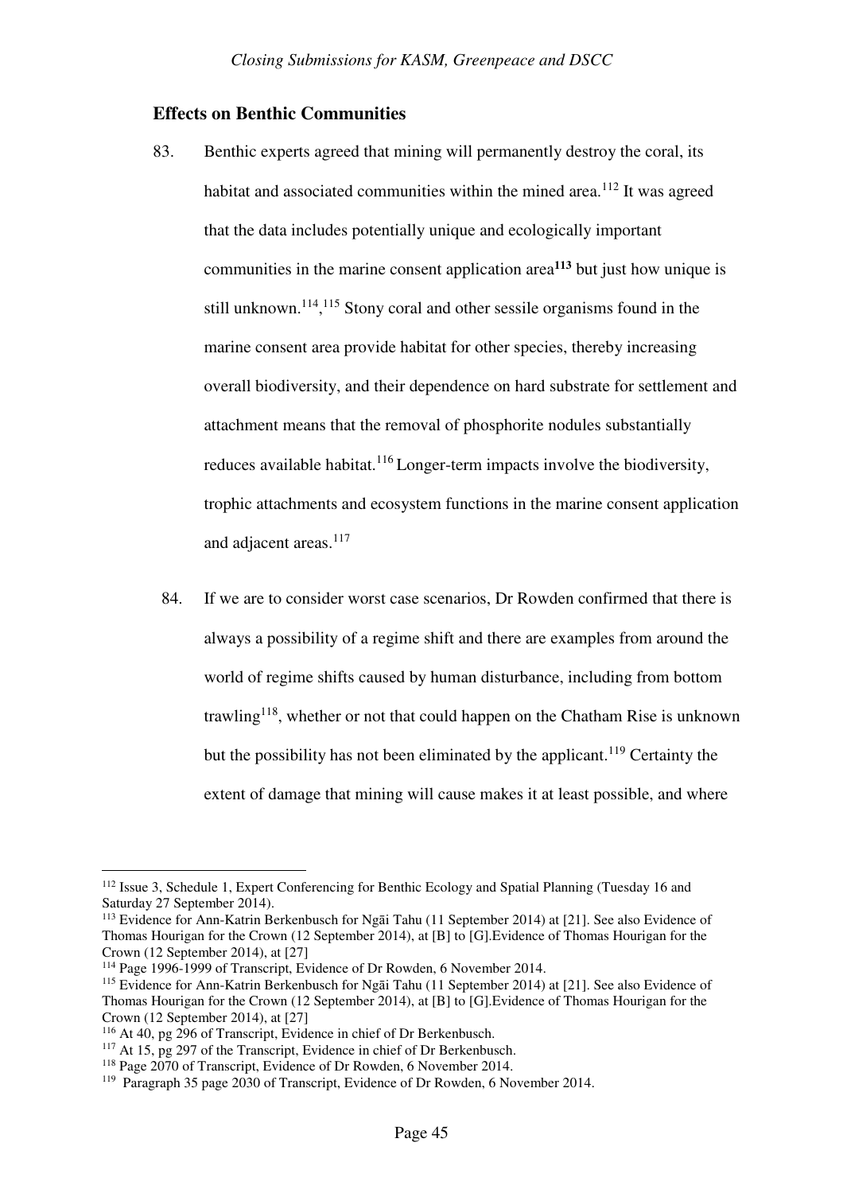## Effects on Benthic Communities

83. Benthic experts agreed that mining will permanently destroy the coral, its habitat and associated communities within the mined area.[112] It was agreed that the data includes potentially unique and ecologically important communities in the marine consent application area**[113]** but just how unique is still unknown.[114],[115] Stony coral and other sessile organisms found in the marine consent area provide habitat for other species, thereby increasing overall biodiversity, and their dependence on hard substrate for settlement and attachment means that the removal of phosphorite nodules substantially reduces available habitat.[116] Longer-term impacts involve the biodiversity, trophic attachments and ecosystem functions in the marine consent application and adjacent areas.[117]

84. If we are to consider worst case scenarios, Dr Rowden confirmed that there is always a possibility of a regime shift and there are examples from around the world of regime shifts caused by human disturbance, including from bottom trawling[118], whether or not that could happen on the Chatham Rise is unknown but the possibility has not been eliminated by the applicant.[119] Certainty the extent of damage that mining will cause makes it at least possible, and where

---

[112] Issue 3, Schedule 1, Expert Conferencing for Benthic Ecology and Spatial Planning (Tuesday 16 and Saturday 27 September 2014).

[113] Evidence for Ann-Katrin Berkenbusch for Ngāi Tahu (11 September 2014) at [21]. See also Evidence of Thomas Hourigan for the Crown (12 September 2014), at [B] to [G].Evidence of Thomas Hourigan for the Crown (12 September 2014), at [27]

[114] Page 1996-1999 of Transcript, Evidence of Dr Rowden, 6 November 2014.

[115] Evidence for Ann-Katrin Berkenbusch for Ngāi Tahu (11 September 2014) at [21]. See also Evidence of Thomas Hourigan for the Crown (12 September 2014), at [B] to [G].Evidence of Thomas Hourigan for the Crown (12 September 2014), at [27]

[116] At 40, pg 296 of Transcript, Evidence in chief of Dr Berkenbusch.

[117] At 15, pg 297 of the Transcript, Evidence in chief of Dr Berkenbusch.

[118] Page 2070 of Transcript, Evidence of Dr Rowden, 6 November 2014.

[119] Paragraph 35 page 2030 of Transcript, Evidence of Dr Rowden, 6 November 2014.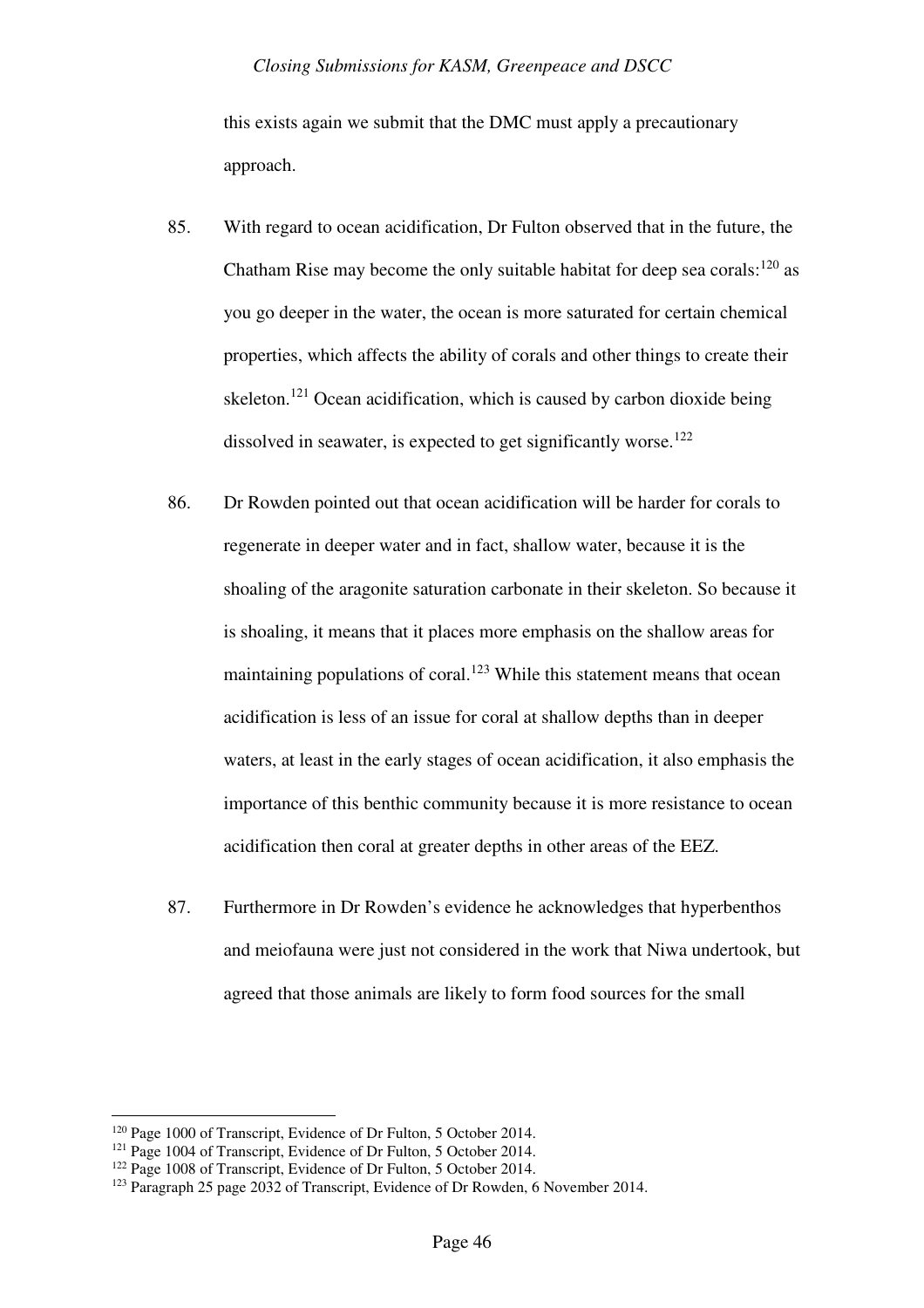this exists again we submit that the DMC must apply a precautionary approach.

85. With regard to ocean acidification, Dr Fulton observed that in the future, the Chatham Rise may become the only suitable habitat for deep sea corals:[120] as you go deeper in the water, the ocean is more saturated for certain chemical properties, which affects the ability of corals and other things to create their skeleton.[121] Ocean acidification, which is caused by carbon dioxide being dissolved in seawater, is expected to get significantly worse.[122]

86. Dr Rowden pointed out that ocean acidification will be harder for corals to regenerate in deeper water and in fact, shallow water, because it is the shoaling of the aragonite saturation carbonate in their skeleton. So because it is shoaling, it means that it places more emphasis on the shallow areas for maintaining populations of coral.[123] While this statement means that ocean acidification is less of an issue for coral at shallow depths than in deeper waters, at least in the early stages of ocean acidification, it also emphasis the importance of this benthic community because it is more resistance to ocean acidification then coral at greater depths in other areas of the EEZ.

87. Furthermore in Dr Rowden's evidence he acknowledges that hyperbenthos and meiofauna were just not considered in the work that Niwa undertook, but agreed that those animals are likely to form food sources for the small

[120] Page 1000 of Transcript, Evidence of Dr Fulton, 5 October 2014.
[121] Page 1004 of Transcript, Evidence of Dr Fulton, 5 October 2014.
[122] Page 1008 of Transcript, Evidence of Dr Fulton, 5 October 2014.
[123] Paragraph 25 page 2032 of Transcript, Evidence of Dr Rowden, 6 November 2014.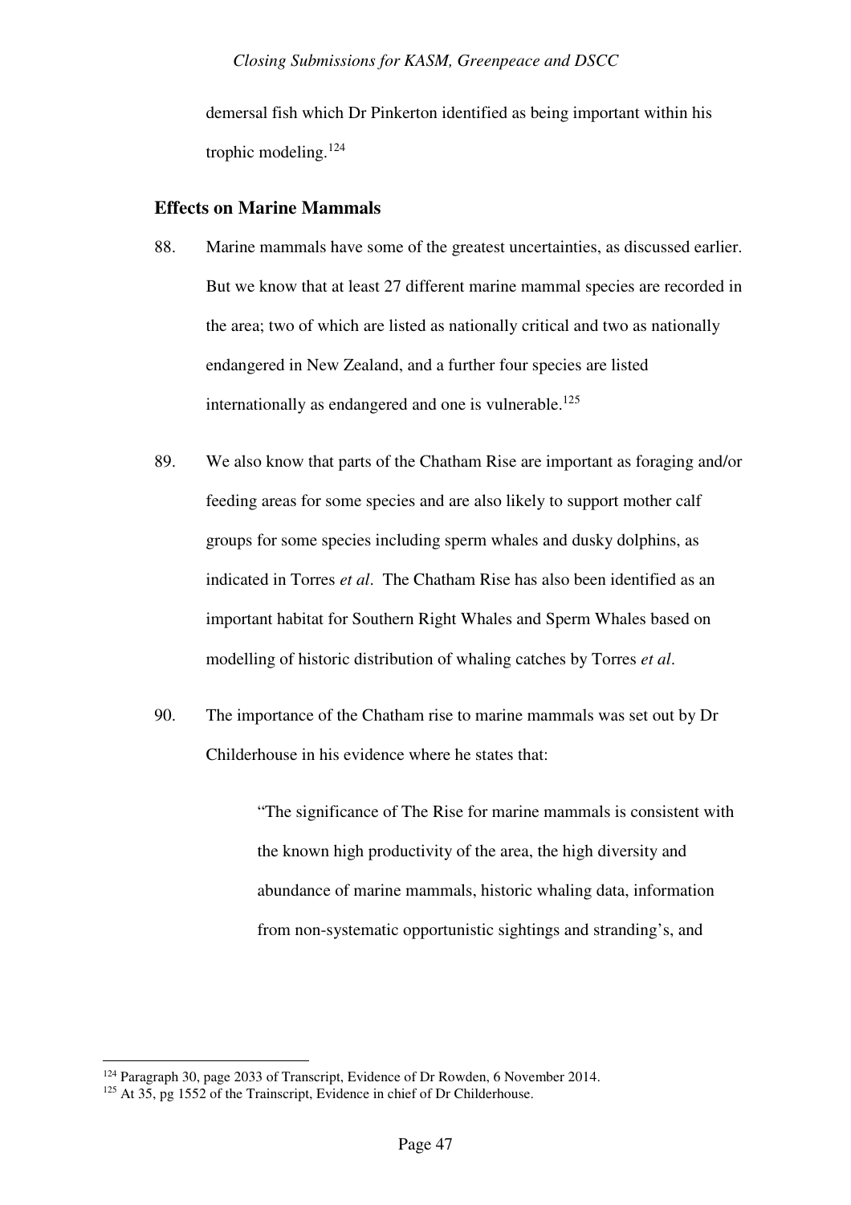demersal fish which Dr Pinkerton identified as being important within his trophic modeling.[124]

## Effects on Marine Mammals

88. Marine mammals have some of the greatest uncertainties, as discussed earlier. But we know that at least 27 different marine mammal species are recorded in the area; two of which are listed as nationally critical and two as nationally endangered in New Zealand, and a further four species are listed internationally as endangered and one is vulnerable.[125]

89. We also know that parts of the Chatham Rise are important as foraging and/or feeding areas for some species and are also likely to support mother calf groups for some species including sperm whales and dusky dolphins, as indicated in Torres *et al*. The Chatham Rise has also been identified as an important habitat for Southern Right Whales and Sperm Whales based on modelling of historic distribution of whaling catches by Torres *et al*.

90. The importance of the Chatham rise to marine mammals was set out by Dr Childerhouse in his evidence where he states that:

> "The significance of The Rise for marine mammals is consistent with the known high productivity of the area, the high diversity and abundance of marine mammals, historic whaling data, information from non-systematic opportunistic sightings and stranding's, and

---

[124] Paragraph 30, page 2033 of Transcript, Evidence of Dr Rowden, 6 November 2014.

[125] At 35, pg 1552 of the Trainscript, Evidence in chief of Dr Childerhouse.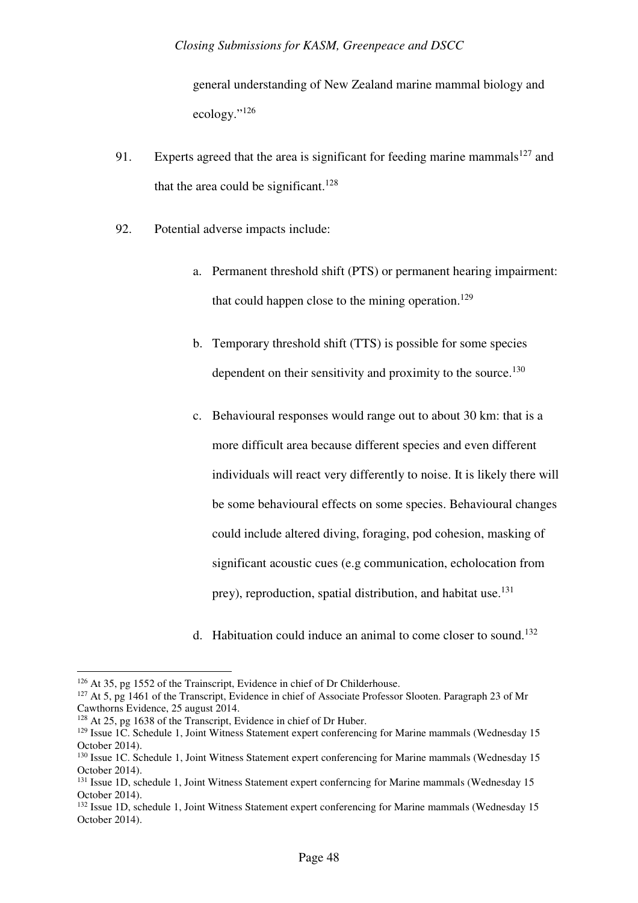general understanding of New Zealand marine mammal biology and ecology."[126]

91. Experts agreed that the area is significant for feeding marine mammals[127] and that the area could be significant.[128]

92. Potential adverse impacts include:

    a. Permanent threshold shift (PTS) or permanent hearing impairment: that could happen close to the mining operation.[129]

    b. Temporary threshold shift (TTS) is possible for some species dependent on their sensitivity and proximity to the source.[130]

    c. Behavioural responses would range out to about 30 km: that is a more difficult area because different species and even different individuals will react very differently to noise. It is likely there will be some behavioural effects on some species. Behavioural changes could include altered diving, foraging, pod cohesion, masking of significant acoustic cues (e.g communication, echolocation from prey), reproduction, spatial distribution, and habitat use.[131]

    d. Habituation could induce an animal to come closer to sound.[132]

---

[126] At 35, pg 1552 of the Trainscript, Evidence in chief of Dr Childerhouse.

[127] At 5, pg 1461 of the Transcript, Evidence in chief of Associate Professor Slooten. Paragraph 23 of Mr Cawthorns Evidence, 25 august 2014.

[128] At 25, pg 1638 of the Transcript, Evidence in chief of Dr Huber.

[129] Issue 1C. Schedule 1, Joint Witness Statement expert conferencing for Marine mammals (Wednesday 15 October 2014).

[130] Issue 1C. Schedule 1, Joint Witness Statement expert conferencing for Marine mammals (Wednesday 15 October 2014).

[131] Issue 1D, schedule 1, Joint Witness Statement expert conferncing for Marine mammals (Wednesday 15 October 2014).

[132] Issue 1D, schedule 1, Joint Witness Statement expert conferencing for Marine mammals (Wednesday 15 October 2014).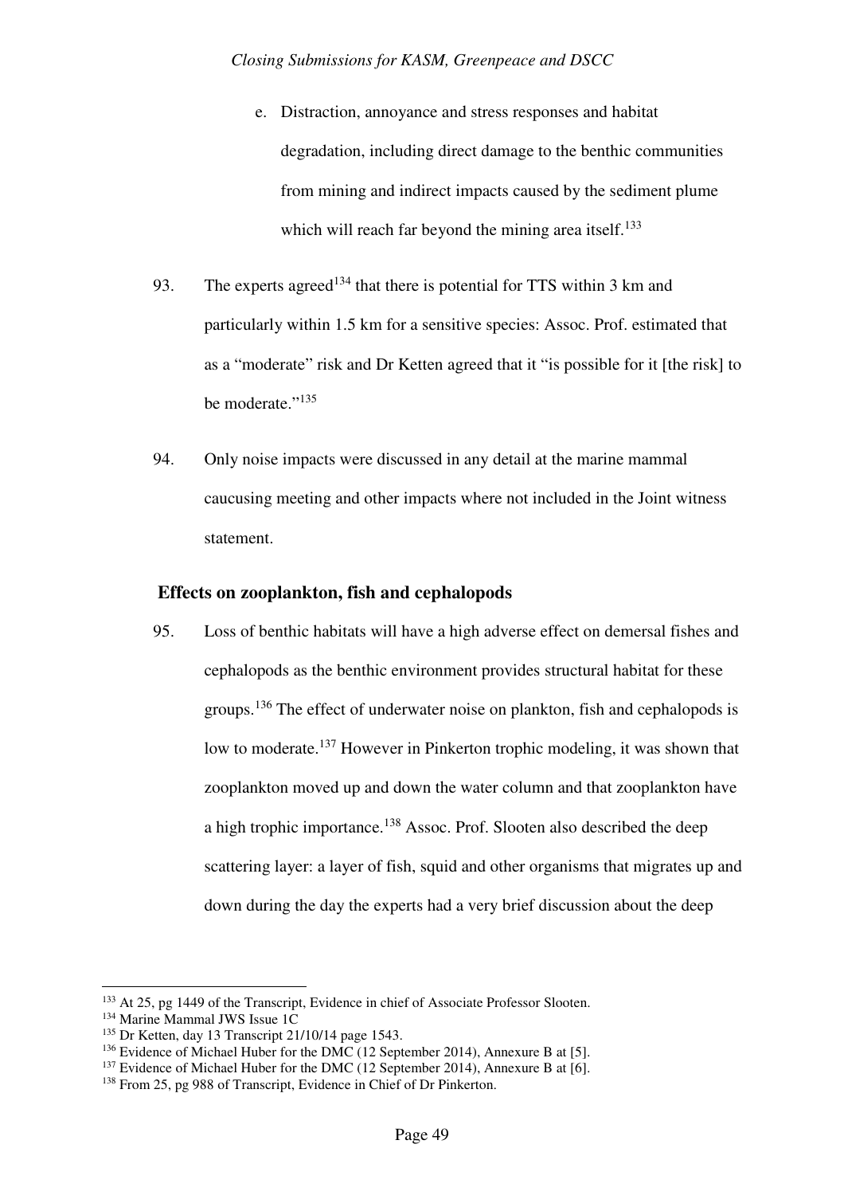e. Distraction, annoyance and stress responses and habitat degradation, including direct damage to the benthic communities from mining and indirect impacts caused by the sediment plume which will reach far beyond the mining area itself.[133]

93. The experts agreed[134] that there is potential for TTS within 3 km and particularly within 1.5 km for a sensitive species: Assoc. Prof. estimated that as a "moderate" risk and Dr Ketten agreed that it "is possible for it [the risk] to be moderate."[135]

94. Only noise impacts were discussed in any detail at the marine mammal caucusing meeting and other impacts where not included in the Joint witness statement.

### Effects on zooplankton, fish and cephalopods

95. Loss of benthic habitats will have a high adverse effect on demersal fishes and cephalopods as the benthic environment provides structural habitat for these groups.[136] The effect of underwater noise on plankton, fish and cephalopods is low to moderate.[137] However in Pinkerton trophic modeling, it was shown that zooplankton moved up and down the water column and that zooplankton have a high trophic importance.[138] Assoc. Prof. Slooten also described the deep scattering layer: a layer of fish, squid and other organisms that migrates up and down during the day the experts had a very brief discussion about the deep

---

[133] At 25, pg 1449 of the Transcript, Evidence in chief of Associate Professor Slooten.

[134] Marine Mammal JWS Issue 1C

[135] Dr Ketten, day 13 Transcript 21/10/14 page 1543.

[136] Evidence of Michael Huber for the DMC (12 September 2014), Annexure B at [5].

[137] Evidence of Michael Huber for the DMC (12 September 2014), Annexure B at [6].

[138] From 25, pg 988 of Transcript, Evidence in Chief of Dr Pinkerton.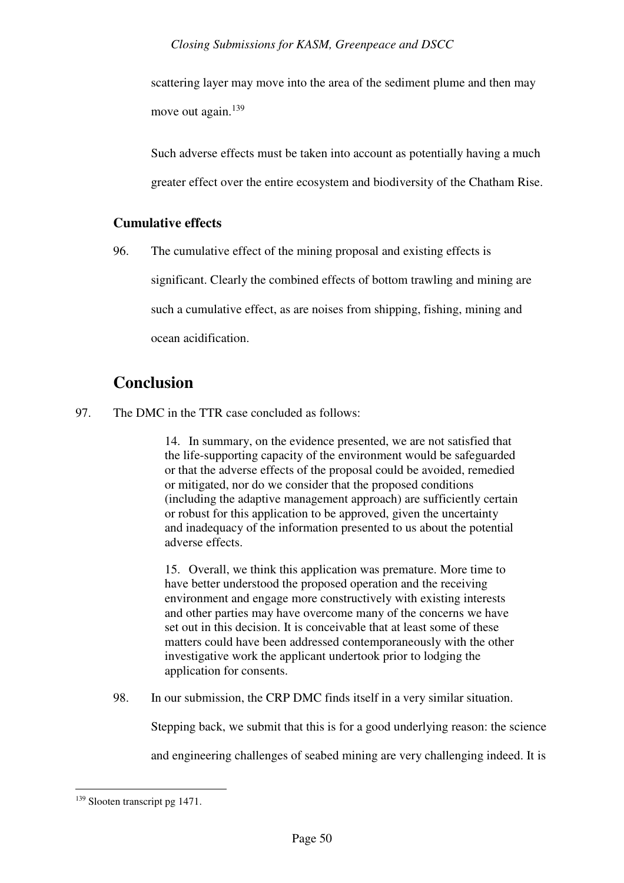scattering layer may move into the area of the sediment plume and then may move out again.[139]

Such adverse effects must be taken into account as potentially having a much greater effect over the entire ecosystem and biodiversity of the Chatham Rise.

### Cumulative effects

96. The cumulative effect of the mining proposal and existing effects is significant. Clearly the combined effects of bottom trawling and mining are such a cumulative effect, as are noises from shipping, fishing, mining and ocean acidification.

## Conclusion

97. The DMC in the TTR case concluded as follows:

> 14. In summary, on the evidence presented, we are not satisfied that the life-supporting capacity of the environment would be safeguarded or that the adverse effects of the proposal could be avoided, remedied or mitigated, nor do we consider that the proposed conditions (including the adaptive management approach) are sufficiently certain or robust for this application to be approved, given the uncertainty and inadequacy of the information presented to us about the potential adverse effects.
>
> 15. Overall, we think this application was premature. More time to have better understood the proposed operation and the receiving environment and engage more constructively with existing interests and other parties may have overcome many of the concerns we have set out in this decision. It is conceivable that at least some of these matters could have been addressed contemporaneously with the other investigative work the applicant undertook prior to lodging the application for consents.

98. In our submission, the CRP DMC finds itself in a very similar situation. Stepping back, we submit that this is for a good underlying reason: the science and engineering challenges of seabed mining are very challenging indeed. It is

[139] Slooten transcript pg 1471.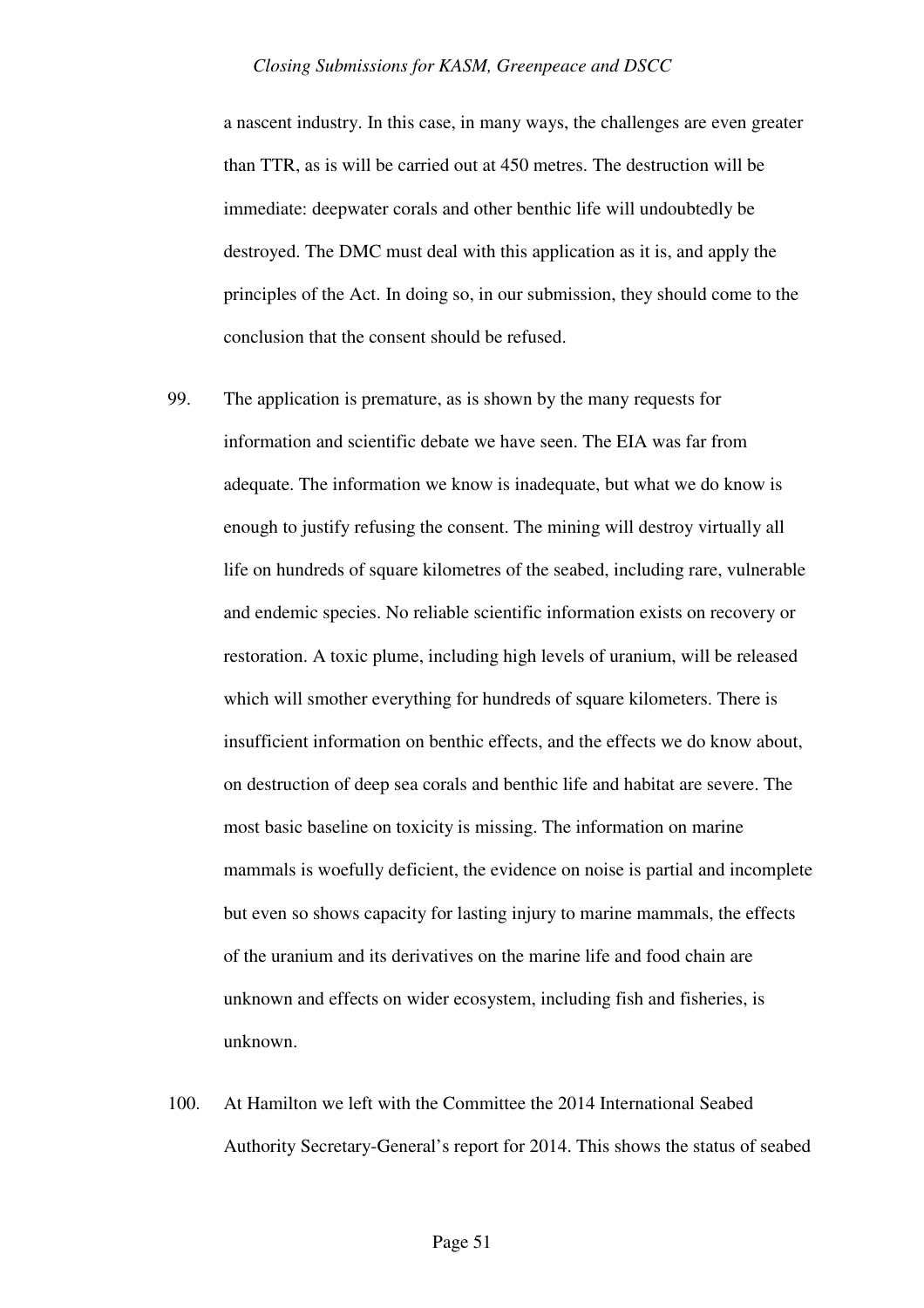a nascent industry. In this case, in many ways, the challenges are even greater than TTR, as is will be carried out at 450 metres. The destruction will be immediate: deepwater corals and other benthic life will undoubtedly be destroyed. The DMC must deal with this application as it is, and apply the principles of the Act. In doing so, in our submission, they should come to the conclusion that the consent should be refused.

99. The application is premature, as is shown by the many requests for information and scientific debate we have seen. The EIA was far from adequate. The information we know is inadequate, but what we do know is enough to justify refusing the consent. The mining will destroy virtually all life on hundreds of square kilometres of the seabed, including rare, vulnerable and endemic species. No reliable scientific information exists on recovery or restoration. A toxic plume, including high levels of uranium, will be released which will smother everything for hundreds of square kilometers. There is insufficient information on benthic effects, and the effects we do know about, on destruction of deep sea corals and benthic life and habitat are severe. The most basic baseline on toxicity is missing. The information on marine mammals is woefully deficient, the evidence on noise is partial and incomplete but even so shows capacity for lasting injury to marine mammals, the effects of the uranium and its derivatives on the marine life and food chain are unknown and effects on wider ecosystem, including fish and fisheries, is unknown.

100. At Hamilton we left with the Committee the 2014 International Seabed Authority Secretary-General's report for 2014. This shows the status of seabed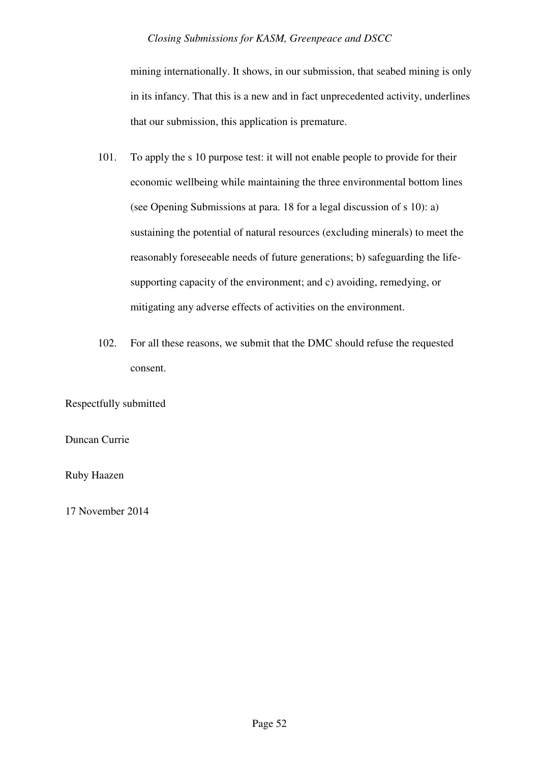mining internationally. It shows, in our submission, that seabed mining is only in its infancy. That this is a new and in fact unprecedented activity, underlines that our submission, this application is premature.

101. To apply the s 10 purpose test: it will not enable people to provide for their economic wellbeing while maintaining the three environmental bottom lines (see Opening Submissions at para. 18 for a legal discussion of s 10): a) sustaining the potential of natural resources (excluding minerals) to meet the reasonably foreseeable needs of future generations; b) safeguarding the life-supporting capacity of the environment; and c) avoiding, remedying, or mitigating any adverse effects of activities on the environment.

102. For all these reasons, we submit that the DMC should refuse the requested consent.

Respectfully submitted

Duncan Currie

Ruby Haazen

17 November 2014